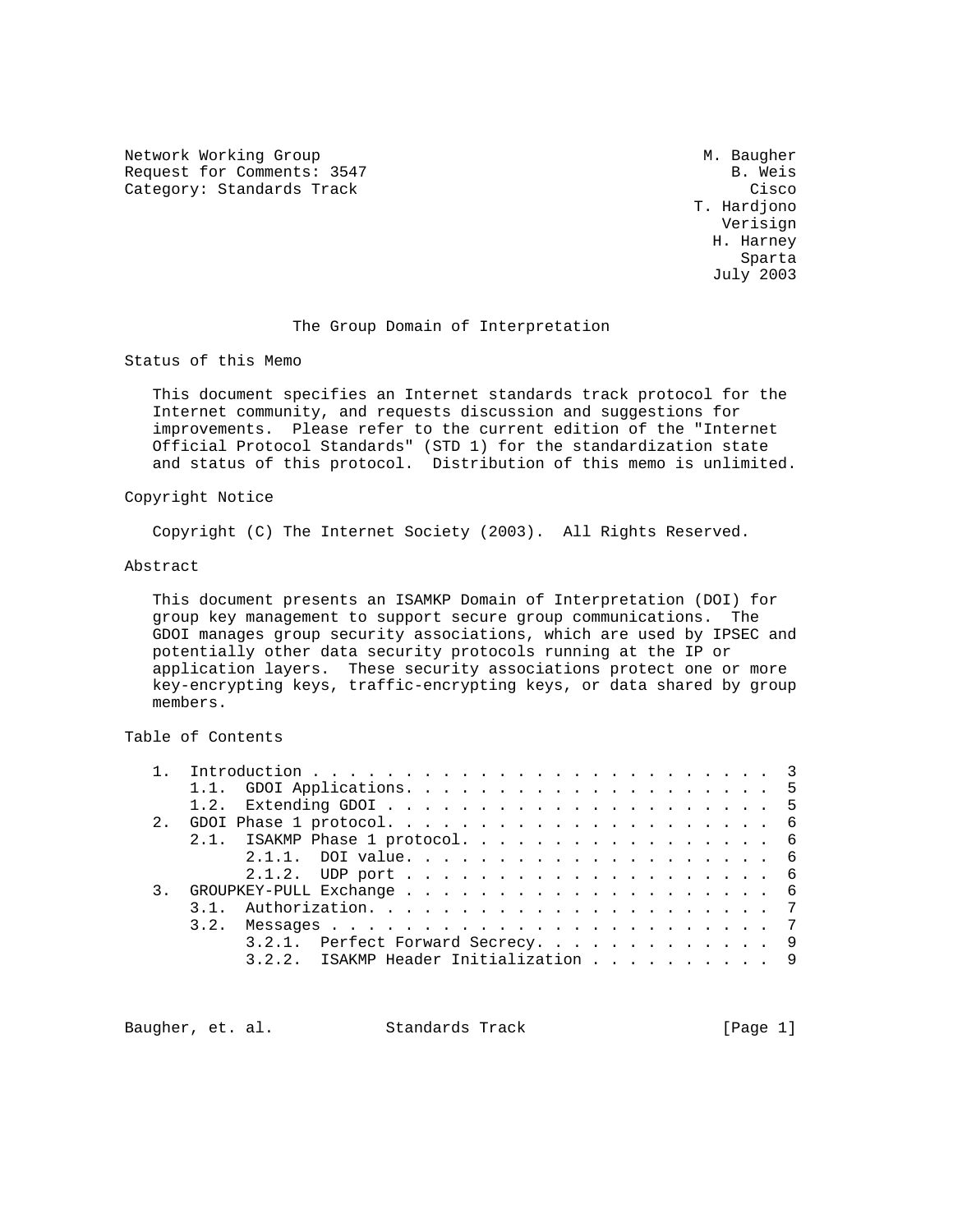Network Working Group M. Baugher
Request for Comments: 3547 B. Weis
Category: Standards Track Cisco
T. Hardjono
Verisign
H. Harney
Sparta
July 2003

# The Group Domain of Interpretation

## Status of this Memo

This document specifies an Internet standards track protocol for the Internet community, and requests discussion and suggestions for improvements. Please refer to the current edition of the "Internet Official Protocol Standards" (STD 1) for the standardization state and status of this protocol. Distribution of this memo is unlimited.

## Copyright Notice

Copyright (C) The Internet Society (2003). All Rights Reserved.

## Abstract

This document presents an ISAMKP Domain of Interpretation (DOI) for group key management to support secure group communications. The GDOI manages group security associations, which are used by IPSEC and potentially other data security protocols running at the IP or application layers. These security associations protect one or more key-encrypting keys, traffic-encrypting keys, or data shared by group members.

## Table of Contents

```
   1.  Introduction . . . . . . . . . . . . . . . . . . . . . . . . .  3
       1.1.  GDOI Applications. . . . . . . . . . . . . . . . . . . .  5
       1.2.  Extending GDOI . . . . . . . . . . . . . . . . . . . . .  5
   2.  GDOI Phase 1 protocol. . . . . . . . . . . . . . . . . . . . .  6
       2.1.  ISAKMP Phase 1 protocol. . . . . . . . . . . . . . . . .  6
             2.1.1.  DOI value. . . . . . . . . . . . . . . . . . . .  6
             2.1.2.  UDP port . . . . . . . . . . . . . . . . . . . .  6
   3.  GROUPKEY-PULL Exchange . . . . . . . . . . . . . . . . . . . .  6
       3.1.  Authorization. . . . . . . . . . . . . . . . . . . . . .  7
       3.2.  Messages . . . . . . . . . . . . . . . . . . . . . . . .  7
             3.2.1.  Perfect Forward Secrecy. . . . . . . . . . . . .  9
             3.2.2.  ISAKMP Header Initialization . . . . . . . . . .  9
```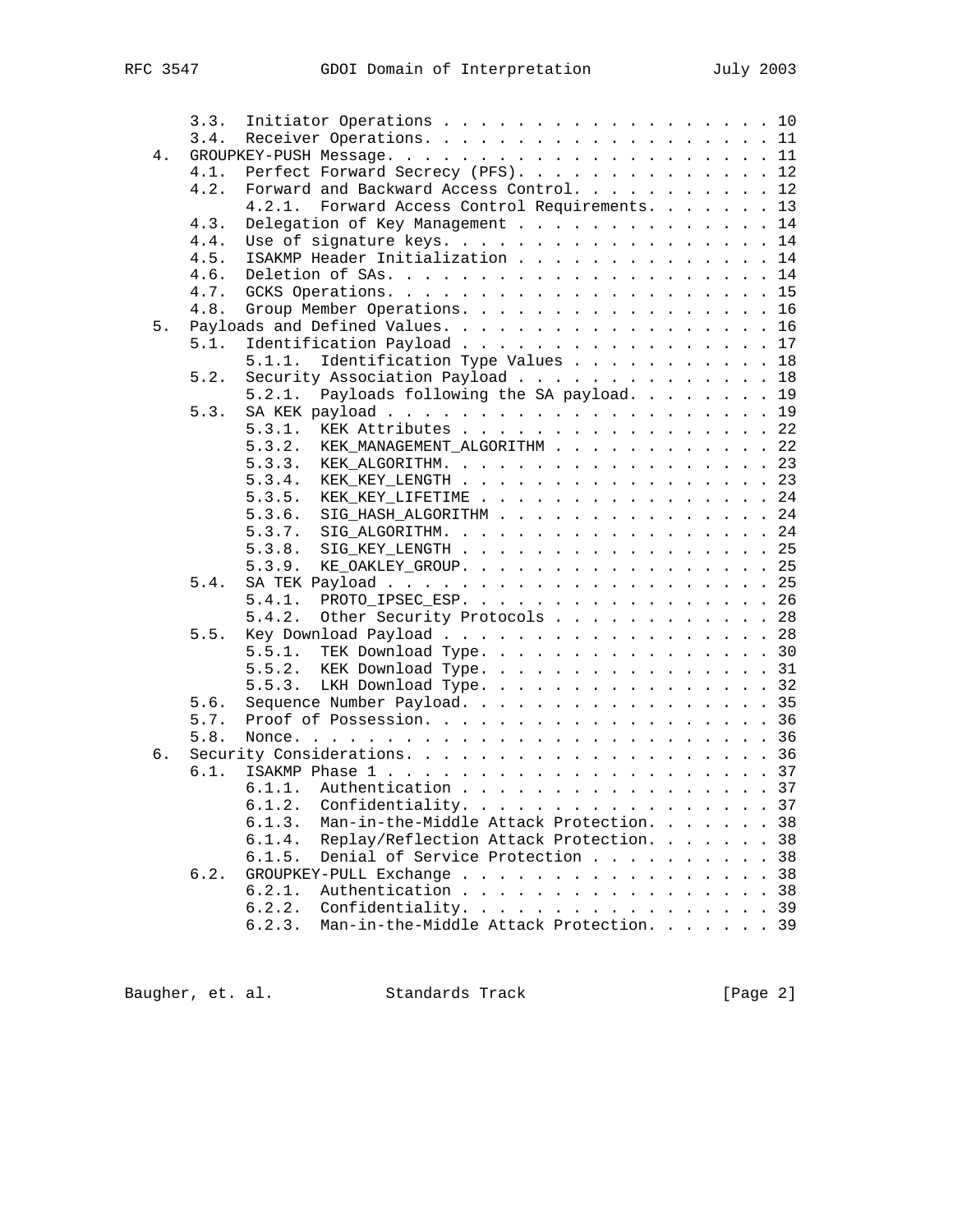```
      3.3.  Initiator Operations . . . . . . . . . . . . . . . . . . . 10
      3.4.  Receiver Operations. . . . . . . . . . . . . . . . . . . . 11
   4.  GROUPKEY-PUSH Message. . . . . . . . . . . . . . . . . . . . . 11
      4.1.  Perfect Forward Secrecy (PFS). . . . . . . . . . . . . . . 12
      4.2.  Forward and Backward Access Control. . . . . . . . . . . . 12
            4.2.1.  Forward Access Control Requirements. . . . . . . 13
      4.3.  Delegation of Key Management . . . . . . . . . . . . . . . 14
      4.4.  Use of signature keys. . . . . . . . . . . . . . . . . . . 14
      4.5.  ISAKMP Header Initialization . . . . . . . . . . . . . . . 14
      4.6.  Deletion of SAs. . . . . . . . . . . . . . . . . . . . . . 14
      4.7.  GCKS Operations. . . . . . . . . . . . . . . . . . . . . . 15
      4.8.  Group Member Operations. . . . . . . . . . . . . . . . . . 16
   5.  Payloads and Defined Values. . . . . . . . . . . . . . . . . . 16
      5.1.  Identification Payload . . . . . . . . . . . . . . . . . . 17
            5.1.1.  Identification Type Values . . . . . . . . . . . 18
      5.2.  Security Association Payload . . . . . . . . . . . . . . . 18
            5.2.1.  Payloads following the SA payload. . . . . . . . 19
      5.3.  SA KEK payload . . . . . . . . . . . . . . . . . . . . . . 19
            5.3.1.  KEK Attributes . . . . . . . . . . . . . . . . . 22
            5.3.2.  KEK_MANAGEMENT_ALGORITHM . . . . . . . . . . . . 22
            5.3.3.  KEK_ALGORITHM. . . . . . . . . . . . . . . . . . 23
            5.3.4.  KEK_KEY_LENGTH . . . . . . . . . . . . . . . . . 23
            5.3.5.  KEK_KEY_LIFETIME . . . . . . . . . . . . . . . . 24
            5.3.6.  SIG_HASH_ALGORITHM . . . . . . . . . . . . . . . 24
            5.3.7.  SIG_ALGORITHM. . . . . . . . . . . . . . . . . . 24
            5.3.8.  SIG_KEY_LENGTH . . . . . . . . . . . . . . . . . 25
            5.3.9.  KE_OAKLEY_GROUP. . . . . . . . . . . . . . . . . 25
      5.4.  SA TEK Payload . . . . . . . . . . . . . . . . . . . . . . 25
            5.4.1.  PROTO_IPSEC_ESP. . . . . . . . . . . . . . . . . 26
            5.4.2.  Other Security Protocols . . . . . . . . . . . . 28
      5.5.  Key Download Payload . . . . . . . . . . . . . . . . . . . 28
            5.5.1.  TEK Download Type. . . . . . . . . . . . . . . . 30
            5.5.2.  KEK Download Type. . . . . . . . . . . . . . . . 31
            5.5.3.  LKH Download Type. . . . . . . . . . . . . . . . 32
      5.6.  Sequence Number Payload. . . . . . . . . . . . . . . . . . 35
      5.7.  Proof of Possession. . . . . . . . . . . . . . . . . . . . 36
      5.8.  Nonce. . . . . . . . . . . . . . . . . . . . . . . . . . . 36
   6.  Security Considerations. . . . . . . . . . . . . . . . . . . . 36
      6.1.  ISAKMP Phase 1 . . . . . . . . . . . . . . . . . . . . . . 37
            6.1.1.  Authentication . . . . . . . . . . . . . . . . . 37
            6.1.2.  Confidentiality. . . . . . . . . . . . . . . . . 37
            6.1.3.  Man-in-the-Middle Attack Protection. . . . . . . 38
            6.1.4.  Replay/Reflection Attack Protection. . . . . . . 38
            6.1.5.  Denial of Service Protection . . . . . . . . . . 38
      6.2.  GROUPKEY-PULL Exchange . . . . . . . . . . . . . . . . . . 38
            6.2.1.  Authentication . . . . . . . . . . . . . . . . . 38
            6.2.2.  Confidentiality. . . . . . . . . . . . . . . . . 39
            6.2.3.  Man-in-the-Middle Attack Protection. . . . . . . 39
```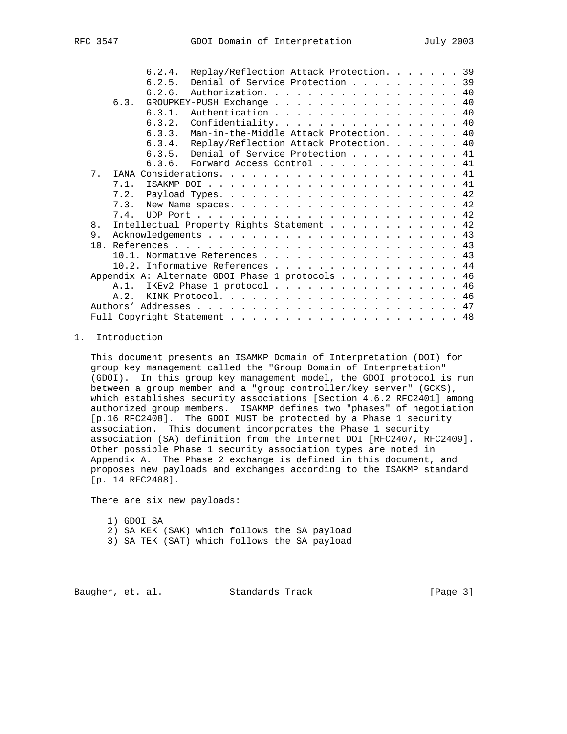6.2.4. Replay/Reflection Attack Protection. . . . . . . 39
6.2.5. Denial of Service Protection . . . . . . . . . . 39
6.2.6. Authorization. . . . . . . . . . . . . . . . . . 40
6.3. GROUPKEY-PUSH Exchange . . . . . . . . . . . . . . . . . 40
6.3.1. Authentication . . . . . . . . . . . . . . . . . 40
6.3.2. Confidentiality. . . . . . . . . . . . . . . . . 40
6.3.3. Man-in-the-Middle Attack Protection. . . . . . . 40
6.3.4. Replay/Reflection Attack Protection. . . . . . . 40
6.3.5. Denial of Service Protection . . . . . . . . . . 41
6.3.6. Forward Access Control . . . . . . . . . . . . . 41
7. IANA Considerations. . . . . . . . . . . . . . . . . . . . . . 41
7.1. ISAKMP DOI . . . . . . . . . . . . . . . . . . . . . . . 41
7.2. Payload Types. . . . . . . . . . . . . . . . . . . . . . 42
7.3. New Name spaces. . . . . . . . . . . . . . . . . . . . . 42
7.4. UDP Port . . . . . . . . . . . . . . . . . . . . . . . . 42
8. Intellectual Property Rights Statement . . . . . . . . . . . . 42
9. Acknowledgements . . . . . . . . . . . . . . . . . . . . . . . 43
10. References . . . . . . . . . . . . . . . . . . . . . . . . . . 43
10.1. Normative References . . . . . . . . . . . . . . . . . . 43
10.2. Informative References . . . . . . . . . . . . . . . . . 44
Appendix A: Alternate GDOI Phase 1 protocols . . . . . . . . . . . 46
A.1. IKEv2 Phase 1 protocol . . . . . . . . . . . . . . . . . . 46
A.2. KINK Protocol. . . . . . . . . . . . . . . . . . . . . . . 46
Authors' Addresses . . . . . . . . . . . . . . . . . . . . . . . . 47
Full Copyright Statement . . . . . . . . . . . . . . . . . . . . . 48

## 1. Introduction

This document presents an ISAMKP Domain of Interpretation (DOI) for group key management called the "Group Domain of Interpretation" (GDOI). In this group key management model, the GDOI protocol is run between a group member and a "group controller/key server" (GCKS), which establishes security associations [Section 4.6.2 RFC2401] among authorized group members. ISAKMP defines two "phases" of negotiation [p.16 RFC2408]. The GDOI MUST be protected by a Phase 1 security association. This document incorporates the Phase 1 security association (SA) definition from the Internet DOI [RFC2407, RFC2409]. Other possible Phase 1 security association types are noted in Appendix A. The Phase 2 exchange is defined in this document, and proposes new payloads and exchanges according to the ISAKMP standard [p. 14 RFC2408].

There are six new payloads:

1) GDOI SA
2) SA KEK (SAK) which follows the SA payload
3) SA TEK (SAT) which follows the SA payload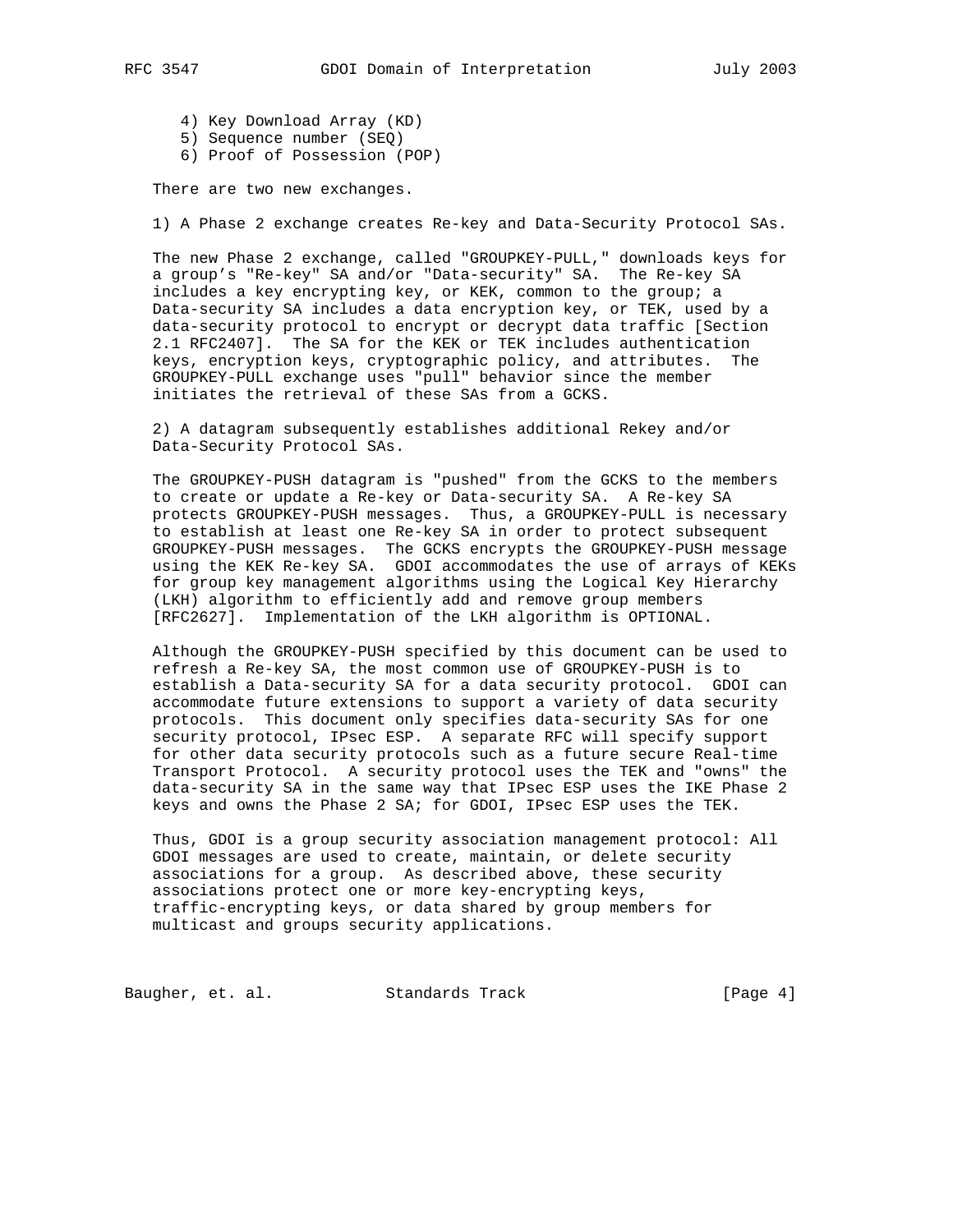4) Key Download Array (KD)
5) Sequence number (SEQ)
6) Proof of Possession (POP)

There are two new exchanges.

1) A Phase 2 exchange creates Re-key and Data-Security Protocol SAs.

The new Phase 2 exchange, called "GROUPKEY-PULL," downloads keys for a group’s "Re-key" SA and/or "Data-security" SA. The Re-key SA includes a key encrypting key, or KEK, common to the group; a Data-security SA includes a data encryption key, or TEK, used by a data-security protocol to encrypt or decrypt data traffic [Section 2.1 RFC2407]. The SA for the KEK or TEK includes authentication keys, encryption keys, cryptographic policy, and attributes. The GROUPKEY-PULL exchange uses "pull" behavior since the member initiates the retrieval of these SAs from a GCKS.

2) A datagram subsequently establishes additional Rekey and/or Data-Security Protocol SAs.

The GROUPKEY-PUSH datagram is "pushed" from the GCKS to the members to create or update a Re-key or Data-security SA. A Re-key SA protects GROUPKEY-PUSH messages. Thus, a GROUPKEY-PULL is necessary to establish at least one Re-key SA in order to protect subsequent GROUPKEY-PUSH messages. The GCKS encrypts the GROUPKEY-PUSH message using the KEK Re-key SA. GDOI accommodates the use of arrays of KEKs for group key management algorithms using the Logical Key Hierarchy (LKH) algorithm to efficiently add and remove group members [RFC2627]. Implementation of the LKH algorithm is OPTIONAL.

Although the GROUPKEY-PUSH specified by this document can be used to refresh a Re-key SA, the most common use of GROUPKEY-PUSH is to establish a Data-security SA for a data security protocol. GDOI can accommodate future extensions to support a variety of data security protocols. This document only specifies data-security SAs for one security protocol, IPsec ESP. A separate RFC will specify support for other data security protocols such as a future secure Real-time Transport Protocol. A security protocol uses the TEK and "owns" the data-security SA in the same way that IPsec ESP uses the IKE Phase 2 keys and owns the Phase 2 SA; for GDOI, IPsec ESP uses the TEK.

Thus, GDOI is a group security association management protocol: All GDOI messages are used to create, maintain, or delete security associations for a group. As described above, these security associations protect one or more key-encrypting keys, traffic-encrypting keys, or data shared by group members for multicast and groups security applications.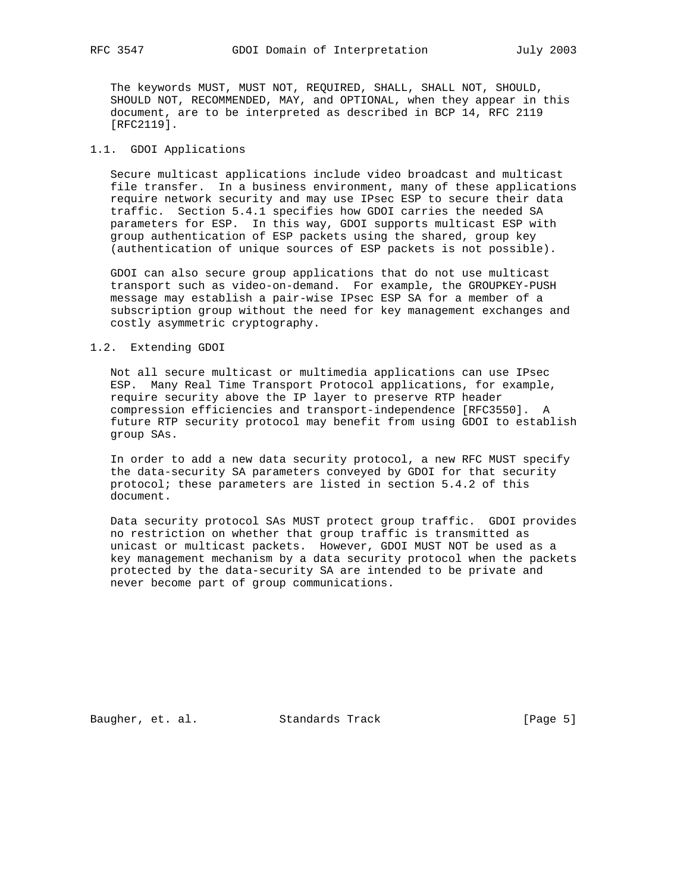The keywords MUST, MUST NOT, REQUIRED, SHALL, SHALL NOT, SHOULD, SHOULD NOT, RECOMMENDED, MAY, and OPTIONAL, when they appear in this document, are to be interpreted as described in BCP 14, RFC 2119 [RFC2119].

### 1.1. GDOI Applications

Secure multicast applications include video broadcast and multicast file transfer. In a business environment, many of these applications require network security and may use IPsec ESP to secure their data traffic. Section 5.4.1 specifies how GDOI carries the needed SA parameters for ESP. In this way, GDOI supports multicast ESP with group authentication of ESP packets using the shared, group key (authentication of unique sources of ESP packets is not possible).

GDOI can also secure group applications that do not use multicast transport such as video-on-demand. For example, the GROUPKEY-PUSH message may establish a pair-wise IPsec ESP SA for a member of a subscription group without the need for key management exchanges and costly asymmetric cryptography.

### 1.2. Extending GDOI

Not all secure multicast or multimedia applications can use IPsec ESP. Many Real Time Transport Protocol applications, for example, require security above the IP layer to preserve RTP header compression efficiencies and transport-independence [RFC3550]. A future RTP security protocol may benefit from using GDOI to establish group SAs.

In order to add a new data security protocol, a new RFC MUST specify the data-security SA parameters conveyed by GDOI for that security protocol; these parameters are listed in section 5.4.2 of this document.

Data security protocol SAs MUST protect group traffic. GDOI provides no restriction on whether that group traffic is transmitted as unicast or multicast packets. However, GDOI MUST NOT be used as a key management mechanism by a data security protocol when the packets protected by the data-security SA are intended to be private and never become part of group communications.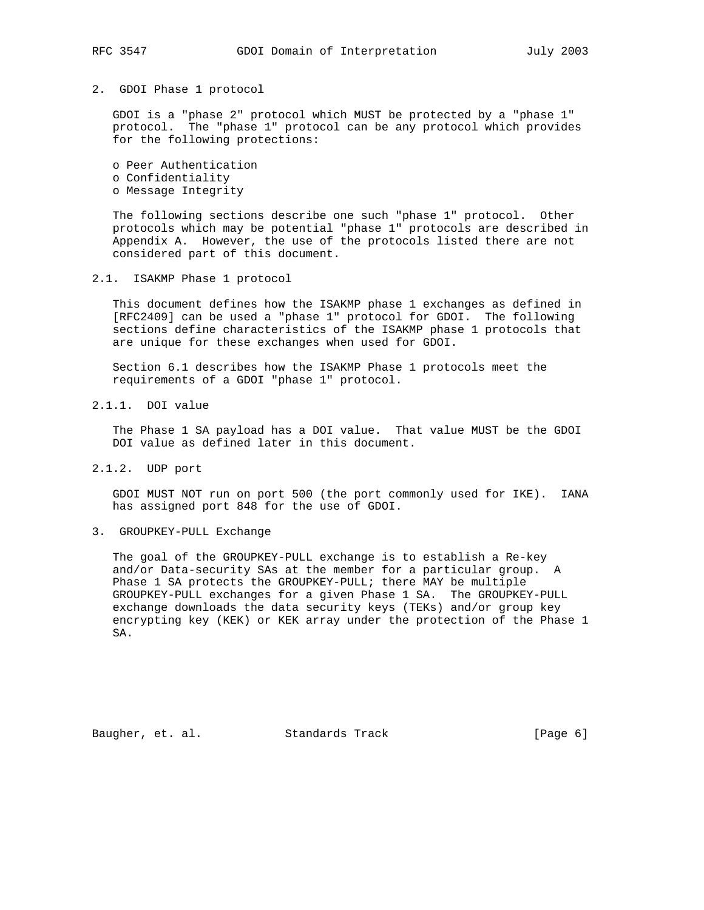## 2. GDOI Phase 1 protocol

GDOI is a "phase 2" protocol which MUST be protected by a "phase 1" protocol. The "phase 1" protocol can be any protocol which provides for the following protections:

- Peer Authentication
- Confidentiality
- Message Integrity

The following sections describe one such "phase 1" protocol. Other protocols which may be potential "phase 1" protocols are described in Appendix A. However, the use of the protocols listed there are not considered part of this document.

### 2.1. ISAKMP Phase 1 protocol

This document defines how the ISAKMP phase 1 exchanges as defined in [RFC2409] can be used a "phase 1" protocol for GDOI. The following sections define characteristics of the ISAKMP phase 1 protocols that are unique for these exchanges when used for GDOI.

Section 6.1 describes how the ISAKMP Phase 1 protocols meet the requirements of a GDOI "phase 1" protocol.

#### 2.1.1. DOI value

The Phase 1 SA payload has a DOI value. That value MUST be the GDOI DOI value as defined later in this document.

#### 2.1.2. UDP port

GDOI MUST NOT run on port 500 (the port commonly used for IKE). IANA has assigned port 848 for the use of GDOI.

## 3. GROUPKEY-PULL Exchange

The goal of the GROUPKEY-PULL exchange is to establish a Re-key and/or Data-security SAs at the member for a particular group. A Phase 1 SA protects the GROUPKEY-PULL; there MAY be multiple GROUPKEY-PULL exchanges for a given Phase 1 SA. The GROUPKEY-PULL exchange downloads the data security keys (TEKs) and/or group key encrypting key (KEK) or KEK array under the protection of the Phase 1 SA.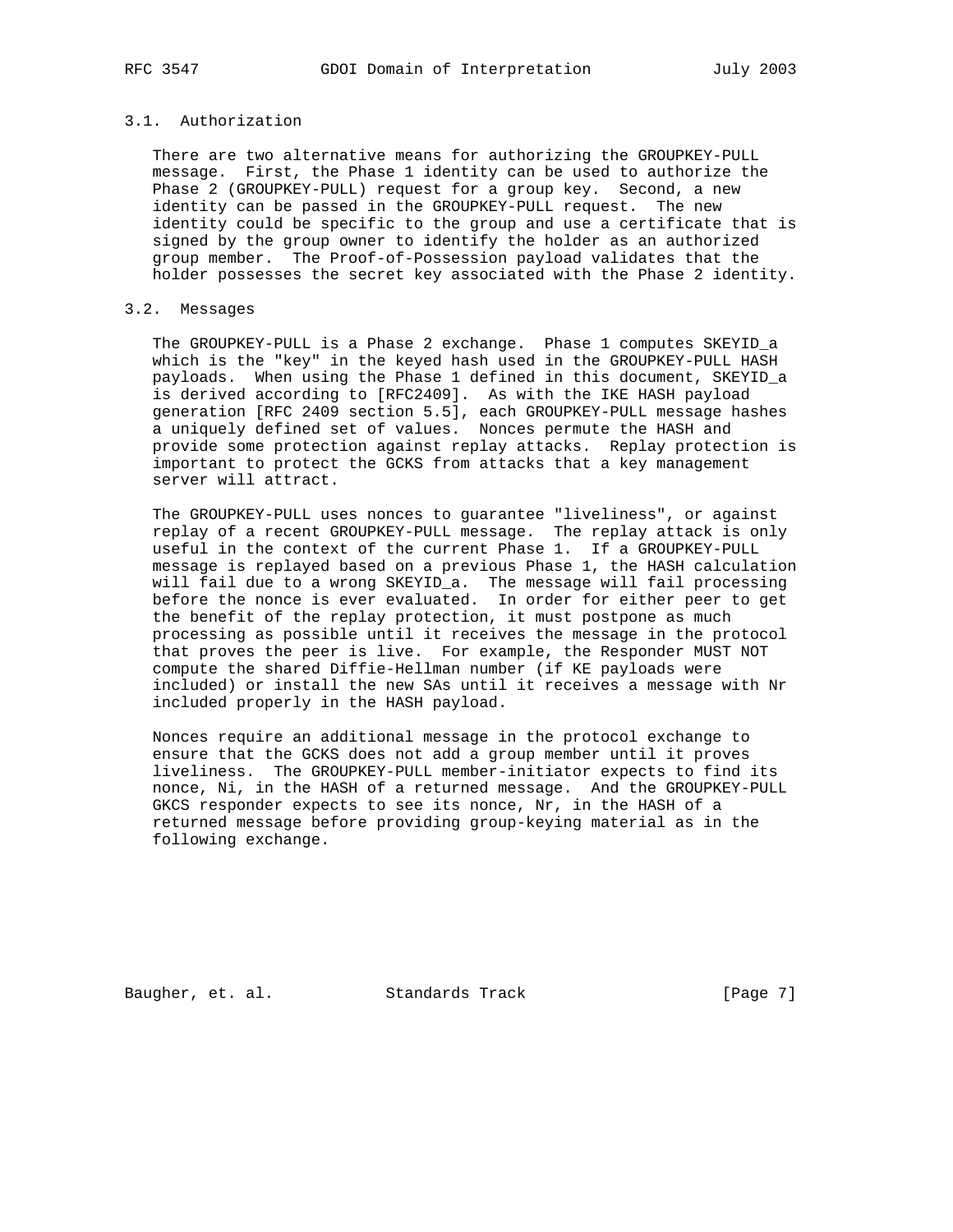### 3.1. Authorization

There are two alternative means for authorizing the GROUPKEY-PULL message. First, the Phase 1 identity can be used to authorize the Phase 2 (GROUPKEY-PULL) request for a group key. Second, a new identity can be passed in the GROUPKEY-PULL request. The new identity could be specific to the group and use a certificate that is signed by the group owner to identify the holder as an authorized group member. The Proof-of-Possession payload validates that the holder possesses the secret key associated with the Phase 2 identity.

### 3.2. Messages

The GROUPKEY-PULL is a Phase 2 exchange. Phase 1 computes SKEYID_a which is the "key" in the keyed hash used in the GROUPKEY-PULL HASH payloads. When using the Phase 1 defined in this document, SKEYID_a is derived according to [RFC2409]. As with the IKE HASH payload generation [RFC 2409 section 5.5], each GROUPKEY-PULL message hashes a uniquely defined set of values. Nonces permute the HASH and provide some protection against replay attacks. Replay protection is important to protect the GCKS from attacks that a key management server will attract.

The GROUPKEY-PULL uses nonces to guarantee "liveliness", or against replay of a recent GROUPKEY-PULL message. The replay attack is only useful in the context of the current Phase 1. If a GROUPKEY-PULL message is replayed based on a previous Phase 1, the HASH calculation will fail due to a wrong SKEYID_a. The message will fail processing before the nonce is ever evaluated. In order for either peer to get the benefit of the replay protection, it must postpone as much processing as possible until it receives the message in the protocol that proves the peer is live. For example, the Responder MUST NOT compute the shared Diffie-Hellman number (if KE payloads were included) or install the new SAs until it receives a message with Nr included properly in the HASH payload.

Nonces require an additional message in the protocol exchange to ensure that the GCKS does not add a group member until it proves liveliness. The GROUPKEY-PULL member-initiator expects to find its nonce, Ni, in the HASH of a returned message. And the GROUPKEY-PULL GKCS responder expects to see its nonce, Nr, in the HASH of a returned message before providing group-keying material as in the following exchange.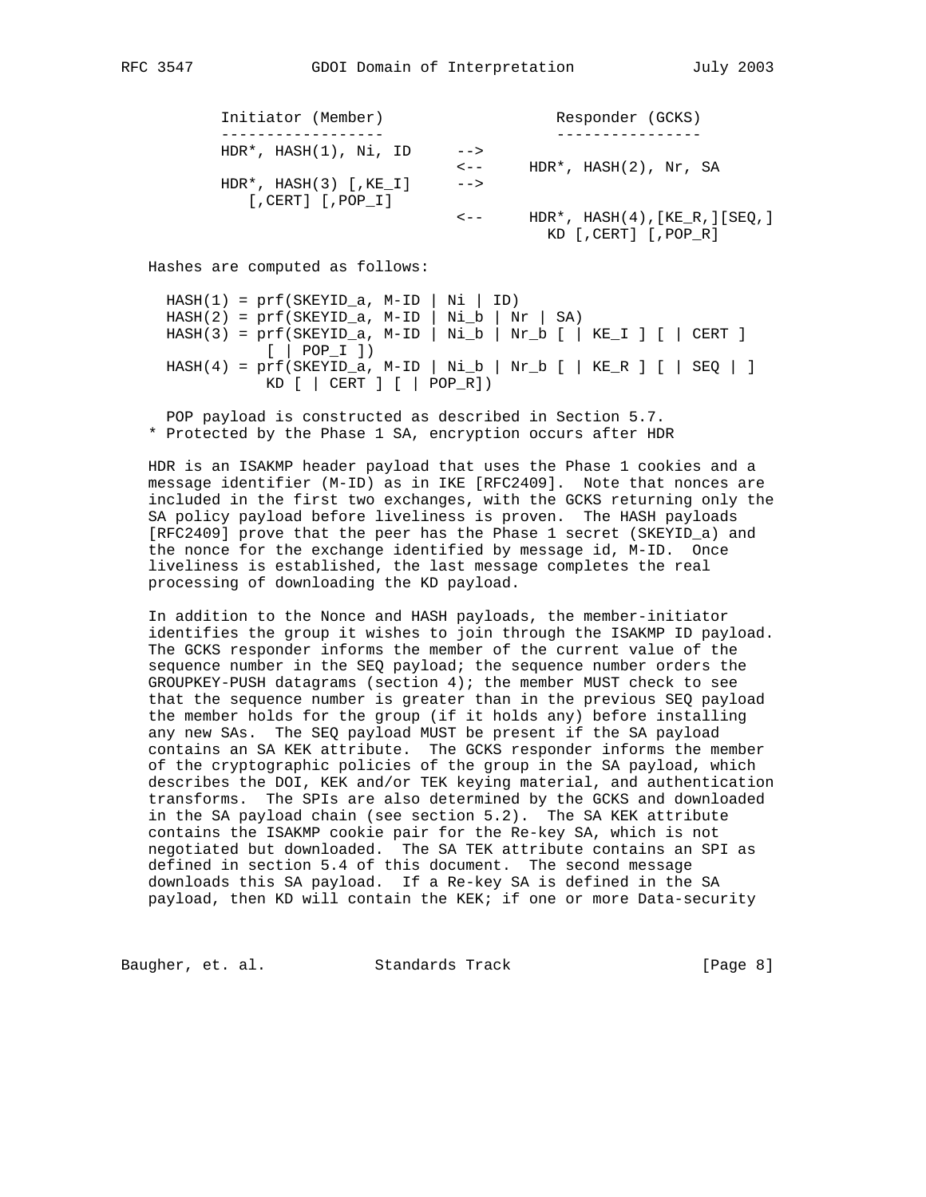```
Initiator (Member)                   Responder (GCKS)
------------------                   ----------------
HDR*, HASH(1), Ni, ID     -->
                          <--     HDR*, HASH(2), Nr, SA
HDR*, HASH(3) [,KE_I]     -->
   [,CERT] [,POP_I]
                          <--     HDR*, HASH(4),[KE_R,][SEQ,]
                                    KD [,CERT] [,POP_R]
```

Hashes are computed as follows:

```
HASH(1) = prf(SKEYID_a, M-ID | Ni | ID)
HASH(2) = prf(SKEYID_a, M-ID | Ni_b | Nr | SA)
HASH(3) = prf(SKEYID_a, M-ID | Ni_b | Nr_b [ | KE_I ] [ | CERT ]
          [ | POP_I ])
HASH(4) = prf(SKEYID_a, M-ID | Ni_b | Nr_b [ | KE_R ] [ | SEQ | ]
           KD [ | CERT ] [ | POP_R])
```

POP payload is constructed as described in Section 5.7.
* Protected by the Phase 1 SA, encryption occurs after HDR

HDR is an ISAKMP header payload that uses the Phase 1 cookies and a message identifier (M-ID) as in IKE [RFC2409]. Note that nonces are included in the first two exchanges, with the GCKS returning only the SA policy payload before liveliness is proven. The HASH payloads [RFC2409] prove that the peer has the Phase 1 secret (SKEYID_a) and the nonce for the exchange identified by message id, M-ID. Once liveliness is established, the last message completes the real processing of downloading the KD payload.

In addition to the Nonce and HASH payloads, the member-initiator identifies the group it wishes to join through the ISAKMP ID payload. The GCKS responder informs the member of the current value of the sequence number in the SEQ payload; the sequence number orders the GROUPKEY-PUSH datagrams (section 4); the member MUST check to see that the sequence number is greater than in the previous SEQ payload the member holds for the group (if it holds any) before installing any new SAs. The SEQ payload MUST be present if the SA payload contains an SA KEK attribute. The GCKS responder informs the member of the cryptographic policies of the group in the SA payload, which describes the DOI, KEK and/or TEK keying material, and authentication transforms. The SPIs are also determined by the GCKS and downloaded in the SA payload chain (see section 5.2). The SA KEK attribute contains the ISAKMP cookie pair for the Re-key SA, which is not negotiated but downloaded. The SA TEK attribute contains an SPI as defined in section 5.4 of this document. The second message downloads this SA payload. If a Re-key SA is defined in the SA payload, then KD will contain the KEK; if one or more Data-security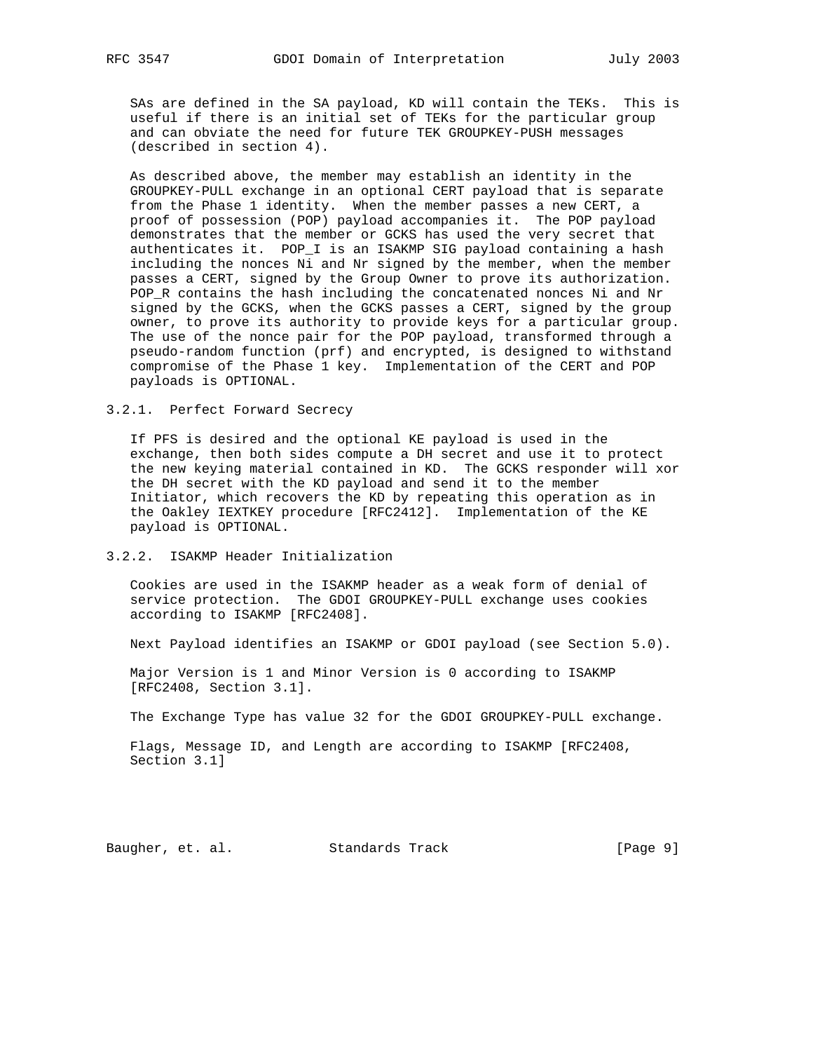SAs are defined in the SA payload, KD will contain the TEKs. This is useful if there is an initial set of TEKs for the particular group and can obviate the need for future TEK GROUPKEY-PUSH messages (described in section 4).

As described above, the member may establish an identity in the GROUPKEY-PULL exchange in an optional CERT payload that is separate from the Phase 1 identity. When the member passes a new CERT, a proof of possession (POP) payload accompanies it. The POP payload demonstrates that the member or GCKS has used the very secret that authenticates it. POP_I is an ISAKMP SIG payload containing a hash including the nonces Ni and Nr signed by the member, when the member passes a CERT, signed by the Group Owner to prove its authorization. POP_R contains the hash including the concatenated nonces Ni and Nr signed by the GCKS, when the GCKS passes a CERT, signed by the group owner, to prove its authority to provide keys for a particular group. The use of the nonce pair for the POP payload, transformed through a pseudo-random function (prf) and encrypted, is designed to withstand compromise of the Phase 1 key. Implementation of the CERT and POP payloads is OPTIONAL.

### 3.2.1. Perfect Forward Secrecy

If PFS is desired and the optional KE payload is used in the exchange, then both sides compute a DH secret and use it to protect the new keying material contained in KD. The GCKS responder will xor the DH secret with the KD payload and send it to the member Initiator, which recovers the KD by repeating this operation as in the Oakley IEXTKEY procedure [RFC2412]. Implementation of the KE payload is OPTIONAL.

### 3.2.2. ISAKMP Header Initialization

Cookies are used in the ISAKMP header as a weak form of denial of service protection. The GDOI GROUPKEY-PULL exchange uses cookies according to ISAKMP [RFC2408].

Next Payload identifies an ISAKMP or GDOI payload (see Section 5.0).

Major Version is 1 and Minor Version is 0 according to ISAKMP [RFC2408, Section 3.1].

The Exchange Type has value 32 for the GDOI GROUPKEY-PULL exchange.

Flags, Message ID, and Length are according to ISAKMP [RFC2408, Section 3.1]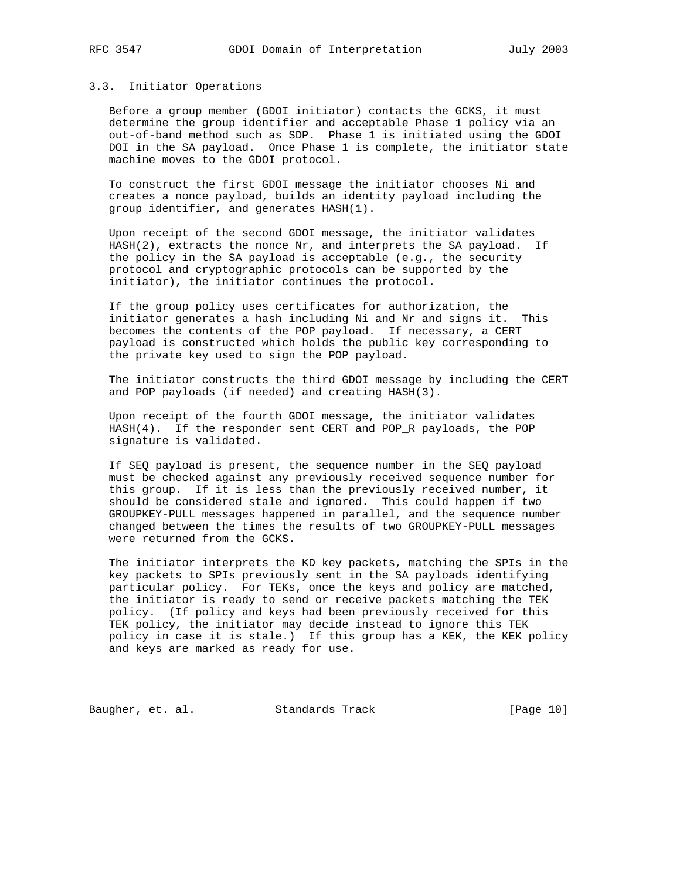### 3.3. Initiator Operations

Before a group member (GDOI initiator) contacts the GCKS, it must determine the group identifier and acceptable Phase 1 policy via an out-of-band method such as SDP. Phase 1 is initiated using the GDOI DOI in the SA payload. Once Phase 1 is complete, the initiator state machine moves to the GDOI protocol.

To construct the first GDOI message the initiator chooses Ni and creates a nonce payload, builds an identity payload including the group identifier, and generates HASH(1).

Upon receipt of the second GDOI message, the initiator validates HASH(2), extracts the nonce Nr, and interprets the SA payload. If the policy in the SA payload is acceptable (e.g., the security protocol and cryptographic protocols can be supported by the initiator), the initiator continues the protocol.

If the group policy uses certificates for authorization, the initiator generates a hash including Ni and Nr and signs it. This becomes the contents of the POP payload. If necessary, a CERT payload is constructed which holds the public key corresponding to the private key used to sign the POP payload.

The initiator constructs the third GDOI message by including the CERT and POP payloads (if needed) and creating HASH(3).

Upon receipt of the fourth GDOI message, the initiator validates HASH(4). If the responder sent CERT and POP_R payloads, the POP signature is validated.

If SEQ payload is present, the sequence number in the SEQ payload must be checked against any previously received sequence number for this group. If it is less than the previously received number, it should be considered stale and ignored. This could happen if two GROUPKEY-PULL messages happened in parallel, and the sequence number changed between the times the results of two GROUPKEY-PULL messages were returned from the GCKS.

The initiator interprets the KD key packets, matching the SPIs in the key packets to SPIs previously sent in the SA payloads identifying particular policy. For TEKs, once the keys and policy are matched, the initiator is ready to send or receive packets matching the TEK policy. (If policy and keys had been previously received for this TEK policy, the initiator may decide instead to ignore this TEK policy in case it is stale.) If this group has a KEK, the KEK policy and keys are marked as ready for use.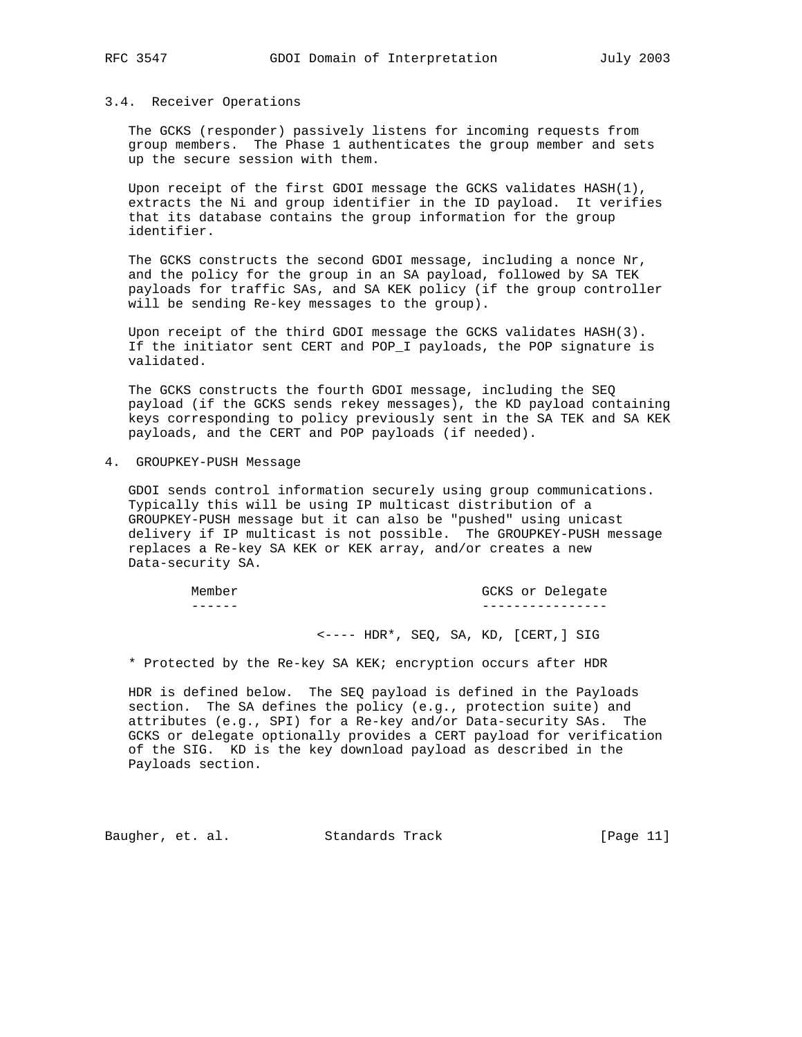### 3.4. Receiver Operations

The GCKS (responder) passively listens for incoming requests from group members. The Phase 1 authenticates the group member and sets up the secure session with them.

Upon receipt of the first GDOI message the GCKS validates HASH(1), extracts the Ni and group identifier in the ID payload. It verifies that its database contains the group information for the group identifier.

The GCKS constructs the second GDOI message, including a nonce Nr, and the policy for the group in an SA payload, followed by SA TEK payloads for traffic SAs, and SA KEK policy (if the group controller will be sending Re-key messages to the group).

Upon receipt of the third GDOI message the GCKS validates HASH(3). If the initiator sent CERT and POP_I payloads, the POP signature is validated.

The GCKS constructs the fourth GDOI message, including the SEQ payload (if the GCKS sends rekey messages), the KD payload containing keys corresponding to policy previously sent in the SA TEK and SA KEK payloads, and the CERT and POP payloads (if needed).

## 4. GROUPKEY-PUSH Message

GDOI sends control information securely using group communications. Typically this will be using IP multicast distribution of a GROUPKEY-PUSH message but it can also be "pushed" using unicast delivery if IP multicast is not possible. The GROUPKEY-PUSH message replaces a Re-key SA KEK or KEK array, and/or creates a new Data-security SA.

```
        Member                               GCKS or Delegate
        ------                               ----------------

                       <---- HDR*, SEQ, SA, KD, [CERT,] SIG
```

\* Protected by the Re-key SA KEK; encryption occurs after HDR

HDR is defined below. The SEQ payload is defined in the Payloads section. The SA defines the policy (e.g., protection suite) and attributes (e.g., SPI) for a Re-key and/or Data-security SAs. The GCKS or delegate optionally provides a CERT payload for verification of the SIG. KD is the key download payload as described in the Payloads section.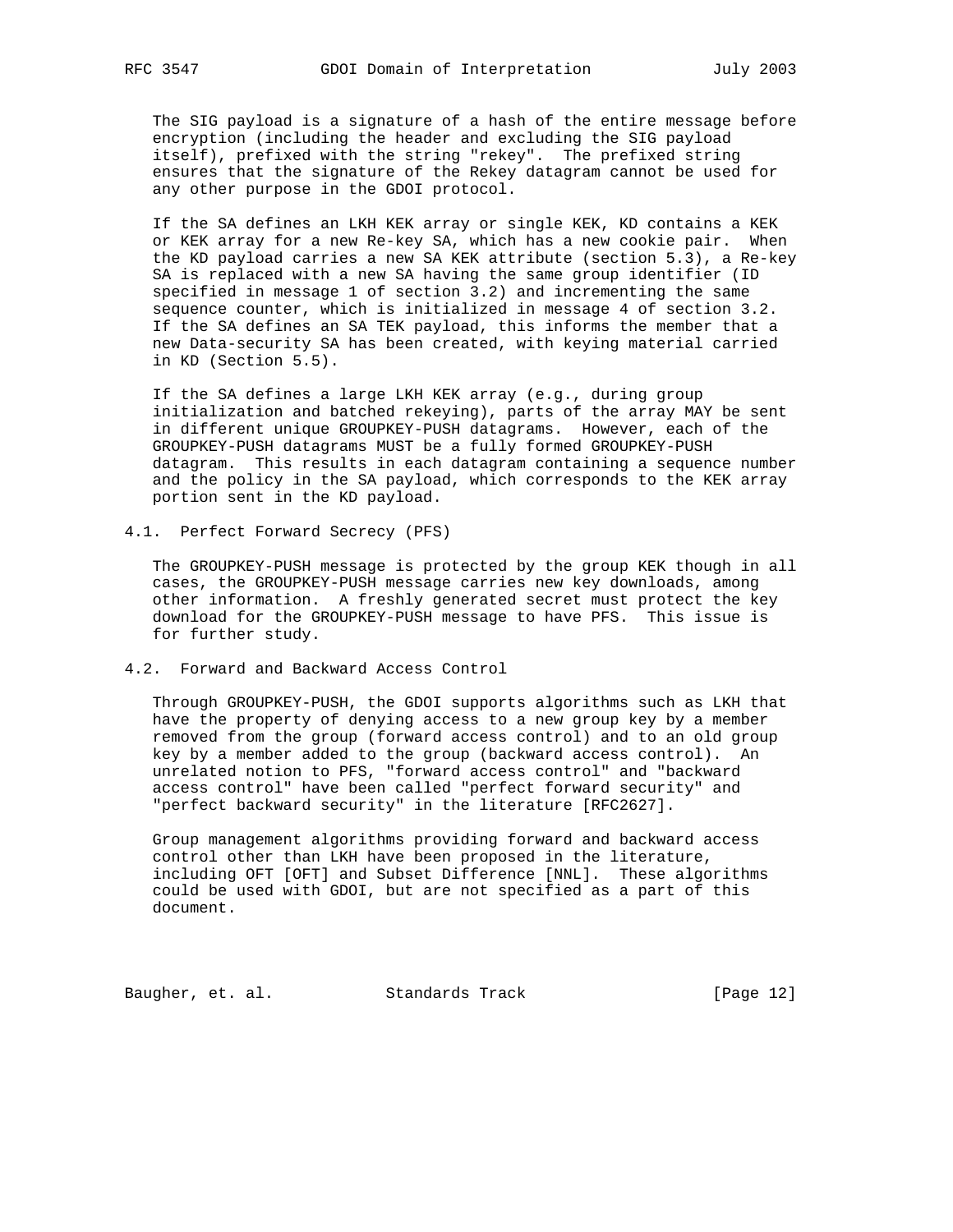The SIG payload is a signature of a hash of the entire message before encryption (including the header and excluding the SIG payload itself), prefixed with the string "rekey". The prefixed string ensures that the signature of the Rekey datagram cannot be used for any other purpose in the GDOI protocol.

If the SA defines an LKH KEK array or single KEK, KD contains a KEK or KEK array for a new Re-key SA, which has a new cookie pair. When the KD payload carries a new SA KEK attribute (section 5.3), a Re-key SA is replaced with a new SA having the same group identifier (ID specified in message 1 of section 3.2) and incrementing the same sequence counter, which is initialized in message 4 of section 3.2. If the SA defines an SA TEK payload, this informs the member that a new Data-security SA has been created, with keying material carried in KD (Section 5.5).

If the SA defines a large LKH KEK array (e.g., during group initialization and batched rekeying), parts of the array MAY be sent in different unique GROUPKEY-PUSH datagrams. However, each of the GROUPKEY-PUSH datagrams MUST be a fully formed GROUPKEY-PUSH datagram. This results in each datagram containing a sequence number and the policy in the SA payload, which corresponds to the KEK array portion sent in the KD payload.

## 4.1. Perfect Forward Secrecy (PFS)

The GROUPKEY-PUSH message is protected by the group KEK though in all cases, the GROUPKEY-PUSH message carries new key downloads, among other information. A freshly generated secret must protect the key download for the GROUPKEY-PUSH message to have PFS. This issue is for further study.

## 4.2. Forward and Backward Access Control

Through GROUPKEY-PUSH, the GDOI supports algorithms such as LKH that have the property of denying access to a new group key by a member removed from the group (forward access control) and to an old group key by a member added to the group (backward access control). An unrelated notion to PFS, "forward access control" and "backward access control" have been called "perfect forward security" and "perfect backward security" in the literature [RFC2627].

Group management algorithms providing forward and backward access control other than LKH have been proposed in the literature, including OFT [OFT] and Subset Difference [NNL]. These algorithms could be used with GDOI, but are not specified as a part of this document.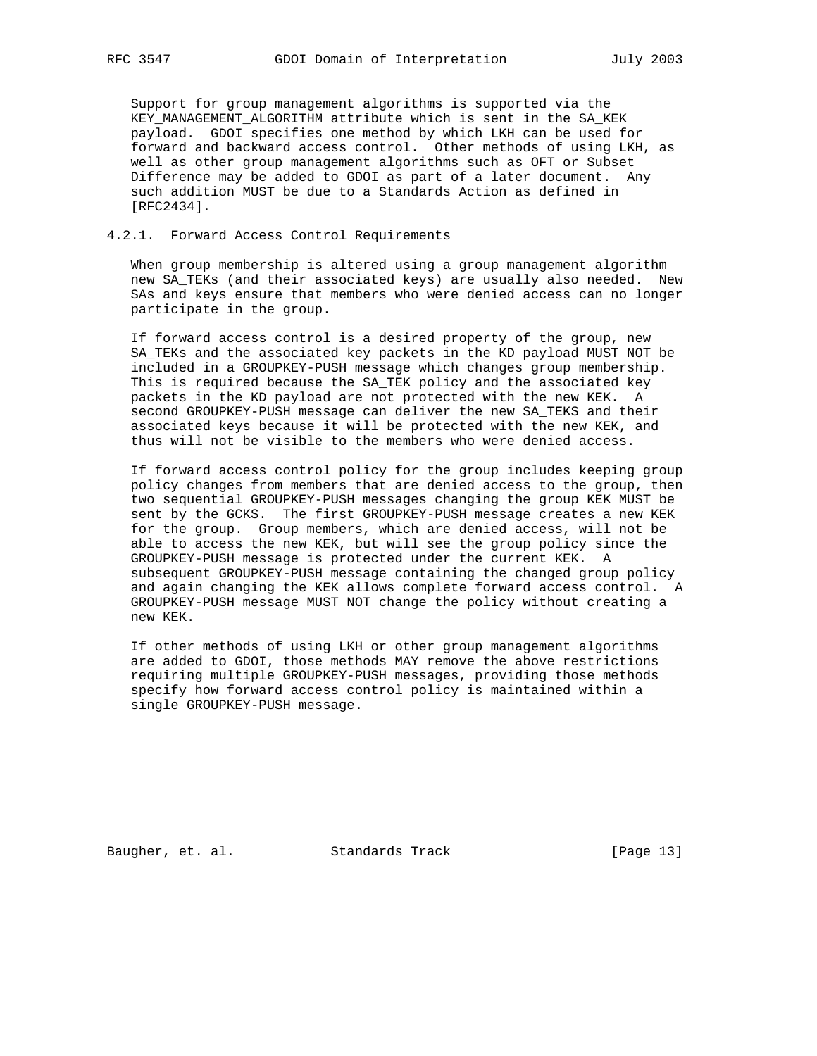Support for group management algorithms is supported via the KEY_MANAGEMENT_ALGORITHM attribute which is sent in the SA_KEK payload. GDOI specifies one method by which LKH can be used for forward and backward access control. Other methods of using LKH, as well as other group management algorithms such as OFT or Subset Difference may be added to GDOI as part of a later document. Any such addition MUST be due to a Standards Action as defined in [RFC2434].

### 4.2.1. Forward Access Control Requirements

When group membership is altered using a group management algorithm new SA_TEKs (and their associated keys) are usually also needed. New SAs and keys ensure that members who were denied access can no longer participate in the group.

If forward access control is a desired property of the group, new SA_TEKs and the associated key packets in the KD payload MUST NOT be included in a GROUPKEY-PUSH message which changes group membership. This is required because the SA_TEK policy and the associated key packets in the KD payload are not protected with the new KEK. A second GROUPKEY-PUSH message can deliver the new SA_TEKS and their associated keys because it will be protected with the new KEK, and thus will not be visible to the members who were denied access.

If forward access control policy for the group includes keeping group policy changes from members that are denied access to the group, then two sequential GROUPKEY-PUSH messages changing the group KEK MUST be sent by the GCKS. The first GROUPKEY-PUSH message creates a new KEK for the group. Group members, which are denied access, will not be able to access the new KEK, but will see the group policy since the GROUPKEY-PUSH message is protected under the current KEK. A subsequent GROUPKEY-PUSH message containing the changed group policy and again changing the KEK allows complete forward access control. A GROUPKEY-PUSH message MUST NOT change the policy without creating a new KEK.

If other methods of using LKH or other group management algorithms are added to GDOI, those methods MAY remove the above restrictions requiring multiple GROUPKEY-PUSH messages, providing those methods specify how forward access control policy is maintained within a single GROUPKEY-PUSH message.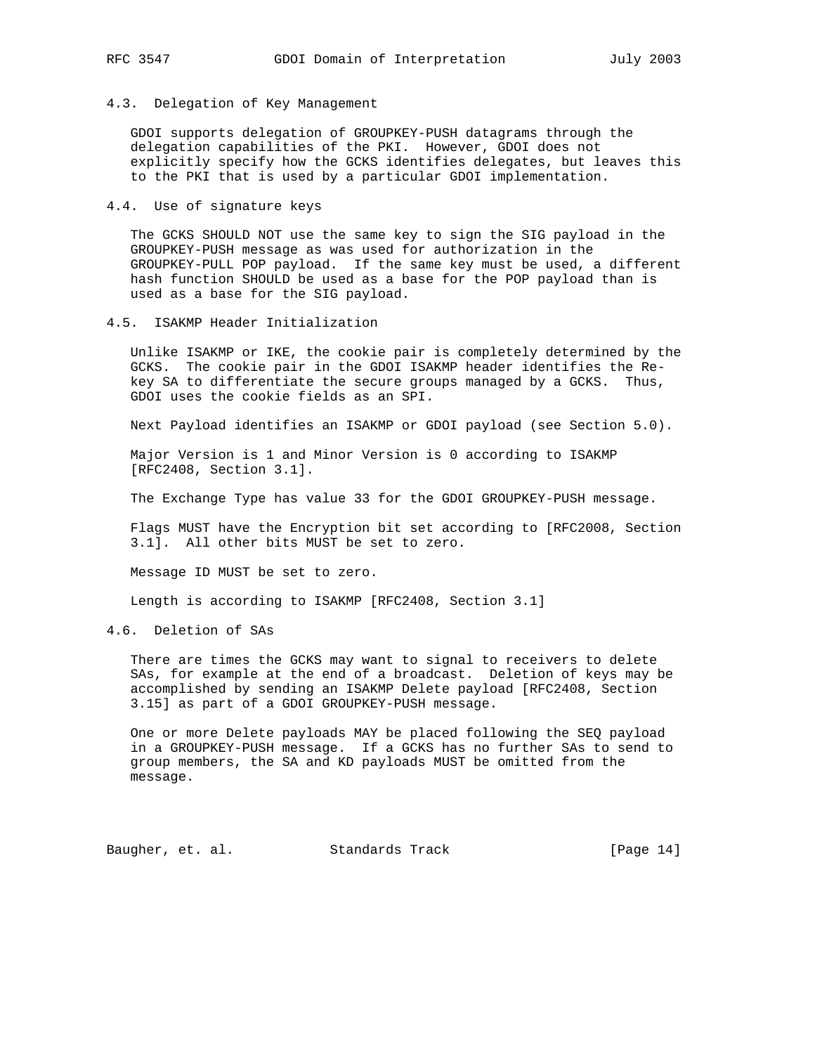### 4.3. Delegation of Key Management

GDOI supports delegation of GROUPKEY-PUSH datagrams through the delegation capabilities of the PKI. However, GDOI does not explicitly specify how the GCKS identifies delegates, but leaves this to the PKI that is used by a particular GDOI implementation.

### 4.4. Use of signature keys

The GCKS SHOULD NOT use the same key to sign the SIG payload in the GROUPKEY-PUSH message as was used for authorization in the GROUPKEY-PULL POP payload. If the same key must be used, a different hash function SHOULD be used as a base for the POP payload than is used as a base for the SIG payload.

### 4.5. ISAKMP Header Initialization

Unlike ISAKMP or IKE, the cookie pair is completely determined by the GCKS. The cookie pair in the GDOI ISAKMP header identifies the Re-key SA to differentiate the secure groups managed by a GCKS. Thus, GDOI uses the cookie fields as an SPI.

Next Payload identifies an ISAKMP or GDOI payload (see Section 5.0).

Major Version is 1 and Minor Version is 0 according to ISAKMP [RFC2408, Section 3.1].

The Exchange Type has value 33 for the GDOI GROUPKEY-PUSH message.

Flags MUST have the Encryption bit set according to [RFC2008, Section 3.1]. All other bits MUST be set to zero.

Message ID MUST be set to zero.

Length is according to ISAKMP [RFC2408, Section 3.1]

### 4.6. Deletion of SAs

There are times the GCKS may want to signal to receivers to delete SAs, for example at the end of a broadcast. Deletion of keys may be accomplished by sending an ISAKMP Delete payload [RFC2408, Section 3.15] as part of a GDOI GROUPKEY-PUSH message.

One or more Delete payloads MAY be placed following the SEQ payload in a GROUPKEY-PUSH message. If a GCKS has no further SAs to send to group members, the SA and KD payloads MUST be omitted from the message.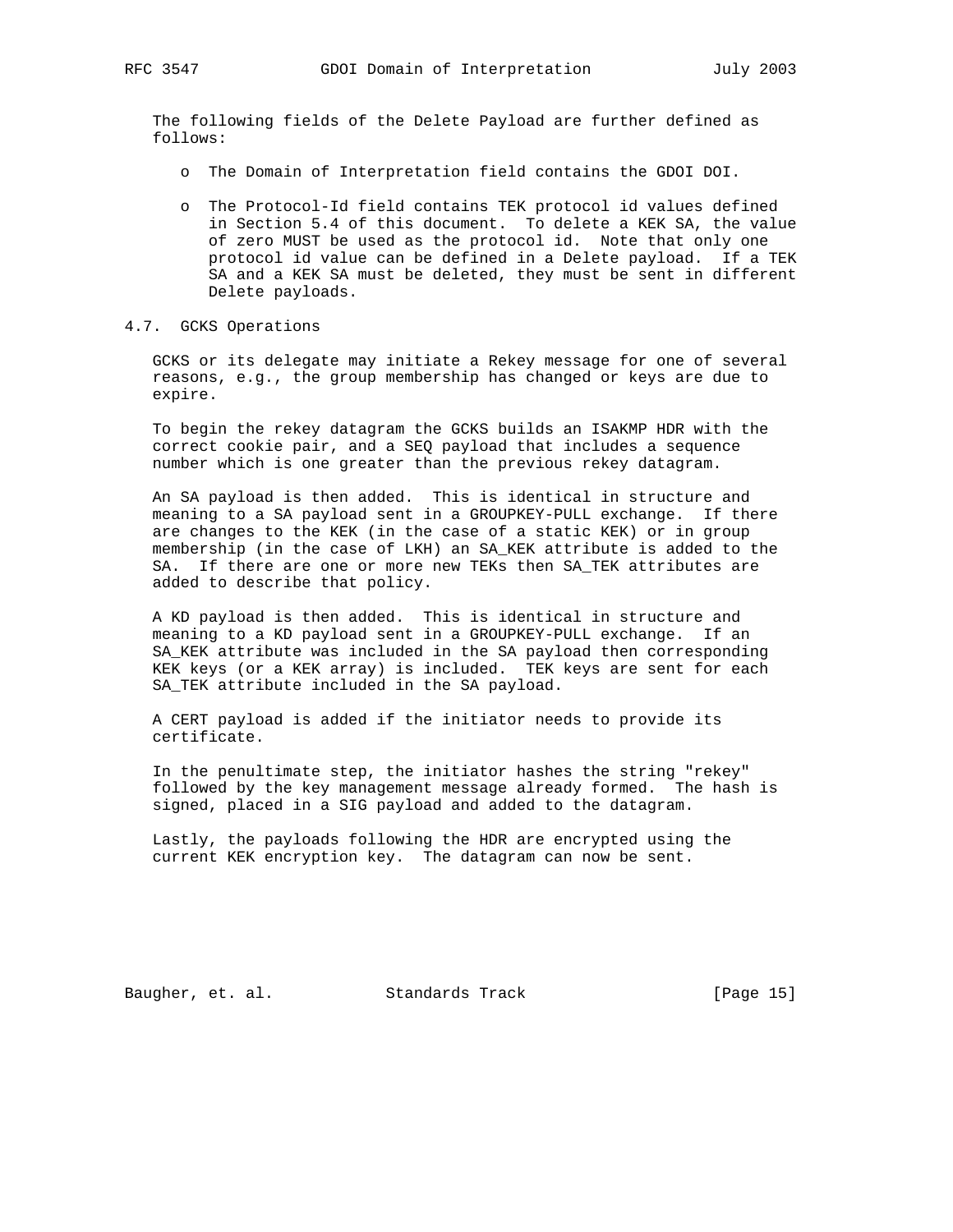The following fields of the Delete Payload are further defined as follows:

- The Domain of Interpretation field contains the GDOI DOI.
- The Protocol-Id field contains TEK protocol id values defined in Section 5.4 of this document. To delete a KEK SA, the value of zero MUST be used as the protocol id. Note that only one protocol id value can be defined in a Delete payload. If a TEK SA and a KEK SA must be deleted, they must be sent in different Delete payloads.

## 4.7. GCKS Operations

GCKS or its delegate may initiate a Rekey message for one of several reasons, e.g., the group membership has changed or keys are due to expire.

To begin the rekey datagram the GCKS builds an ISAKMP HDR with the correct cookie pair, and a SEQ payload that includes a sequence number which is one greater than the previous rekey datagram.

An SA payload is then added. This is identical in structure and meaning to a SA payload sent in a GROUPKEY-PULL exchange. If there are changes to the KEK (in the case of a static KEK) or in group membership (in the case of LKH) an SA_KEK attribute is added to the SA. If there are one or more new TEKs then SA_TEK attributes are added to describe that policy.

A KD payload is then added. This is identical in structure and meaning to a KD payload sent in a GROUPKEY-PULL exchange. If an SA_KEK attribute was included in the SA payload then corresponding KEK keys (or a KEK array) is included. TEK keys are sent for each SA_TEK attribute included in the SA payload.

A CERT payload is added if the initiator needs to provide its certificate.

In the penultimate step, the initiator hashes the string "rekey" followed by the key management message already formed. The hash is signed, placed in a SIG payload and added to the datagram.

Lastly, the payloads following the HDR are encrypted using the current KEK encryption key. The datagram can now be sent.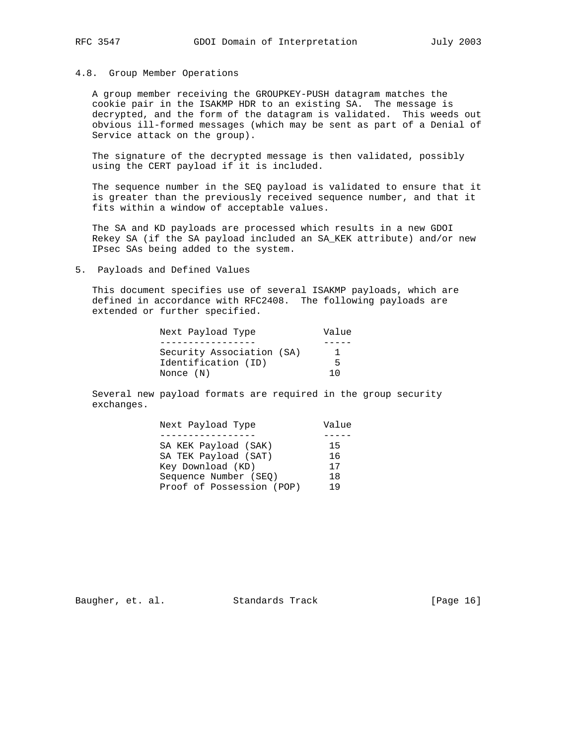### 4.8. Group Member Operations

A group member receiving the GROUPKEY-PUSH datagram matches the cookie pair in the ISAKMP HDR to an existing SA. The message is decrypted, and the form of the datagram is validated. This weeds out obvious ill-formed messages (which may be sent as part of a Denial of Service attack on the group).

The signature of the decrypted message is then validated, possibly using the CERT payload if it is included.

The sequence number in the SEQ payload is validated to ensure that it is greater than the previously received sequence number, and that it fits within a window of acceptable values.

The SA and KD payloads are processed which results in a new GDOI Rekey SA (if the SA payload included an SA_KEK attribute) and/or new IPsec SAs being added to the system.

## 5. Payloads and Defined Values

This document specifies use of several ISAKMP payloads, which are defined in accordance with RFC2408. The following payloads are extended or further specified.

| Next Payload Type | Value |
|---|---|
| Security Association (SA) | 1 |
| Identification (ID) | 5 |
| Nonce (N) | 10 |

Several new payload formats are required in the group security exchanges.

| Next Payload Type | Value |
|---|---|
| SA KEK Payload (SAK) | 15 |
| SA TEK Payload (SAT) | 16 |
| Key Download (KD) | 17 |
| Sequence Number (SEQ) | 18 |
| Proof of Possession (POP) | 19 |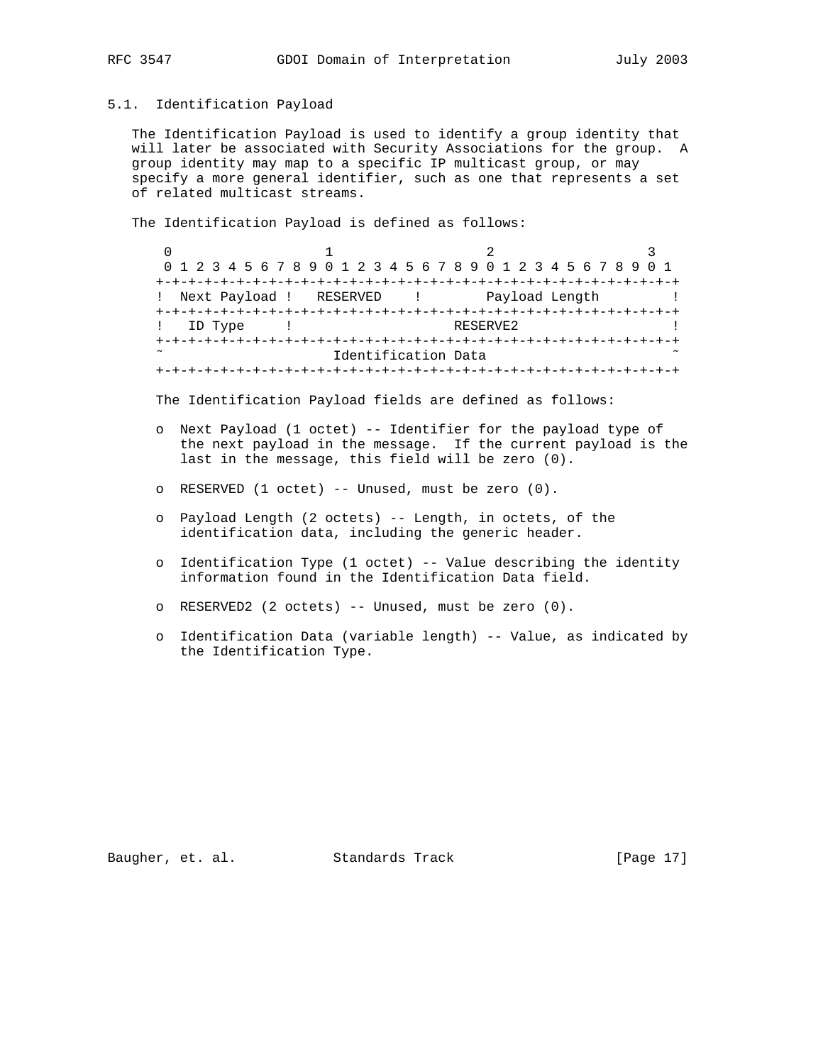### 5.1. Identification Payload

The Identification Payload is used to identify a group identity that will later be associated with Security Associations for the group. A group identity may map to a specific IP multicast group, or may specify a more general identifier, such as one that represents a set of related multicast streams.

The Identification Payload is defined as follows:

```
 0                   1                   2                   3
 0 1 2 3 4 5 6 7 8 9 0 1 2 3 4 5 6 7 8 9 0 1 2 3 4 5 6 7 8 9 0 1
+-+-+-+-+-+-+-+-+-+-+-+-+-+-+-+-+-+-+-+-+-+-+-+-+-+-+-+-+-+-+-+-+
! Next Payload !   RESERVED    !        Payload Length          !
+-+-+-+-+-+-+-+-+-+-+-+-+-+-+-+-+-+-+-+-+-+-+-+-+-+-+-+-+-+-+-+-+
!   ID Type     !                    RESERVE2                   !
+-+-+-+-+-+-+-+-+-+-+-+-+-+-+-+-+-+-+-+-+-+-+-+-+-+-+-+-+-+-+-+-+
~                      Identification Data                      ~
+-+-+-+-+-+-+-+-+-+-+-+-+-+-+-+-+-+-+-+-+-+-+-+-+-+-+-+-+-+-+-+-+
```

The Identification Payload fields are defined as follows:

- Next Payload (1 octet) -- Identifier for the payload type of the next payload in the message. If the current payload is the last in the message, this field will be zero (0).
- RESERVED (1 octet) -- Unused, must be zero (0).
- Payload Length (2 octets) -- Length, in octets, of the identification data, including the generic header.
- Identification Type (1 octet) -- Value describing the identity information found in the Identification Data field.
- RESERVED2 (2 octets) -- Unused, must be zero (0).
- Identification Data (variable length) -- Value, as indicated by the Identification Type.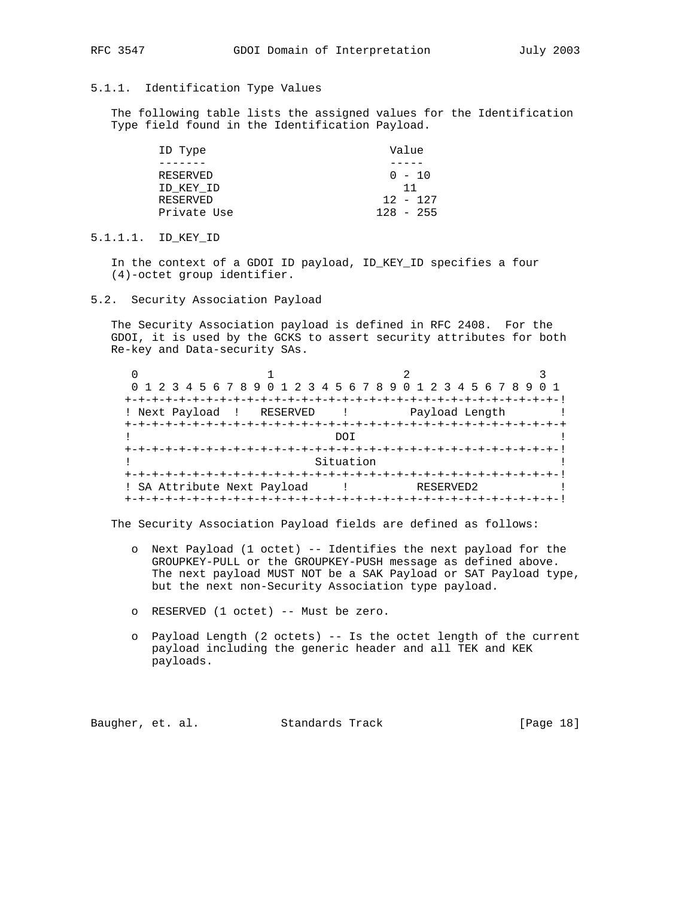#### 5.1.1. Identification Type Values

The following table lists the assigned values for the Identification Type field found in the Identification Payload.

| ID Type | Value |
| --- | --- |
| RESERVED | 0 - 10 |
| ID_KEY_ID | 11 |
| RESERVED | 12 - 127 |
| Private Use | 128 - 255 |

##### 5.1.1.1. ID_KEY_ID

In the context of a GDOI ID payload, ID_KEY_ID specifies a four (4)-octet group identifier.

### 5.2. Security Association Payload

The Security Association payload is defined in RFC 2408. For the GDOI, it is used by the GCKS to assert security attributes for both Re-key and Data-security SAs.

```
 0                   1                   2                   3
 0 1 2 3 4 5 6 7 8 9 0 1 2 3 4 5 6 7 8 9 0 1 2 3 4 5 6 7 8 9 0 1
+-+-+-+-+-+-+-+-+-+-+-+-+-+-+-+-+-+-+-+-+-+-+-+-+-+-+-+-+-+-+-+-!
! Next Payload  !   RESERVED    !         Payload Length        !
+-+-+-+-+-+-+-+-+-+-+-+-+-+-+-+-+-+-+-+-+-+-+-+-+-+-+-+-+-+-+-+-+
!                              DOI                              !
+-+-+-+-+-+-+-+-+-+-+-+-+-+-+-+-+-+-+-+-+-+-+-+-+-+-+-+-+-+-+-+-!
!                           Situation                           !
+-+-+-+-+-+-+-+-+-+-+-+-+-+-+-+-+-+-+-+-+-+-+-+-+-+-+-+-+-+-+-+-!
! SA Attribute Next Payload     !         RESERVED2             !
+-+-+-+-+-+-+-+-+-+-+-+-+-+-+-+-+-+-+-+-+-+-+-+-+-+-+-+-+-+-+-+-!
```

The Security Association Payload fields are defined as follows:

- Next Payload (1 octet) -- Identifies the next payload for the GROUPKEY-PULL or the GROUPKEY-PUSH message as defined above. The next payload MUST NOT be a SAK Payload or SAT Payload type, but the next non-Security Association type payload.

- RESERVED (1 octet) -- Must be zero.

- Payload Length (2 octets) -- Is the octet length of the current payload including the generic header and all TEK and KEK payloads.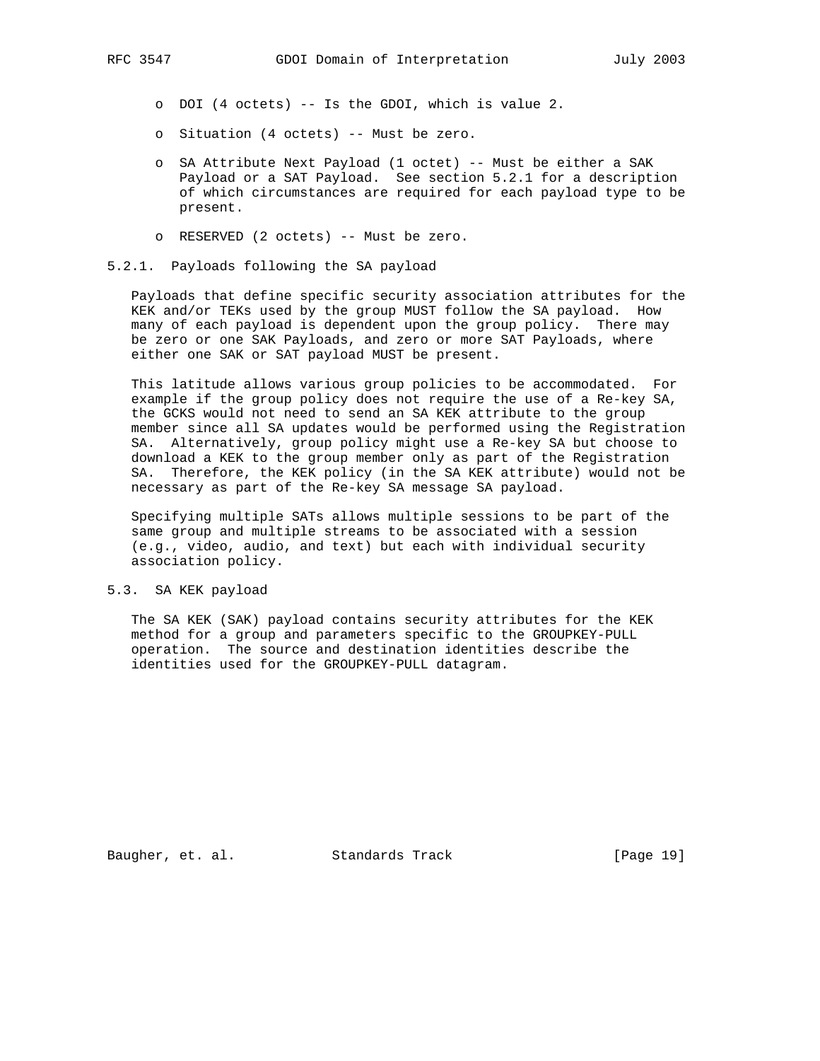- DOI (4 octets) -- Is the GDOI, which is value 2.
- Situation (4 octets) -- Must be zero.
- SA Attribute Next Payload (1 octet) -- Must be either a SAK Payload or a SAT Payload. See section 5.2.1 for a description of which circumstances are required for each payload type to be present.
- RESERVED (2 octets) -- Must be zero.

### 5.2.1. Payloads following the SA payload

Payloads that define specific security association attributes for the KEK and/or TEKs used by the group MUST follow the SA payload. How many of each payload is dependent upon the group policy. There may be zero or one SAK Payloads, and zero or more SAT Payloads, where either one SAK or SAT payload MUST be present.

This latitude allows various group policies to be accommodated. For example if the group policy does not require the use of a Re-key SA, the GCKS would not need to send an SA KEK attribute to the group member since all SA updates would be performed using the Registration SA. Alternatively, group policy might use a Re-key SA but choose to download a KEK to the group member only as part of the Registration SA. Therefore, the KEK policy (in the SA KEK attribute) would not be necessary as part of the Re-key SA message SA payload.

Specifying multiple SATs allows multiple sessions to be part of the same group and multiple streams to be associated with a session (e.g., video, audio, and text) but each with individual security association policy.

## 5.3. SA KEK payload

The SA KEK (SAK) payload contains security attributes for the KEK method for a group and parameters specific to the GROUPKEY-PULL operation. The source and destination identities describe the identities used for the GROUPKEY-PULL datagram.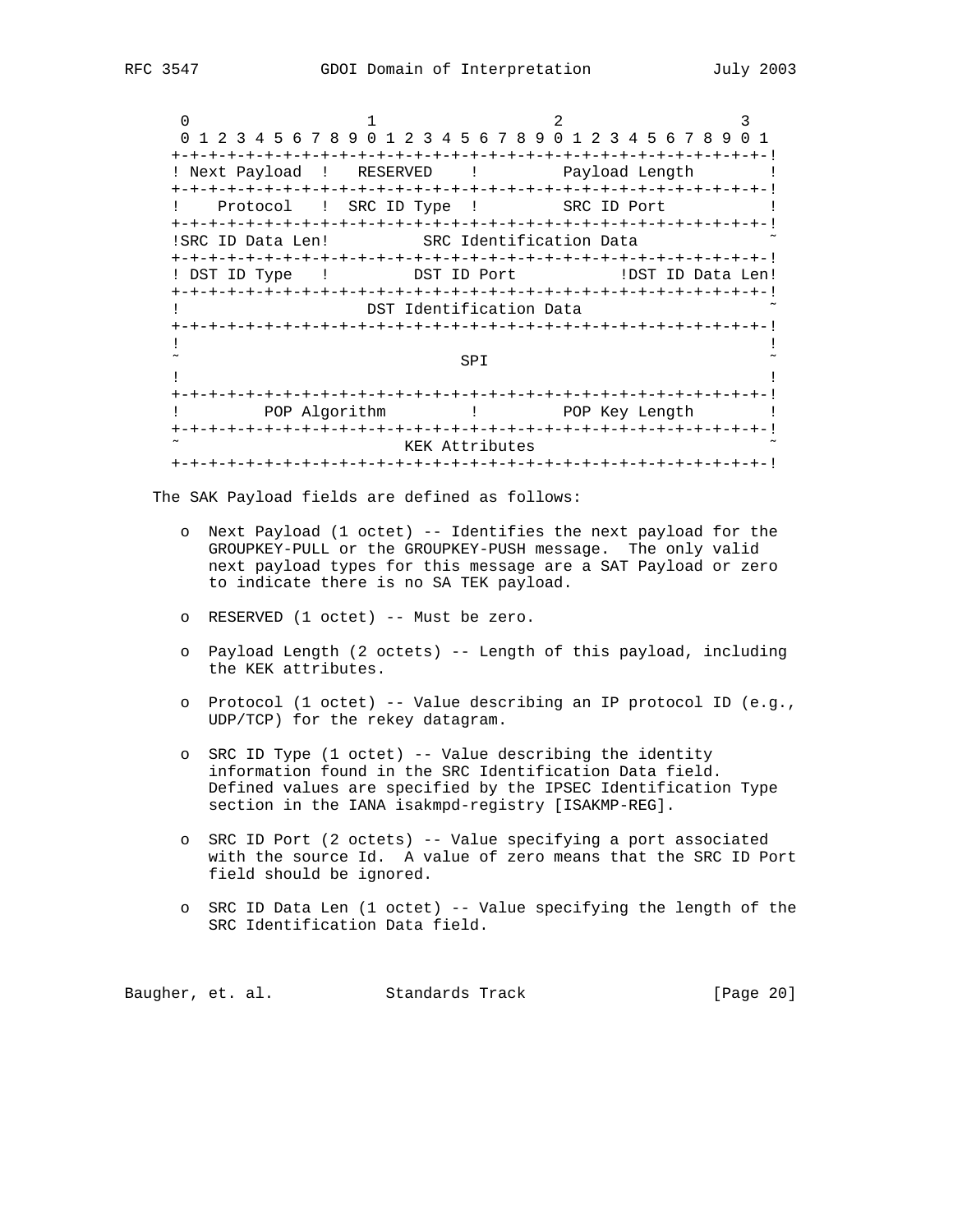```
  0                   1                   2                   3
  0 1 2 3 4 5 6 7 8 9 0 1 2 3 4 5 6 7 8 9 0 1 2 3 4 5 6 7 8 9 0 1
 +-+-+-+-+-+-+-+-+-+-+-+-+-+-+-+-+-+-+-+-+-+-+-+-+-+-+-+-+-+-+-+-!
 ! Next Payload  !   RESERVED    !         Payload Length        !
 +-+-+-+-+-+-+-+-+-+-+-+-+-+-+-+-+-+-+-+-+-+-+-+-+-+-+-+-+-+-+-+-!
 !    Protocol   !  SRC ID Type  !         SRC ID Port           !
 +-+-+-+-+-+-+-+-+-+-+-+-+-+-+-+-+-+-+-+-+-+-+-+-+-+-+-+-+-+-+-+-!
 !SRC ID Data Len!          SRC Identification Data              ~
 +-+-+-+-+-+-+-+-+-+-+-+-+-+-+-+-+-+-+-+-+-+-+-+-+-+-+-+-+-+-+-+-!
 ! DST ID Type   !         DST ID Port           !DST ID Data Len!
 +-+-+-+-+-+-+-+-+-+-+-+-+-+-+-+-+-+-+-+-+-+-+-+-+-+-+-+-+-+-+-+-!
 !                    DST Identification Data                    ~
 +-+-+-+-+-+-+-+-+-+-+-+-+-+-+-+-+-+-+-+-+-+-+-+-+-+-+-+-+-+-+-+-!
 !                                                               !
 ~                              SPI                              ~
 !                                                               !
 +-+-+-+-+-+-+-+-+-+-+-+-+-+-+-+-+-+-+-+-+-+-+-+-+-+-+-+-+-+-+-+-!
 !         POP Algorithm         !         POP Key Length        !
 +-+-+-+-+-+-+-+-+-+-+-+-+-+-+-+-+-+-+-+-+-+-+-+-+-+-+-+-+-+-+-+-!
 ~                        KEK Attributes                         ~
 +-+-+-+-+-+-+-+-+-+-+-+-+-+-+-+-+-+-+-+-+-+-+-+-+-+-+-+-+-+-+-+-!
```

The SAK Payload fields are defined as follows:

- Next Payload (1 octet) -- Identifies the next payload for the GROUPKEY-PULL or the GROUPKEY-PUSH message. The only valid next payload types for this message are a SAT Payload or zero to indicate there is no SA TEK payload.

- RESERVED (1 octet) -- Must be zero.

- Payload Length (2 octets) -- Length of this payload, including the KEK attributes.

- Protocol (1 octet) -- Value describing an IP protocol ID (e.g., UDP/TCP) for the rekey datagram.

- SRC ID Type (1 octet) -- Value describing the identity information found in the SRC Identification Data field. Defined values are specified by the IPSEC Identification Type section in the IANA isakmpd-registry [ISAKMP-REG].

- SRC ID Port (2 octets) -- Value specifying a port associated with the source Id. A value of zero means that the SRC ID Port field should be ignored.

- SRC ID Data Len (1 octet) -- Value specifying the length of the SRC Identification Data field.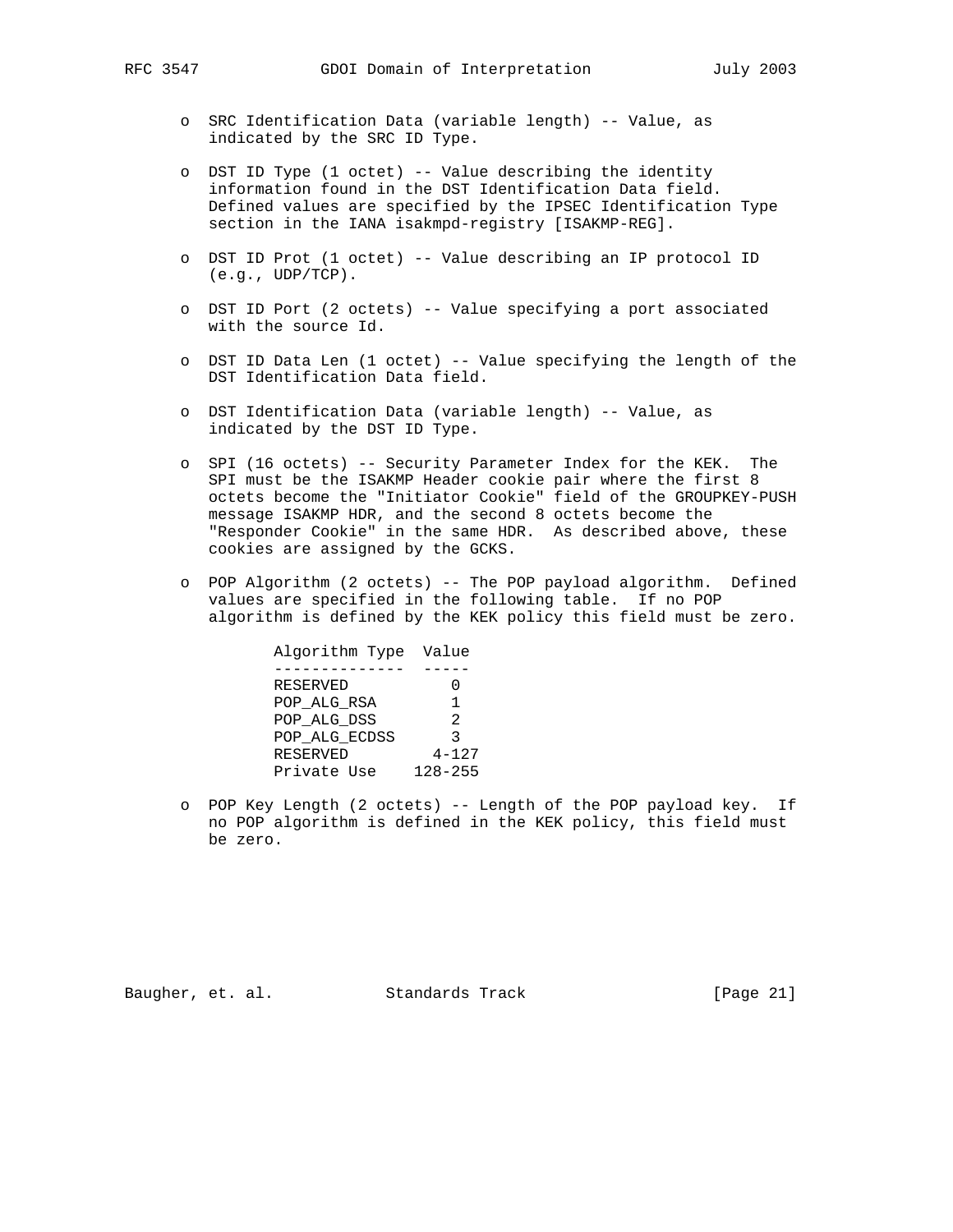- SRC Identification Data (variable length) -- Value, as indicated by the SRC ID Type.

- DST ID Type (1 octet) -- Value describing the identity information found in the DST Identification Data field. Defined values are specified by the IPSEC Identification Type section in the IANA isakmpd-registry [ISAKMP-REG].

- DST ID Prot (1 octet) -- Value describing an IP protocol ID (e.g., UDP/TCP).

- DST ID Port (2 octets) -- Value specifying a port associated with the source Id.

- DST ID Data Len (1 octet) -- Value specifying the length of the DST Identification Data field.

- DST Identification Data (variable length) -- Value, as indicated by the DST ID Type.

- SPI (16 octets) -- Security Parameter Index for the KEK. The SPI must be the ISAKMP Header cookie pair where the first 8 octets become the "Initiator Cookie" field of the GROUPKEY-PUSH message ISAKMP HDR, and the second 8 octets become the "Responder Cookie" in the same HDR. As described above, these cookies are assigned by the GCKS.

- POP Algorithm (2 octets) -- The POP payload algorithm. Defined values are specified in the following table. If no POP algorithm is defined by the KEK policy this field must be zero.

| Algorithm Type | Value |
| --- | --- |
| RESERVED | 0 |
| POP_ALG_RSA | 1 |
| POP_ALG_DSS | 2 |
| POP_ALG_ECDSS | 3 |
| RESERVED | 4-127 |
| Private Use | 128-255 |

- POP Key Length (2 octets) -- Length of the POP payload key. If no POP algorithm is defined in the KEK policy, this field must be zero.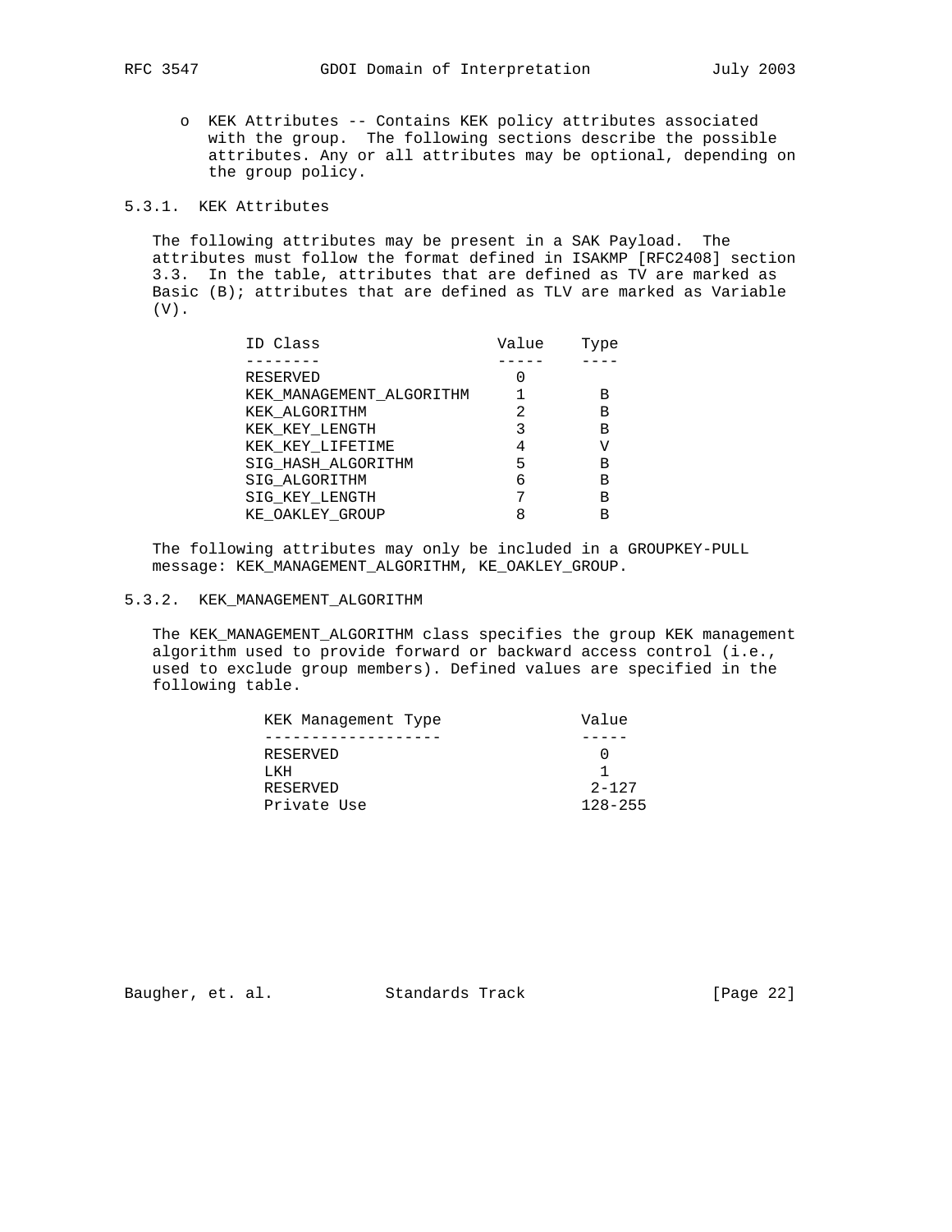- KEK Attributes -- Contains KEK policy attributes associated with the group. The following sections describe the possible attributes. Any or all attributes may be optional, depending on the group policy.

### 5.3.1. KEK Attributes

The following attributes may be present in a SAK Payload. The attributes must follow the format defined in ISAKMP [RFC2408] section 3.3. In the table, attributes that are defined as TV are marked as Basic (B); attributes that are defined as TLV are marked as Variable (V).

| ID Class | Value | Type |
|---|---|---|
| RESERVED | 0 | |
| KEK_MANAGEMENT_ALGORITHM | 1 | B |
| KEK_ALGORITHM | 2 | B |
| KEK_KEY_LENGTH | 3 | B |
| KEK_KEY_LIFETIME | 4 | V |
| SIG_HASH_ALGORITHM | 5 | B |
| SIG_ALGORITHM | 6 | B |
| SIG_KEY_LENGTH | 7 | B |
| KE_OAKLEY_GROUP | 8 | B |

The following attributes may only be included in a GROUPKEY-PULL message: KEK_MANAGEMENT_ALGORITHM, KE_OAKLEY_GROUP.

### 5.3.2. KEK_MANAGEMENT_ALGORITHM

The KEK_MANAGEMENT_ALGORITHM class specifies the group KEK management algorithm used to provide forward or backward access control (i.e., used to exclude group members). Defined values are specified in the following table.

| KEK Management Type | Value |
|---|---|
| RESERVED | 0 |
| LKH | 1 |
| RESERVED | 2-127 |
| Private Use | 128-255 |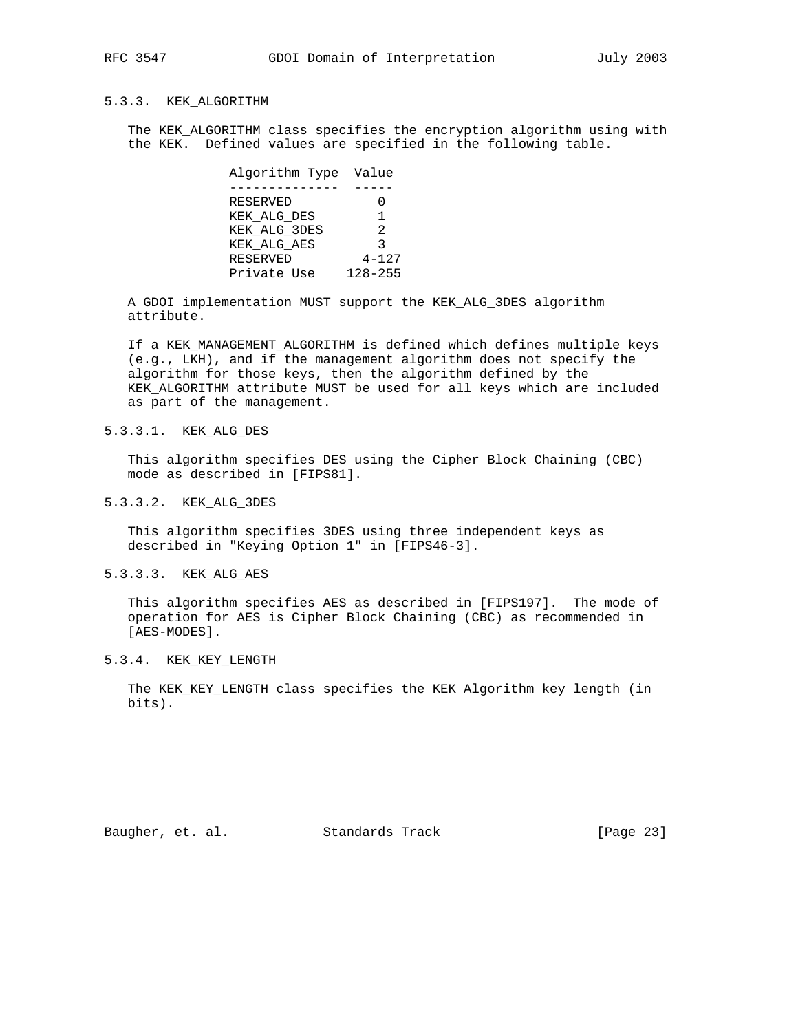### 5.3.3. KEK_ALGORITHM

The KEK_ALGORITHM class specifies the encryption algorithm using with the KEK. Defined values are specified in the following table.

| Algorithm Type | Value |
|---|---|
| RESERVED | 0 |
| KEK_ALG_DES | 1 |
| KEK_ALG_3DES | 2 |
| KEK_ALG_AES | 3 |
| RESERVED | 4-127 |
| Private Use | 128-255 |

A GDOI implementation MUST support the KEK_ALG_3DES algorithm attribute.

If a KEK_MANAGEMENT_ALGORITHM is defined which defines multiple keys (e.g., LKH), and if the management algorithm does not specify the algorithm for those keys, then the algorithm defined by the KEK_ALGORITHM attribute MUST be used for all keys which are included as part of the management.

#### 5.3.3.1. KEK_ALG_DES

This algorithm specifies DES using the Cipher Block Chaining (CBC) mode as described in [FIPS81].

#### 5.3.3.2. KEK_ALG_3DES

This algorithm specifies 3DES using three independent keys as described in "Keying Option 1" in [FIPS46-3].

#### 5.3.3.3. KEK_ALG_AES

This algorithm specifies AES as described in [FIPS197]. The mode of operation for AES is Cipher Block Chaining (CBC) as recommended in [AES-MODES].

### 5.3.4. KEK_KEY_LENGTH

The KEK_KEY_LENGTH class specifies the KEK Algorithm key length (in bits).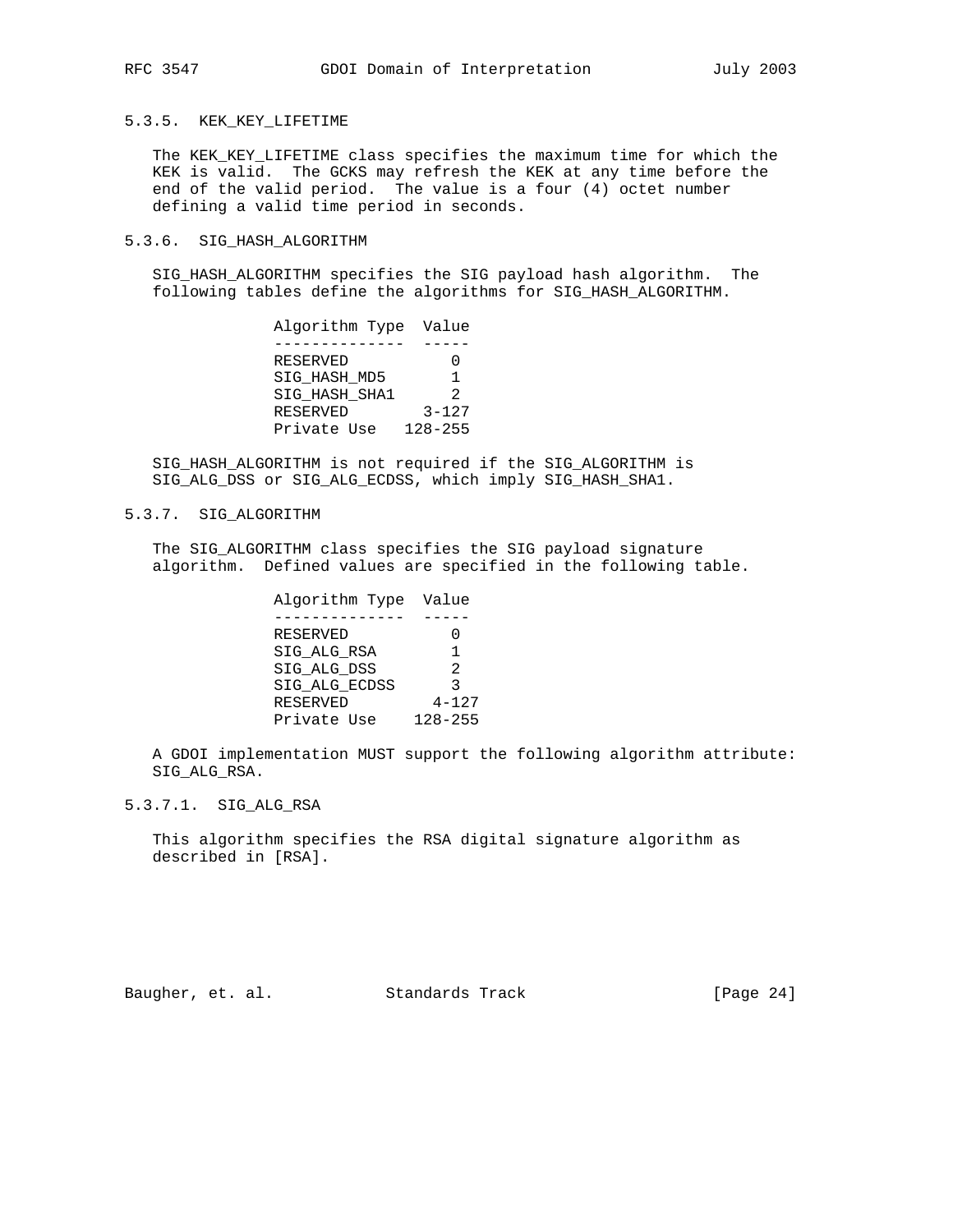#### 5.3.5. KEK_KEY_LIFETIME

The KEK_KEY_LIFETIME class specifies the maximum time for which the KEK is valid. The GCKS may refresh the KEK at any time before the end of the valid period. The value is a four (4) octet number defining a valid time period in seconds.

#### 5.3.6. SIG_HASH_ALGORITHM

SIG_HASH_ALGORITHM specifies the SIG payload hash algorithm. The following tables define the algorithms for SIG_HASH_ALGORITHM.

| Algorithm Type | Value |
|---|---|
| RESERVED | 0 |
| SIG_HASH_MD5 | 1 |
| SIG_HASH_SHA1 | 2 |
| RESERVED | 3-127 |
| Private Use | 128-255 |

SIG_HASH_ALGORITHM is not required if the SIG_ALGORITHM is SIG_ALG_DSS or SIG_ALG_ECDSS, which imply SIG_HASH_SHA1.

#### 5.3.7. SIG_ALGORITHM

The SIG_ALGORITHM class specifies the SIG payload signature algorithm. Defined values are specified in the following table.

| Algorithm Type | Value |
|---|---|
| RESERVED | 0 |
| SIG_ALG_RSA | 1 |
| SIG_ALG_DSS | 2 |
| SIG_ALG_ECDSS | 3 |
| RESERVED | 4-127 |
| Private Use | 128-255 |

A GDOI implementation MUST support the following algorithm attribute: SIG_ALG_RSA.

##### 5.3.7.1. SIG_ALG_RSA

This algorithm specifies the RSA digital signature algorithm as described in [RSA].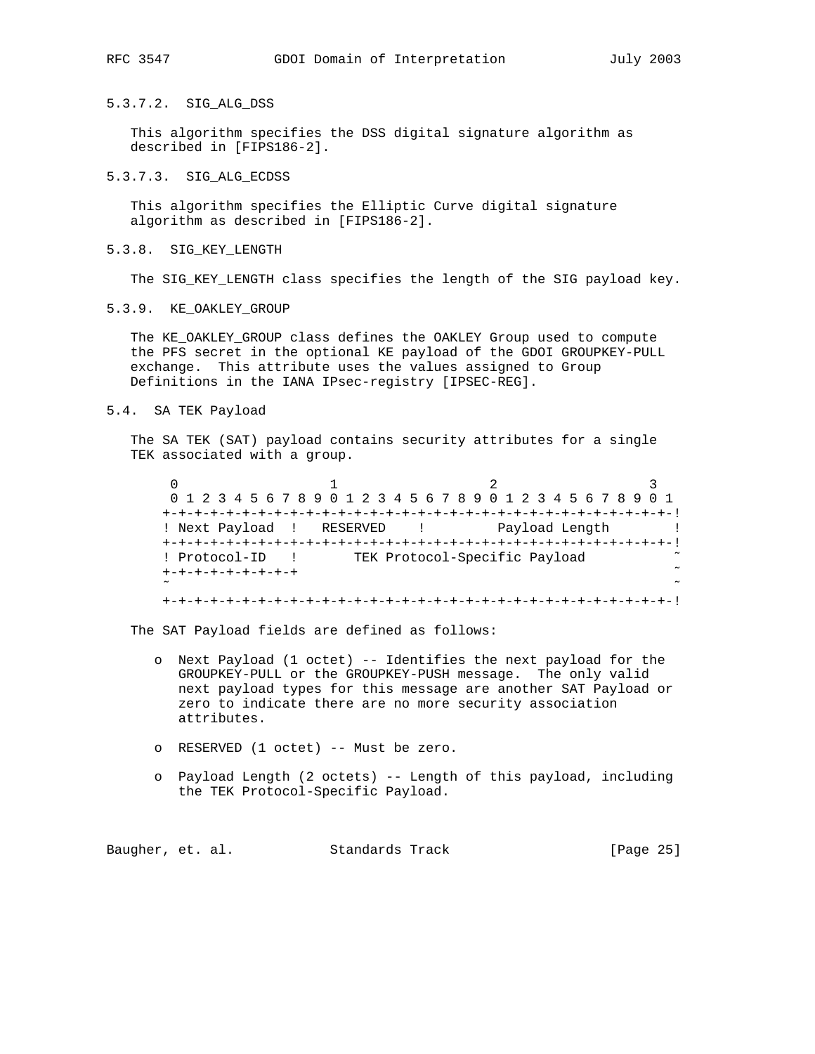#### 5.3.7.2. SIG_ALG_DSS

This algorithm specifies the DSS digital signature algorithm as described in [FIPS186-2].

#### 5.3.7.3. SIG_ALG_ECDSS

This algorithm specifies the Elliptic Curve digital signature algorithm as described in [FIPS186-2].

### 5.3.8. SIG_KEY_LENGTH

The SIG_KEY_LENGTH class specifies the length of the SIG payload key.

### 5.3.9. KE_OAKLEY_GROUP

The KE_OAKLEY_GROUP class defines the OAKLEY Group used to compute the PFS secret in the optional KE payload of the GDOI GROUPKEY-PULL exchange. This attribute uses the values assigned to Group Definitions in the IANA IPsec-registry [IPSEC-REG].

## 5.4. SA TEK Payload

The SA TEK (SAT) payload contains security attributes for a single TEK associated with a group.

```
 0                   1                   2                   3
 0 1 2 3 4 5 6 7 8 9 0 1 2 3 4 5 6 7 8 9 0 1 2 3 4 5 6 7 8 9 0 1
+-+-+-+-+-+-+-+-+-+-+-+-+-+-+-+-+-+-+-+-+-+-+-+-+-+-+-+-+-+-+-+-!
! Next Payload  !   RESERVED    !         Payload Length        !
+-+-+-+-+-+-+-+-+-+-+-+-+-+-+-+-+-+-+-+-+-+-+-+-+-+-+-+-+-+-+-+-!
! Protocol-ID   !       TEK Protocol-Specific Payload           ~
+-+-+-+-+-+-+-+-+                                               ~
~                                                               ~
+-+-+-+-+-+-+-+-+-+-+-+-+-+-+-+-+-+-+-+-+-+-+-+-+-+-+-+-+-+-+-+-!
```

The SAT Payload fields are defined as follows:

- o Next Payload (1 octet) -- Identifies the next payload for the GROUPKEY-PULL or the GROUPKEY-PUSH message. The only valid next payload types for this message are another SAT Payload or zero to indicate there are no more security association attributes.

- o RESERVED (1 octet) -- Must be zero.

- o Payload Length (2 octets) -- Length of this payload, including the TEK Protocol-Specific Payload.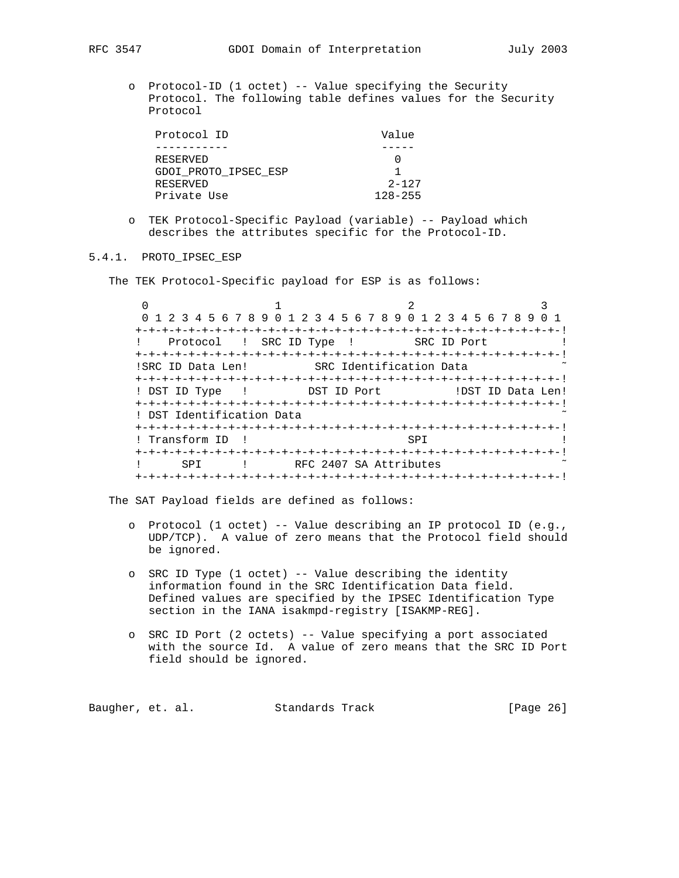- Protocol-ID (1 octet) -- Value specifying the Security Protocol. The following table defines values for the Security Protocol

| Protocol ID | Value |
| --- | --- |
| RESERVED | 0 |
| GDOI_PROTO_IPSEC_ESP | 1 |
| RESERVED | 2-127 |
| Private Use | 128-255 |

- TEK Protocol-Specific Payload (variable) -- Payload which describes the attributes specific for the Protocol-ID.

### 5.4.1. PROTO_IPSEC_ESP

The TEK Protocol-Specific payload for ESP is as follows:

```
 0                   1                   2                   3
 0 1 2 3 4 5 6 7 8 9 0 1 2 3 4 5 6 7 8 9 0 1 2 3 4 5 6 7 8 9 0 1
+-+-+-+-+-+-+-+-+-+-+-+-+-+-+-+-+-+-+-+-+-+-+-+-+-+-+-+-+-+-+-+-!
!    Protocol   ! SRC ID Type  !         SRC ID Port           !
+-+-+-+-+-+-+-+-+-+-+-+-+-+-+-+-+-+-+-+-+-+-+-+-+-+-+-+-+-+-+-+-!
!SRC ID Data Len!          SRC Identification Data              ~
+-+-+-+-+-+-+-+-+-+-+-+-+-+-+-+-+-+-+-+-+-+-+-+-+-+-+-+-+-+-+-+-!
! DST ID Type   !         DST ID Port           !DST ID Data Len!
+-+-+-+-+-+-+-+-+-+-+-+-+-+-+-+-+-+-+-+-+-+-+-+-+-+-+-+-+-+-+-+-!
! DST Identification Data                                       ~
+-+-+-+-+-+-+-+-+-+-+-+-+-+-+-+-+-+-+-+-+-+-+-+-+-+-+-+-+-+-+-+-!
! Transform ID  !                        SPI                    !
+-+-+-+-+-+-+-+-+-+-+-+-+-+-+-+-+-+-+-+-+-+-+-+-+-+-+-+-+-+-+-+-!
!      SPI      !       RFC 2407 SA Attributes                  ~
+-+-+-+-+-+-+-+-+-+-+-+-+-+-+-+-+-+-+-+-+-+-+-+-+-+-+-+-+-+-+-+-!
```

The SAT Payload fields are defined as follows:

- Protocol (1 octet) -- Value describing an IP protocol ID (e.g., UDP/TCP). A value of zero means that the Protocol field should be ignored.

- SRC ID Type (1 octet) -- Value describing the identity information found in the SRC Identification Data field. Defined values are specified by the IPSEC Identification Type section in the IANA isakmpd-registry [ISAKMP-REG].

- SRC ID Port (2 octets) -- Value specifying a port associated with the source Id. A value of zero means that the SRC ID Port field should be ignored.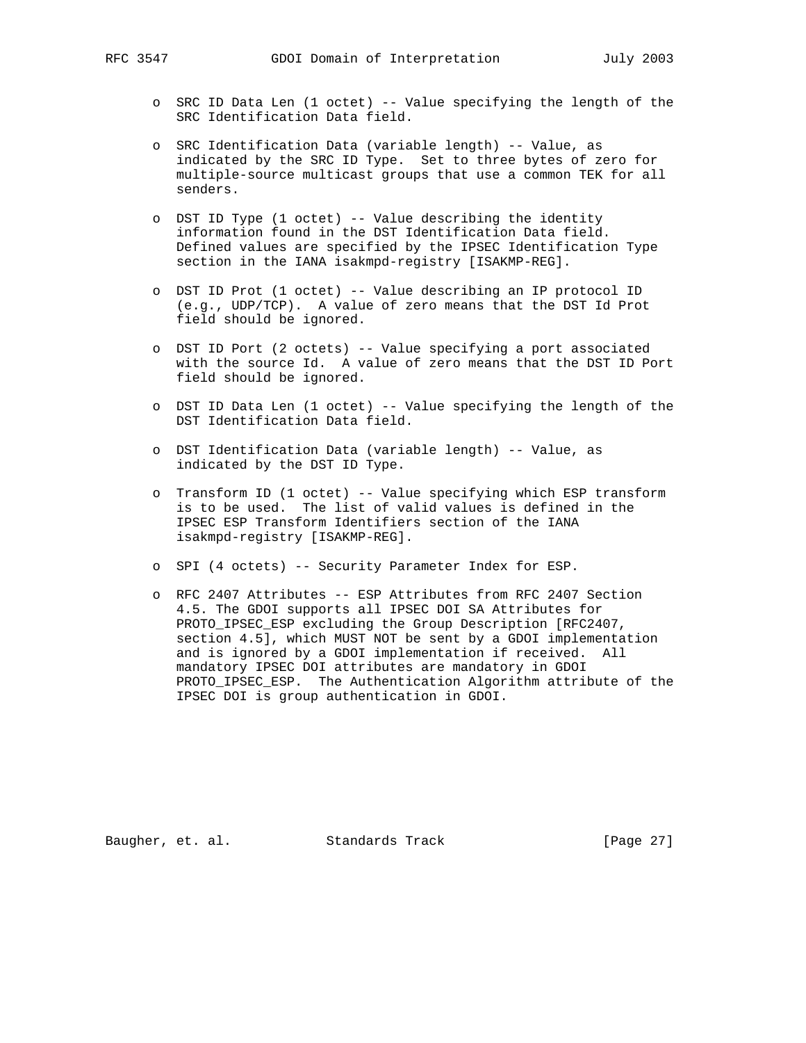- SRC ID Data Len (1 octet) -- Value specifying the length of the SRC Identification Data field.

- SRC Identification Data (variable length) -- Value, as indicated by the SRC ID Type. Set to three bytes of zero for multiple-source multicast groups that use a common TEK for all senders.

- DST ID Type (1 octet) -- Value describing the identity information found in the DST Identification Data field. Defined values are specified by the IPSEC Identification Type section in the IANA isakmpd-registry [ISAKMP-REG].

- DST ID Prot (1 octet) -- Value describing an IP protocol ID (e.g., UDP/TCP). A value of zero means that the DST Id Prot field should be ignored.

- DST ID Port (2 octets) -- Value specifying a port associated with the source Id. A value of zero means that the DST ID Port field should be ignored.

- DST ID Data Len (1 octet) -- Value specifying the length of the DST Identification Data field.

- DST Identification Data (variable length) -- Value, as indicated by the DST ID Type.

- Transform ID (1 octet) -- Value specifying which ESP transform is to be used. The list of valid values is defined in the IPSEC ESP Transform Identifiers section of the IANA isakmpd-registry [ISAKMP-REG].

- SPI (4 octets) -- Security Parameter Index for ESP.

- RFC 2407 Attributes -- ESP Attributes from RFC 2407 Section 4.5. The GDOI supports all IPSEC DOI SA Attributes for PROTO_IPSEC_ESP excluding the Group Description [RFC2407, section 4.5], which MUST NOT be sent by a GDOI implementation and is ignored by a GDOI implementation if received. All mandatory IPSEC DOI attributes are mandatory in GDOI PROTO_IPSEC_ESP. The Authentication Algorithm attribute of the IPSEC DOI is group authentication in GDOI.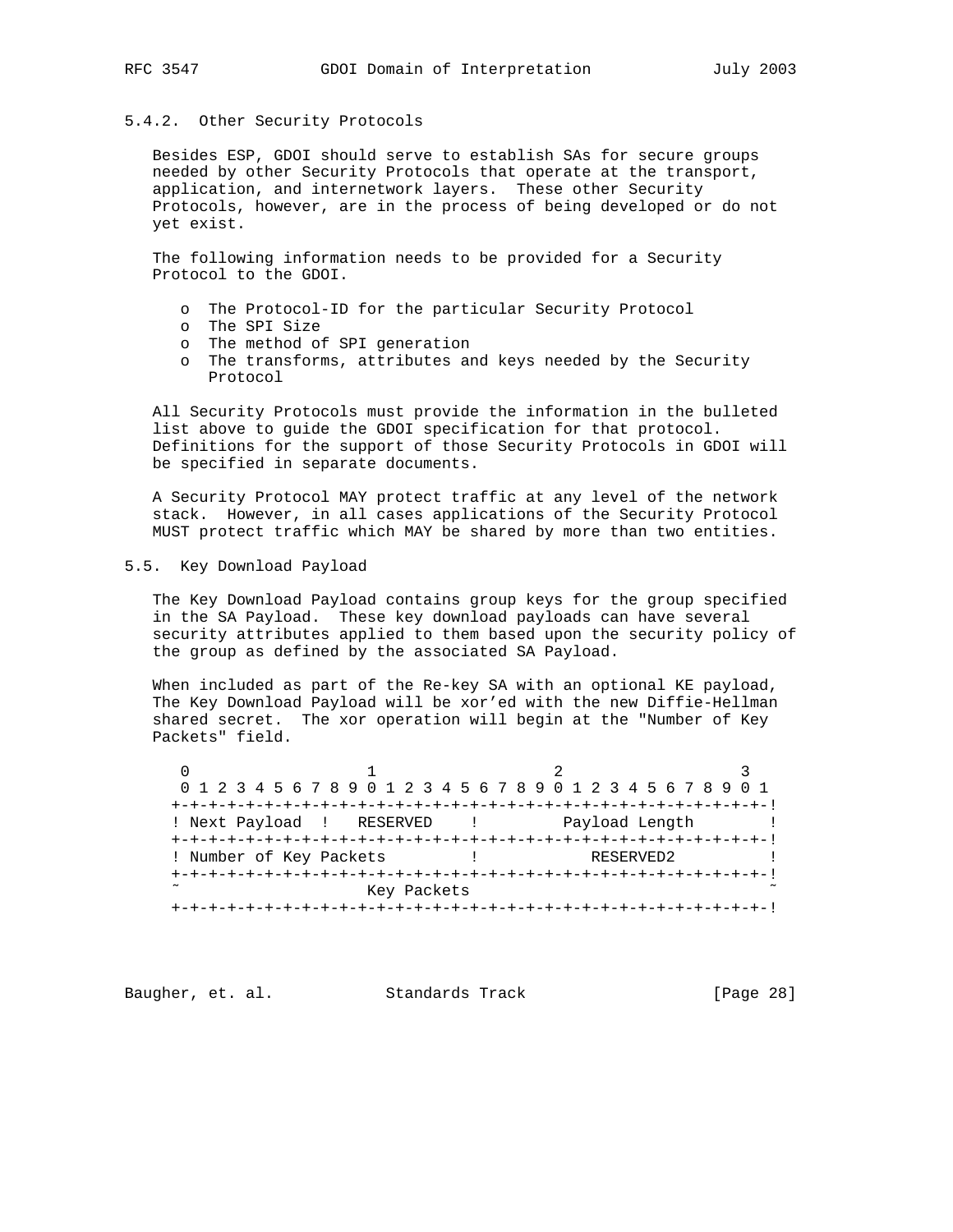### 5.4.2. Other Security Protocols

Besides ESP, GDOI should serve to establish SAs for secure groups needed by other Security Protocols that operate at the transport, application, and internetwork layers. These other Security Protocols, however, are in the process of being developed or do not yet exist.

The following information needs to be provided for a Security Protocol to the GDOI.

- The Protocol-ID for the particular Security Protocol
- The SPI Size
- The method of SPI generation
- The transforms, attributes and keys needed by the Security Protocol

All Security Protocols must provide the information in the bulleted list above to guide the GDOI specification for that protocol. Definitions for the support of those Security Protocols in GDOI will be specified in separate documents.

A Security Protocol MAY protect traffic at any level of the network stack. However, in all cases applications of the Security Protocol MUST protect traffic which MAY be shared by more than two entities.

## 5.5. Key Download Payload

The Key Download Payload contains group keys for the group specified in the SA Payload. These key download payloads can have several security attributes applied to them based upon the security policy of the group as defined by the associated SA Payload.

When included as part of the Re-key SA with an optional KE payload, The Key Download Payload will be xor'ed with the new Diffie-Hellman shared secret. The xor operation will begin at the "Number of Key Packets" field.

```
 0                   1                   2                   3
 0 1 2 3 4 5 6 7 8 9 0 1 2 3 4 5 6 7 8 9 0 1 2 3 4 5 6 7 8 9 0 1
+-+-+-+-+-+-+-+-+-+-+-+-+-+-+-+-+-+-+-+-+-+-+-+-+-+-+-+-+-+-+-+-!
! Next Payload  !   RESERVED    !         Payload Length        !
+-+-+-+-+-+-+-+-+-+-+-+-+-+-+-+-+-+-+-+-+-+-+-+-+-+-+-+-+-+-+-+-!
! Number of Key Packets         !            RESERVED2          !
+-+-+-+-+-+-+-+-+-+-+-+-+-+-+-+-+-+-+-+-+-+-+-+-+-+-+-+-+-+-+-+-!
~                    Key Packets                                ~
+-+-+-+-+-+-+-+-+-+-+-+-+-+-+-+-+-+-+-+-+-+-+-+-+-+-+-+-+-+-+-+-!
```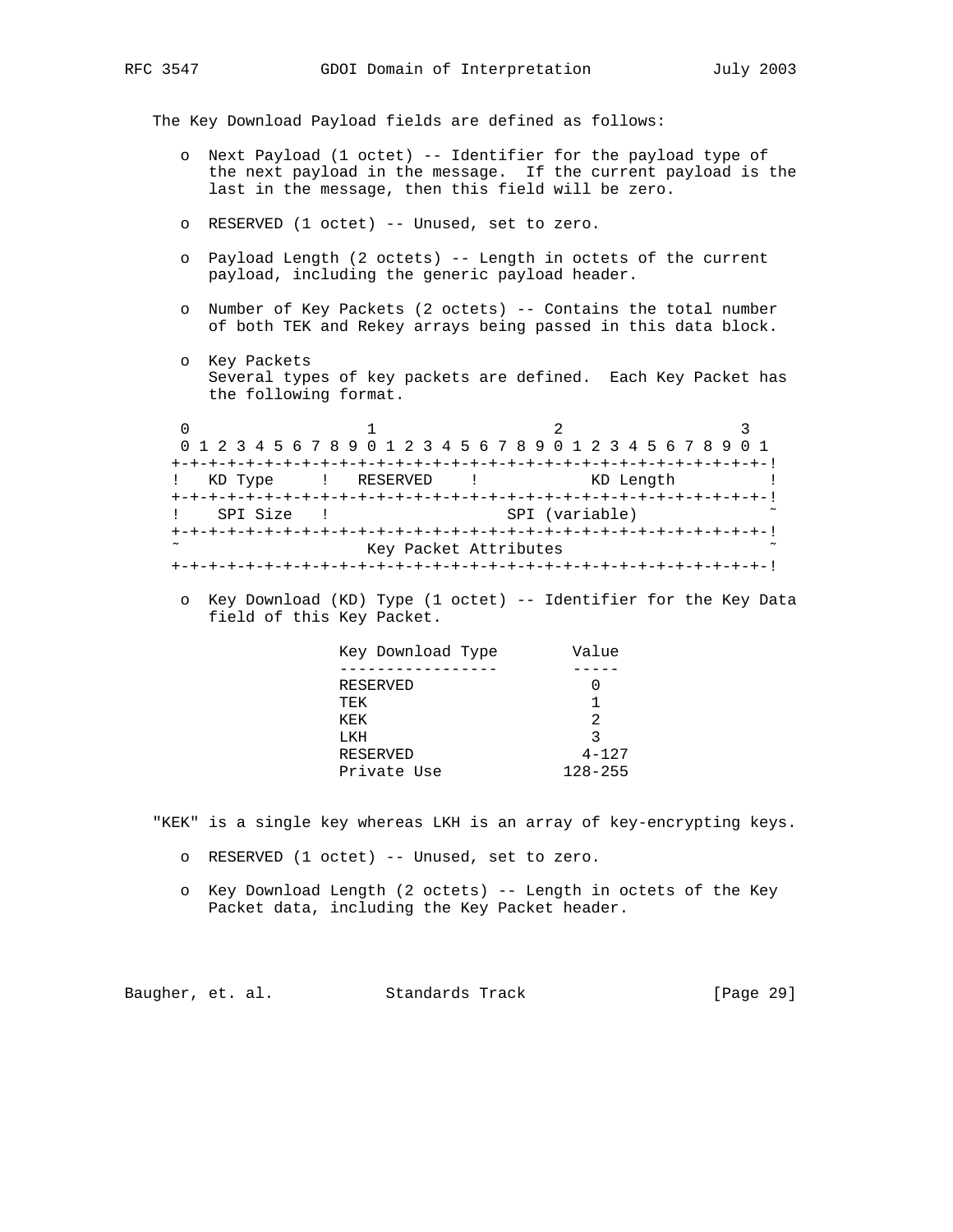The Key Download Payload fields are defined as follows:

- Next Payload (1 octet) -- Identifier for the payload type of the next payload in the message. If the current payload is the last in the message, then this field will be zero.

- RESERVED (1 octet) -- Unused, set to zero.

- Payload Length (2 octets) -- Length in octets of the current payload, including the generic payload header.

- Number of Key Packets (2 octets) -- Contains the total number of both TEK and Rekey arrays being passed in this data block.

- Key Packets
  Several types of key packets are defined. Each Key Packet has the following format.

```
 0                   1                   2                   3
 0 1 2 3 4 5 6 7 8 9 0 1 2 3 4 5 6 7 8 9 0 1 2 3 4 5 6 7 8 9 0 1
+-+-+-+-+-+-+-+-+-+-+-+-+-+-+-+-+-+-+-+-+-+-+-+-+-+-+-+-+-+-+-+-!
!   KD Type     !   RESERVED    !            KD Length          !
+-+-+-+-+-+-+-+-+-+-+-+-+-+-+-+-+-+-+-+-+-+-+-+-+-+-+-+-+-+-+-+-!
!    SPI Size   !                   SPI (variable)              ~
+-+-+-+-+-+-+-+-+-+-+-+-+-+-+-+-+-+-+-+-+-+-+-+-+-+-+-+-+-+-+-+-!
~                    Key Packet Attributes                      ~
+-+-+-+-+-+-+-+-+-+-+-+-+-+-+-+-+-+-+-+-+-+-+-+-+-+-+-+-+-+-+-+-!
```

- Key Download (KD) Type (1 octet) -- Identifier for the Key Data field of this Key Packet.

| Key Download Type | Value |
| --- | --- |
| RESERVED | 0 |
| TEK | 1 |
| KEK | 2 |
| LKH | 3 |
| RESERVED | 4-127 |
| Private Use | 128-255 |

"KEK" is a single key whereas LKH is an array of key-encrypting keys.

- RESERVED (1 octet) -- Unused, set to zero.

- Key Download Length (2 octets) -- Length in octets of the Key Packet data, including the Key Packet header.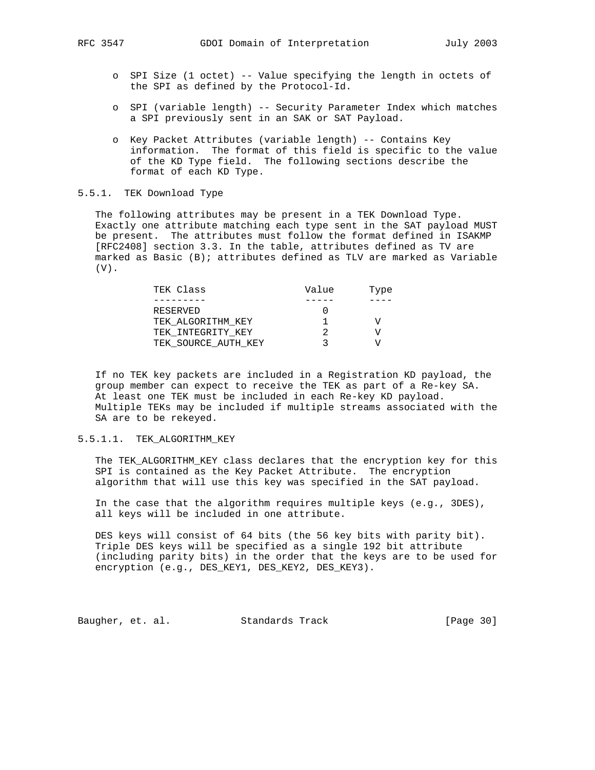- SPI Size (1 octet) -- Value specifying the length in octets of the SPI as defined by the Protocol-Id.

- SPI (variable length) -- Security Parameter Index which matches a SPI previously sent in an SAK or SAT Payload.

- Key Packet Attributes (variable length) -- Contains Key information. The format of this field is specific to the value of the KD Type field. The following sections describe the format of each KD Type.

### 5.5.1. TEK Download Type

The following attributes may be present in a TEK Download Type. Exactly one attribute matching each type sent in the SAT payload MUST be present. The attributes must follow the format defined in ISAKMP [RFC2408] section 3.3. In the table, attributes defined as TV are marked as Basic (B); attributes defined as TLV are marked as Variable (V).

| TEK Class | Value | Type |
|---|---|---|
| RESERVED | 0 | |
| TEK_ALGORITHM_KEY | 1 | V |
| TEK_INTEGRITY_KEY | 2 | V |
| TEK_SOURCE_AUTH_KEY | 3 | V |

If no TEK key packets are included in a Registration KD payload, the group member can expect to receive the TEK as part of a Re-key SA. At least one TEK must be included in each Re-key KD payload. Multiple TEKs may be included if multiple streams associated with the SA are to be rekeyed.

#### 5.5.1.1. TEK_ALGORITHM_KEY

The TEK_ALGORITHM_KEY class declares that the encryption key for this SPI is contained as the Key Packet Attribute. The encryption algorithm that will use this key was specified in the SAT payload.

In the case that the algorithm requires multiple keys (e.g., 3DES), all keys will be included in one attribute.

DES keys will consist of 64 bits (the 56 key bits with parity bit). Triple DES keys will be specified as a single 192 bit attribute (including parity bits) in the order that the keys are to be used for encryption (e.g., DES_KEY1, DES_KEY2, DES_KEY3).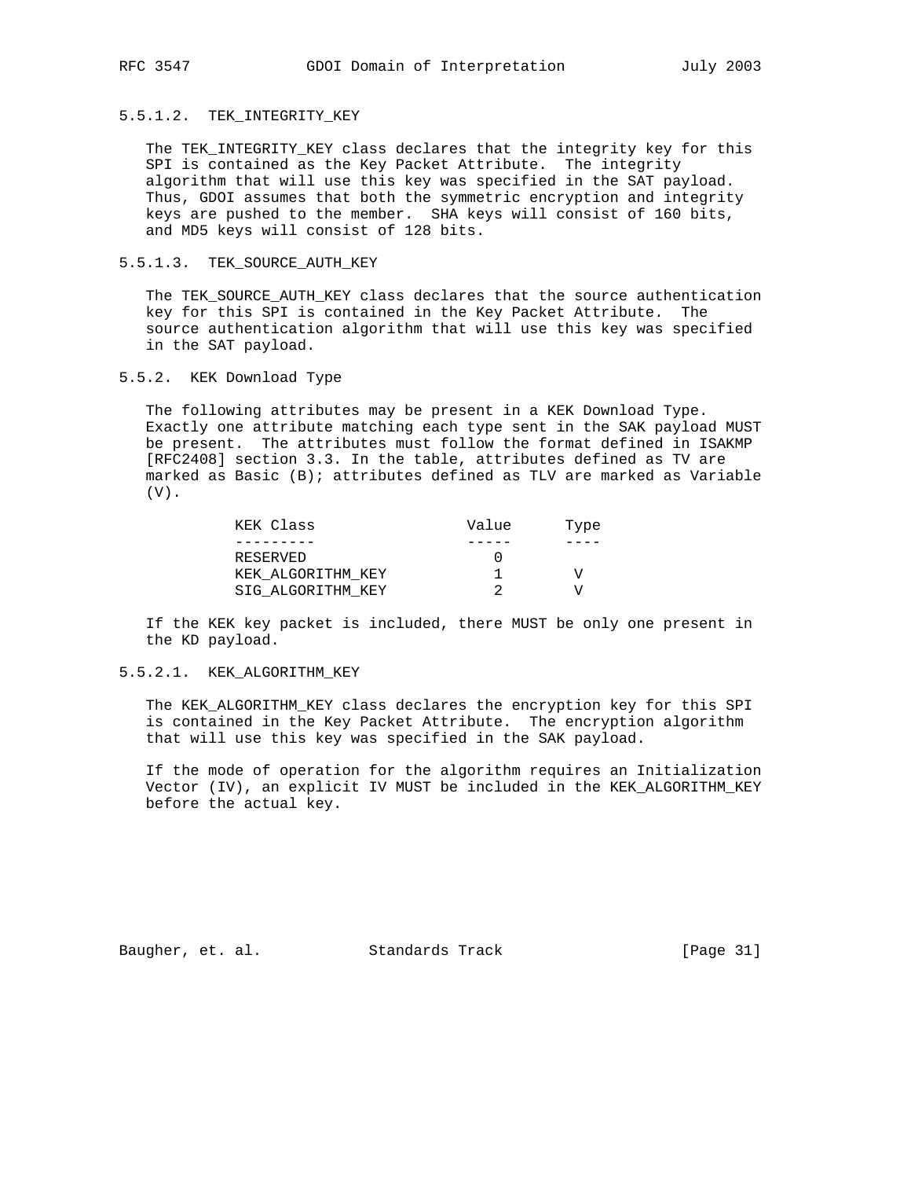#### 5.5.1.2. TEK_INTEGRITY_KEY

The TEK_INTEGRITY_KEY class declares that the integrity key for this SPI is contained as the Key Packet Attribute. The integrity algorithm that will use this key was specified in the SAT payload. Thus, GDOI assumes that both the symmetric encryption and integrity keys are pushed to the member. SHA keys will consist of 160 bits, and MD5 keys will consist of 128 bits.

#### 5.5.1.3. TEK_SOURCE_AUTH_KEY

The TEK_SOURCE_AUTH_KEY class declares that the source authentication key for this SPI is contained in the Key Packet Attribute. The source authentication algorithm that will use this key was specified in the SAT payload.

### 5.5.2. KEK Download Type

The following attributes may be present in a KEK Download Type. Exactly one attribute matching each type sent in the SAK payload MUST be present. The attributes must follow the format defined in ISAKMP [RFC2408] section 3.3. In the table, attributes defined as TV are marked as Basic (B); attributes defined as TLV are marked as Variable (V).

| KEK Class | Value | Type |
|---|---|---|
| RESERVED | 0 | |
| KEK_ALGORITHM_KEY | 1 | V |
| SIG_ALGORITHM_KEY | 2 | V |

If the KEK key packet is included, there MUST be only one present in the KD payload.

#### 5.5.2.1. KEK_ALGORITHM_KEY

The KEK_ALGORITHM_KEY class declares the encryption key for this SPI is contained in the Key Packet Attribute. The encryption algorithm that will use this key was specified in the SAK payload.

If the mode of operation for the algorithm requires an Initialization Vector (IV), an explicit IV MUST be included in the KEK_ALGORITHM_KEY before the actual key.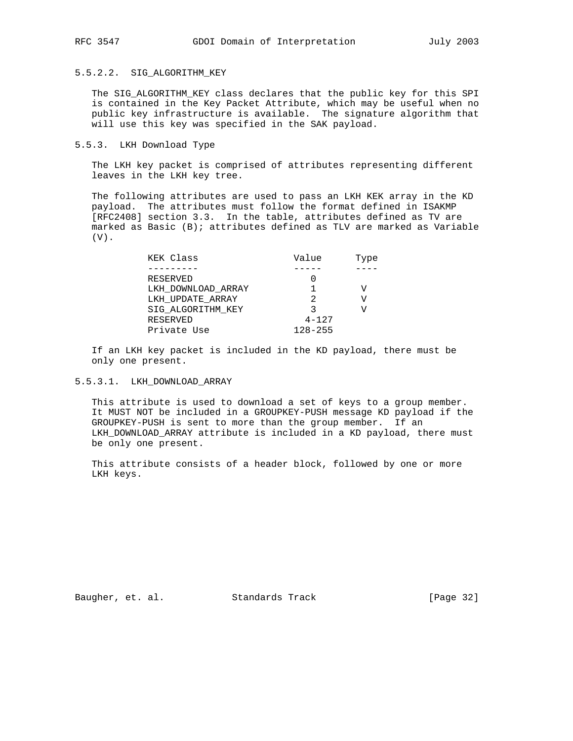#### 5.5.2.2. SIG_ALGORITHM_KEY

The SIG_ALGORITHM_KEY class declares that the public key for this SPI is contained in the Key Packet Attribute, which may be useful when no public key infrastructure is available. The signature algorithm that will use this key was specified in the SAK payload.

### 5.5.3. LKH Download Type

The LKH key packet is comprised of attributes representing different leaves in the LKH key tree.

The following attributes are used to pass an LKH KEK array in the KD payload. The attributes must follow the format defined in ISAKMP [RFC2408] section 3.3. In the table, attributes defined as TV are marked as Basic (B); attributes defined as TLV are marked as Variable (V).

| KEK Class | Value | Type |
|---|---|---|
| RESERVED | 0 | |
| LKH_DOWNLOAD_ARRAY | 1 | V |
| LKH_UPDATE_ARRAY | 2 | V |
| SIG_ALGORITHM_KEY | 3 | V |
| RESERVED | 4-127 | |
| Private Use | 128-255 | |

If an LKH key packet is included in the KD payload, there must be only one present.

#### 5.5.3.1. LKH_DOWNLOAD_ARRAY

This attribute is used to download a set of keys to a group member. It MUST NOT be included in a GROUPKEY-PUSH message KD payload if the GROUPKEY-PUSH is sent to more than the group member. If an LKH_DOWNLOAD_ARRAY attribute is included in a KD payload, there must be only one present.

This attribute consists of a header block, followed by one or more LKH keys.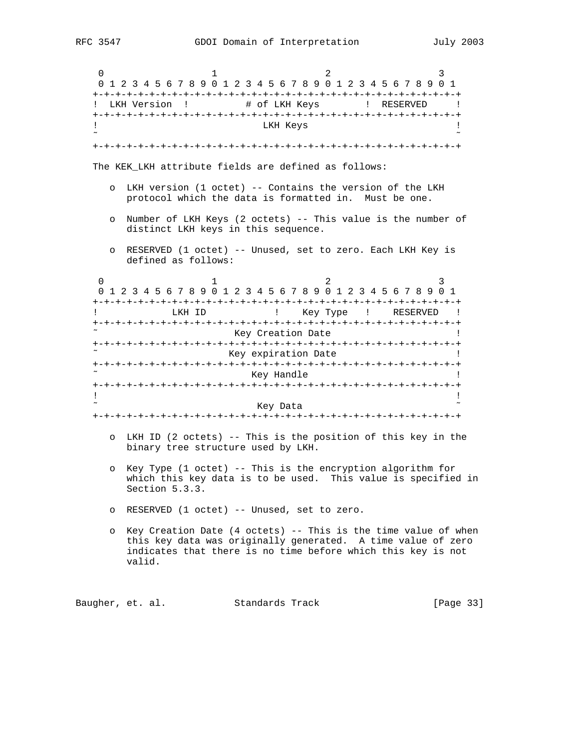```
 0                   1                   2                   3
 0 1 2 3 4 5 6 7 8 9 0 1 2 3 4 5 6 7 8 9 0 1 2 3 4 5 6 7 8 9 0 1
+-+-+-+-+-+-+-+-+-+-+-+-+-+-+-+-+-+-+-+-+-+-+-+-+-+-+-+-+-+-+-+-+
!  LKH Version  !          # of LKH Keys        !  RESERVED     !
+-+-+-+-+-+-+-+-+-+-+-+-+-+-+-+-+-+-+-+-+-+-+-+-+-+-+-+-+-+-+-+-+
!                            LKH Keys                           !
~                                                               ~
+-+-+-+-+-+-+-+-+-+-+-+-+-+-+-+-+-+-+-+-+-+-+-+-+-+-+-+-+-+-+-+-+
```

The KEK_LKH attribute fields are defined as follows:

- LKH version (1 octet) -- Contains the version of the LKH protocol which the data is formatted in. Must be one.
- Number of LKH Keys (2 octets) -- This value is the number of distinct LKH keys in this sequence.
- RESERVED (1 octet) -- Unused, set to zero. Each LKH Key is defined as follows:

```
 0                   1                   2                   3
 0 1 2 3 4 5 6 7 8 9 0 1 2 3 4 5 6 7 8 9 0 1 2 3 4 5 6 7 8 9 0 1
+-+-+-+-+-+-+-+-+-+-+-+-+-+-+-+-+-+-+-+-+-+-+-+-+-+-+-+-+-+-+-+-+
!            LKH ID             !    Key Type   !    RESERVED   !
+-+-+-+-+-+-+-+-+-+-+-+-+-+-+-+-+-+-+-+-+-+-+-+-+-+-+-+-+-+-+-+-+
~                       Key Creation Date                       !
+-+-+-+-+-+-+-+-+-+-+-+-+-+-+-+-+-+-+-+-+-+-+-+-+-+-+-+-+-+-+-+-+
~                      Key expiration Date                      !
+-+-+-+-+-+-+-+-+-+-+-+-+-+-+-+-+-+-+-+-+-+-+-+-+-+-+-+-+-+-+-+-+
~                           Key Handle                          !
+-+-+-+-+-+-+-+-+-+-+-+-+-+-+-+-+-+-+-+-+-+-+-+-+-+-+-+-+-+-+-+-+
!                                                               !
~                            Key Data                           ~
+-+-+-+-+-+-+-+-+-+-+-+-+-+-+-+-+-+-+-+-+-+-+-+-+-+-+-+-+-+-+-+-+
```

- LKH ID (2 octets) -- This is the position of this key in the binary tree structure used by LKH.
- Key Type (1 octet) -- This is the encryption algorithm for which this key data is to be used. This value is specified in Section 5.3.3.
- RESERVED (1 octet) -- Unused, set to zero.
- Key Creation Date (4 octets) -- This is the time value of when this key data was originally generated. A time value of zero indicates that there is no time before which this key is not valid.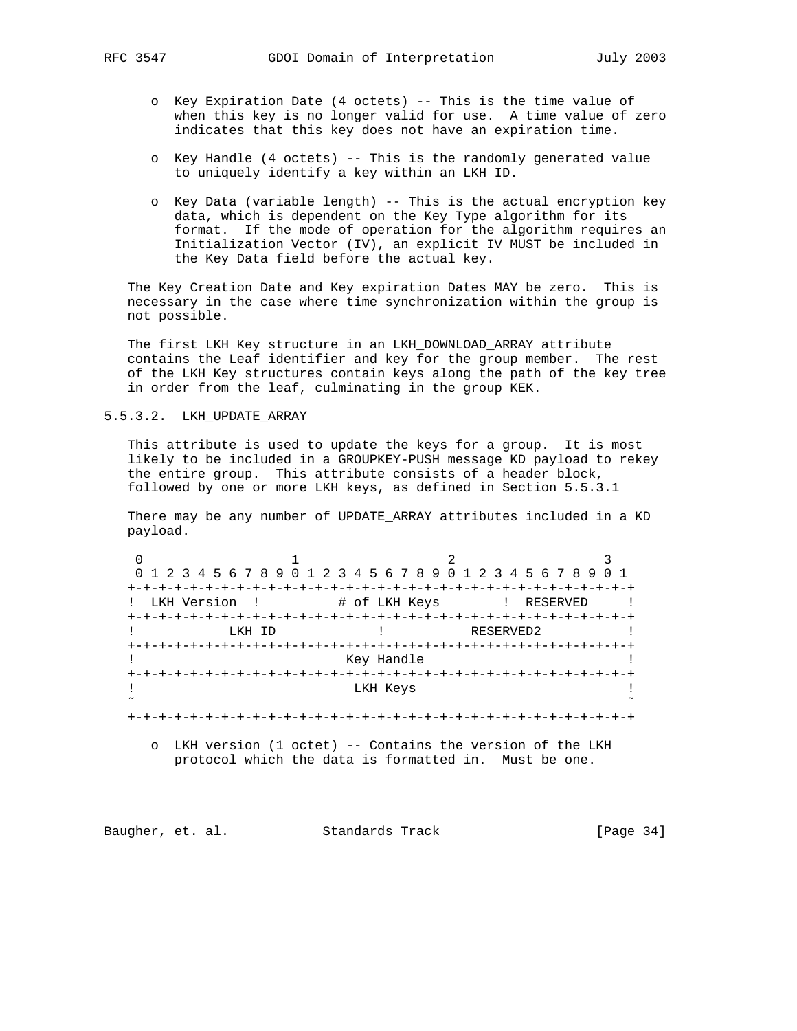- Key Expiration Date (4 octets) -- This is the time value of when this key is no longer valid for use. A time value of zero indicates that this key does not have an expiration time.

- Key Handle (4 octets) -- This is the randomly generated value to uniquely identify a key within an LKH ID.

- Key Data (variable length) -- This is the actual encryption key data, which is dependent on the Key Type algorithm for its format. If the mode of operation for the algorithm requires an Initialization Vector (IV), an explicit IV MUST be included in the Key Data field before the actual key.

The Key Creation Date and Key expiration Dates MAY be zero. This is necessary in the case where time synchronization within the group is not possible.

The first LKH Key structure in an LKH_DOWNLOAD_ARRAY attribute contains the Leaf identifier and key for the group member. The rest of the LKH Key structures contain keys along the path of the key tree in order from the leaf, culminating in the group KEK.

### 5.5.3.2. LKH_UPDATE_ARRAY

This attribute is used to update the keys for a group. It is most likely to be included in a GROUPKEY-PUSH message KD payload to rekey the entire group. This attribute consists of a header block, followed by one or more LKH keys, as defined in Section 5.5.3.1

There may be any number of UPDATE_ARRAY attributes included in a KD payload.

```
 0                   1                   2                   3
 0 1 2 3 4 5 6 7 8 9 0 1 2 3 4 5 6 7 8 9 0 1 2 3 4 5 6 7 8 9 0 1
+-+-+-+-+-+-+-+-+-+-+-+-+-+-+-+-+-+-+-+-+-+-+-+-+-+-+-+-+-+-+-+-+
!  LKH Version  !          # of LKH Keys        !  RESERVED     !
+-+-+-+-+-+-+-+-+-+-+-+-+-+-+-+-+-+-+-+-+-+-+-+-+-+-+-+-+-+-+-+-+
!            LKH ID             !           RESERVED2           !
+-+-+-+-+-+-+-+-+-+-+-+-+-+-+-+-+-+-+-+-+-+-+-+-+-+-+-+-+-+-+-+-+
!                           Key Handle                          !
+-+-+-+-+-+-+-+-+-+-+-+-+-+-+-+-+-+-+-+-+-+-+-+-+-+-+-+-+-+-+-+-+
!                            LKH Keys                           !
~                                                               ~
+-+-+-+-+-+-+-+-+-+-+-+-+-+-+-+-+-+-+-+-+-+-+-+-+-+-+-+-+-+-+-+-+
```

- LKH version (1 octet) -- Contains the version of the LKH protocol which the data is formatted in. Must be one.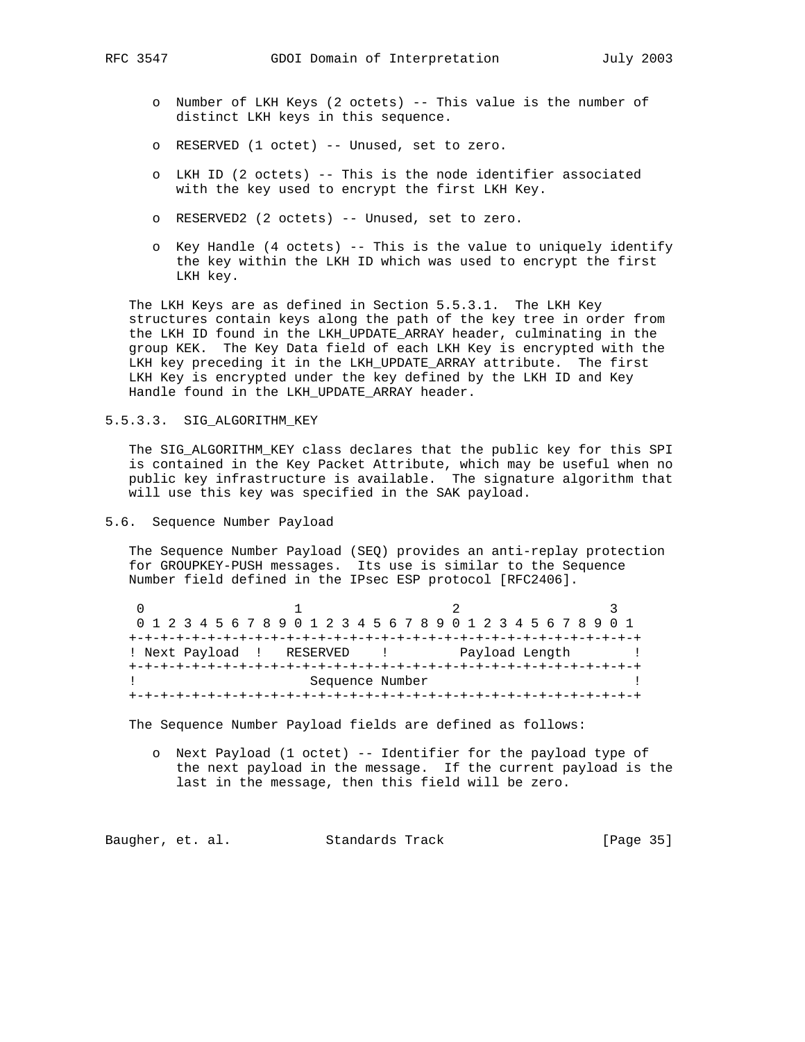- Number of LKH Keys (2 octets) -- This value is the number of distinct LKH keys in this sequence.

- RESERVED (1 octet) -- Unused, set to zero.

- LKH ID (2 octets) -- This is the node identifier associated with the key used to encrypt the first LKH Key.

- RESERVED2 (2 octets) -- Unused, set to zero.

- Key Handle (4 octets) -- This is the value to uniquely identify the key within the LKH ID which was used to encrypt the first LKH key.

The LKH Keys are as defined in Section 5.5.3.1. The LKH Key structures contain keys along the path of the key tree in order from the LKH ID found in the LKH_UPDATE_ARRAY header, culminating in the group KEK. The Key Data field of each LKH Key is encrypted with the LKH key preceding it in the LKH_UPDATE_ARRAY attribute. The first LKH Key is encrypted under the key defined by the LKH ID and Key Handle found in the LKH_UPDATE_ARRAY header.

#### 5.5.3.3. SIG_ALGORITHM_KEY

The SIG_ALGORITHM_KEY class declares that the public key for this SPI is contained in the Key Packet Attribute, which may be useful when no public key infrastructure is available. The signature algorithm that will use this key was specified in the SAK payload.

### 5.6. Sequence Number Payload

The Sequence Number Payload (SEQ) provides an anti-replay protection for GROUPKEY-PUSH messages. Its use is similar to the Sequence Number field defined in the IPsec ESP protocol [RFC2406].

```
 0                   1                   2                   3
 0 1 2 3 4 5 6 7 8 9 0 1 2 3 4 5 6 7 8 9 0 1 2 3 4 5 6 7 8 9 0 1
+-+-+-+-+-+-+-+-+-+-+-+-+-+-+-+-+-+-+-+-+-+-+-+-+-+-+-+-+-+-+-+-+
! Next Payload  !   RESERVED    !         Payload Length        !
+-+-+-+-+-+-+-+-+-+-+-+-+-+-+-+-+-+-+-+-+-+-+-+-+-+-+-+-+-+-+-+-+
!                     Sequence Number                           !
+-+-+-+-+-+-+-+-+-+-+-+-+-+-+-+-+-+-+-+-+-+-+-+-+-+-+-+-+-+-+-+-+
```

The Sequence Number Payload fields are defined as follows:

- Next Payload (1 octet) -- Identifier for the payload type of the next payload in the message. If the current payload is the last in the message, then this field will be zero.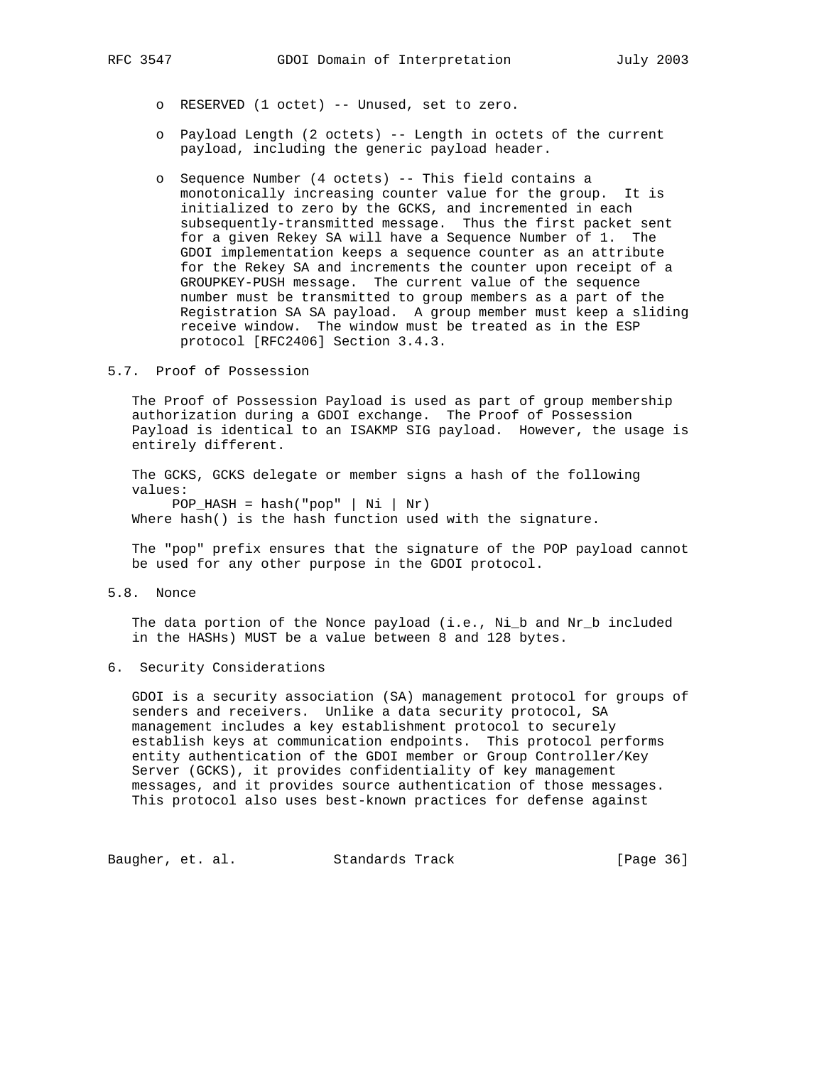- RESERVED (1 octet) -- Unused, set to zero.

- Payload Length (2 octets) -- Length in octets of the current payload, including the generic payload header.

- Sequence Number (4 octets) -- This field contains a monotonically increasing counter value for the group. It is initialized to zero by the GCKS, and incremented in each subsequently-transmitted message. Thus the first packet sent for a given Rekey SA will have a Sequence Number of 1. The GDOI implementation keeps a sequence counter as an attribute for the Rekey SA and increments the counter upon receipt of a GROUPKEY-PUSH message. The current value of the sequence number must be transmitted to group members as a part of the Registration SA SA payload. A group member must keep a sliding receive window. The window must be treated as in the ESP protocol [RFC2406] Section 3.4.3.

## 5.7. Proof of Possession

The Proof of Possession Payload is used as part of group membership authorization during a GDOI exchange. The Proof of Possession Payload is identical to an ISAKMP SIG payload. However, the usage is entirely different.

The GCKS, GCKS delegate or member signs a hash of the following values:

```
     POP_HASH = hash("pop" | Ni | Nr)
```

Where hash() is the hash function used with the signature.

The "pop" prefix ensures that the signature of the POP payload cannot be used for any other purpose in the GDOI protocol.

## 5.8. Nonce

The data portion of the Nonce payload (i.e., Ni_b and Nr_b included in the HASHs) MUST be a value between 8 and 128 bytes.

# 6. Security Considerations

GDOI is a security association (SA) management protocol for groups of senders and receivers. Unlike a data security protocol, SA management includes a key establishment protocol to securely establish keys at communication endpoints. This protocol performs entity authentication of the GDOI member or Group Controller/Key Server (GCKS), it provides confidentiality of key management messages, and it provides source authentication of those messages. This protocol also uses best-known practices for defense against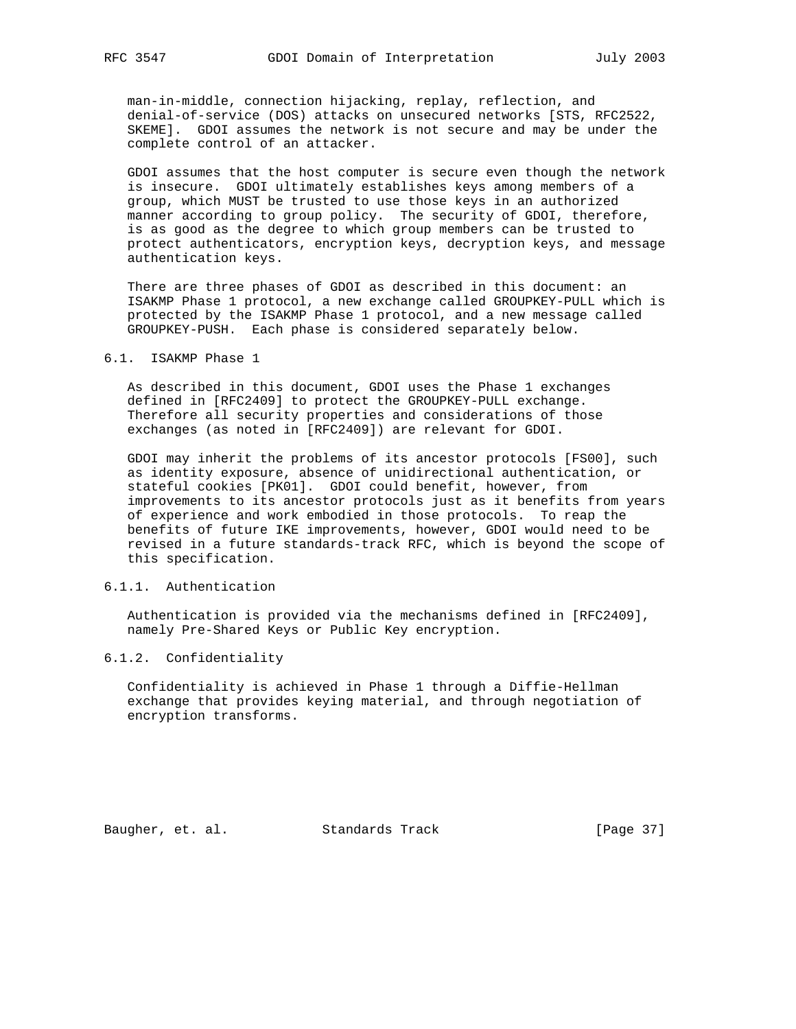man-in-middle, connection hijacking, replay, reflection, and denial-of-service (DOS) attacks on unsecured networks [STS, RFC2522, SKEME]. GDOI assumes the network is not secure and may be under the complete control of an attacker.

GDOI assumes that the host computer is secure even though the network is insecure. GDOI ultimately establishes keys among members of a group, which MUST be trusted to use those keys in an authorized manner according to group policy. The security of GDOI, therefore, is as good as the degree to which group members can be trusted to protect authenticators, encryption keys, decryption keys, and message authentication keys.

There are three phases of GDOI as described in this document: an ISAKMP Phase 1 protocol, a new exchange called GROUPKEY-PULL which is protected by the ISAKMP Phase 1 protocol, and a new message called GROUPKEY-PUSH. Each phase is considered separately below.

### 6.1. ISAKMP Phase 1

As described in this document, GDOI uses the Phase 1 exchanges defined in [RFC2409] to protect the GROUPKEY-PULL exchange. Therefore all security properties and considerations of those exchanges (as noted in [RFC2409]) are relevant for GDOI.

GDOI may inherit the problems of its ancestor protocols [FS00], such as identity exposure, absence of unidirectional authentication, or stateful cookies [PK01]. GDOI could benefit, however, from improvements to its ancestor protocols just as it benefits from years of experience and work embodied in those protocols. To reap the benefits of future IKE improvements, however, GDOI would need to be revised in a future standards-track RFC, which is beyond the scope of this specification.

#### 6.1.1. Authentication

Authentication is provided via the mechanisms defined in [RFC2409], namely Pre-Shared Keys or Public Key encryption.

#### 6.1.2. Confidentiality

Confidentiality is achieved in Phase 1 through a Diffie-Hellman exchange that provides keying material, and through negotiation of encryption transforms.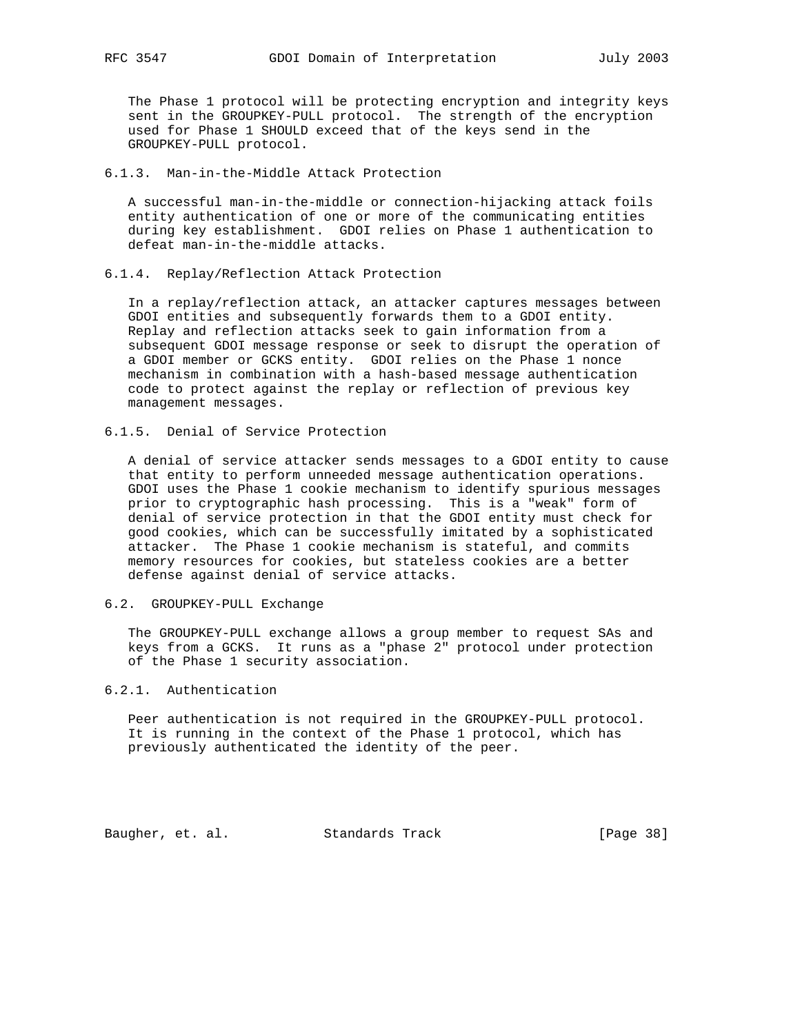The Phase 1 protocol will be protecting encryption and integrity keys sent in the GROUPKEY-PULL protocol. The strength of the encryption used for Phase 1 SHOULD exceed that of the keys send in the GROUPKEY-PULL protocol.

### 6.1.3. Man-in-the-Middle Attack Protection

A successful man-in-the-middle or connection-hijacking attack foils entity authentication of one or more of the communicating entities during key establishment. GDOI relies on Phase 1 authentication to defeat man-in-the-middle attacks.

### 6.1.4. Replay/Reflection Attack Protection

In a replay/reflection attack, an attacker captures messages between GDOI entities and subsequently forwards them to a GDOI entity. Replay and reflection attacks seek to gain information from a subsequent GDOI message response or seek to disrupt the operation of a GDOI member or GCKS entity. GDOI relies on the Phase 1 nonce mechanism in combination with a hash-based message authentication code to protect against the replay or reflection of previous key management messages.

### 6.1.5. Denial of Service Protection

A denial of service attacker sends messages to a GDOI entity to cause that entity to perform unneeded message authentication operations. GDOI uses the Phase 1 cookie mechanism to identify spurious messages prior to cryptographic hash processing. This is a "weak" form of denial of service protection in that the GDOI entity must check for good cookies, which can be successfully imitated by a sophisticated attacker. The Phase 1 cookie mechanism is stateful, and commits memory resources for cookies, but stateless cookies are a better defense against denial of service attacks.

## 6.2. GROUPKEY-PULL Exchange

The GROUPKEY-PULL exchange allows a group member to request SAs and keys from a GCKS. It runs as a "phase 2" protocol under protection of the Phase 1 security association.

### 6.2.1. Authentication

Peer authentication is not required in the GROUPKEY-PULL protocol. It is running in the context of the Phase 1 protocol, which has previously authenticated the identity of the peer.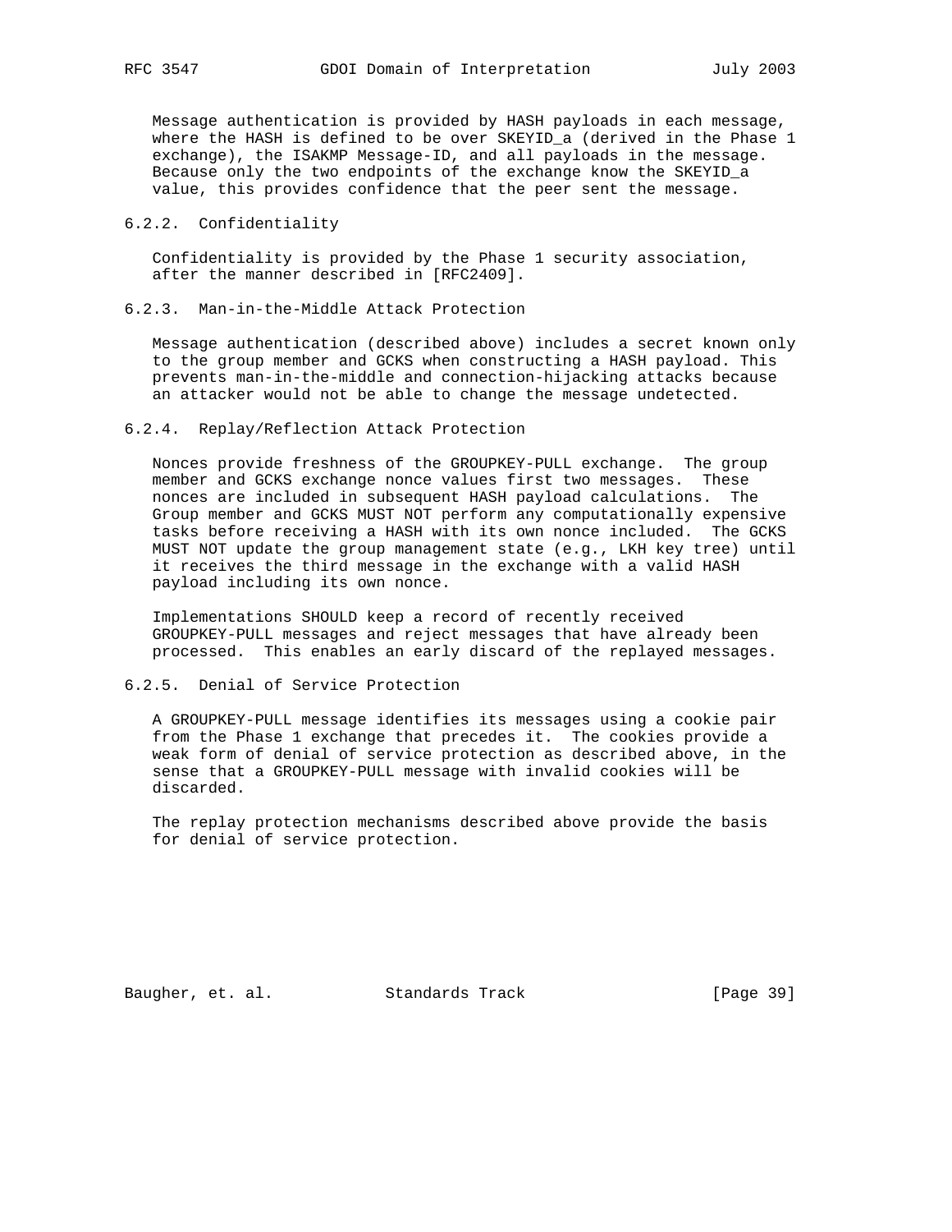Message authentication is provided by HASH payloads in each message, where the HASH is defined to be over SKEYID_a (derived in the Phase 1 exchange), the ISAKMP Message-ID, and all payloads in the message. Because only the two endpoints of the exchange know the SKEYID_a value, this provides confidence that the peer sent the message.

### 6.2.2. Confidentiality

Confidentiality is provided by the Phase 1 security association, after the manner described in [RFC2409].

### 6.2.3. Man-in-the-Middle Attack Protection

Message authentication (described above) includes a secret known only to the group member and GCKS when constructing a HASH payload. This prevents man-in-the-middle and connection-hijacking attacks because an attacker would not be able to change the message undetected.

### 6.2.4. Replay/Reflection Attack Protection

Nonces provide freshness of the GROUPKEY-PULL exchange. The group member and GCKS exchange nonce values first two messages. These nonces are included in subsequent HASH payload calculations. The Group member and GCKS MUST NOT perform any computationally expensive tasks before receiving a HASH with its own nonce included. The GCKS MUST NOT update the group management state (e.g., LKH key tree) until it receives the third message in the exchange with a valid HASH payload including its own nonce.

Implementations SHOULD keep a record of recently received GROUPKEY-PULL messages and reject messages that have already been processed. This enables an early discard of the replayed messages.

### 6.2.5. Denial of Service Protection

A GROUPKEY-PULL message identifies its messages using a cookie pair from the Phase 1 exchange that precedes it. The cookies provide a weak form of denial of service protection as described above, in the sense that a GROUPKEY-PULL message with invalid cookies will be discarded.

The replay protection mechanisms described above provide the basis for denial of service protection.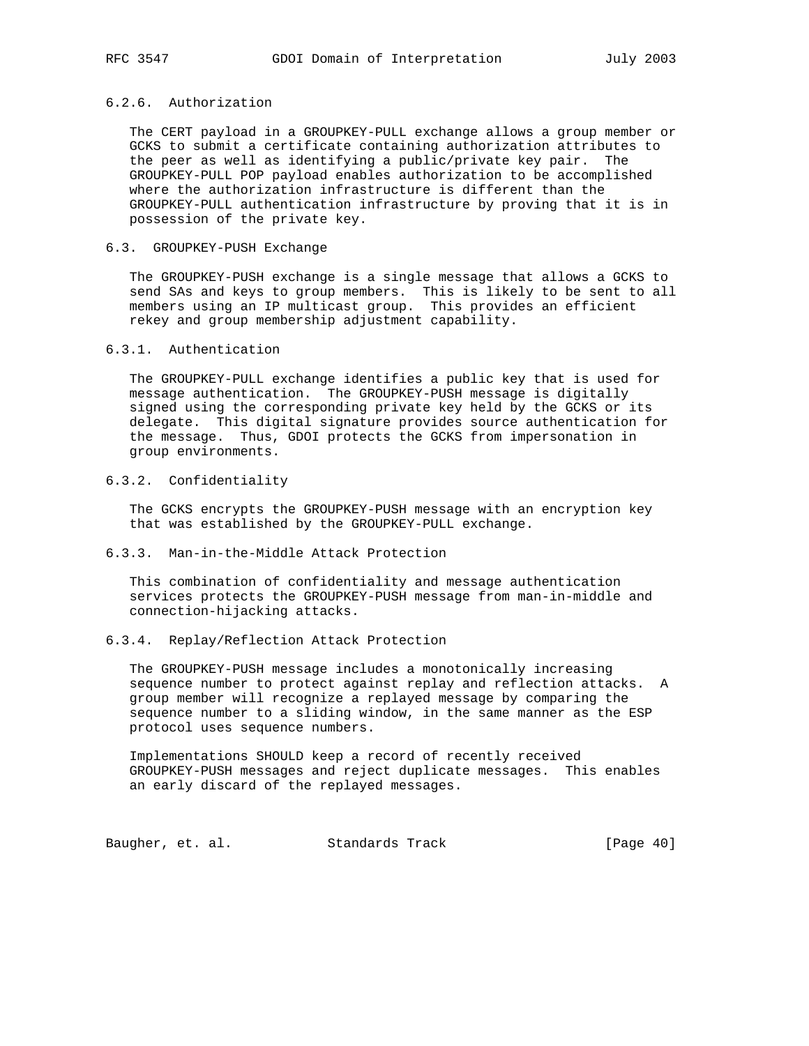#### 6.2.6. Authorization

The CERT payload in a GROUPKEY-PULL exchange allows a group member or GCKS to submit a certificate containing authorization attributes to the peer as well as identifying a public/private key pair. The GROUPKEY-PULL POP payload enables authorization to be accomplished where the authorization infrastructure is different than the GROUPKEY-PULL authentication infrastructure by proving that it is in possession of the private key.

### 6.3. GROUPKEY-PUSH Exchange

The GROUPKEY-PUSH exchange is a single message that allows a GCKS to send SAs and keys to group members. This is likely to be sent to all members using an IP multicast group. This provides an efficient rekey and group membership adjustment capability.

#### 6.3.1. Authentication

The GROUPKEY-PULL exchange identifies a public key that is used for message authentication. The GROUPKEY-PUSH message is digitally signed using the corresponding private key held by the GCKS or its delegate. This digital signature provides source authentication for the message. Thus, GDOI protects the GCKS from impersonation in group environments.

#### 6.3.2. Confidentiality

The GCKS encrypts the GROUPKEY-PUSH message with an encryption key that was established by the GROUPKEY-PULL exchange.

#### 6.3.3. Man-in-the-Middle Attack Protection

This combination of confidentiality and message authentication services protects the GROUPKEY-PUSH message from man-in-middle and connection-hijacking attacks.

#### 6.3.4. Replay/Reflection Attack Protection

The GROUPKEY-PUSH message includes a monotonically increasing sequence number to protect against replay and reflection attacks. A group member will recognize a replayed message by comparing the sequence number to a sliding window, in the same manner as the ESP protocol uses sequence numbers.

Implementations SHOULD keep a record of recently received GROUPKEY-PUSH messages and reject duplicate messages. This enables an early discard of the replayed messages.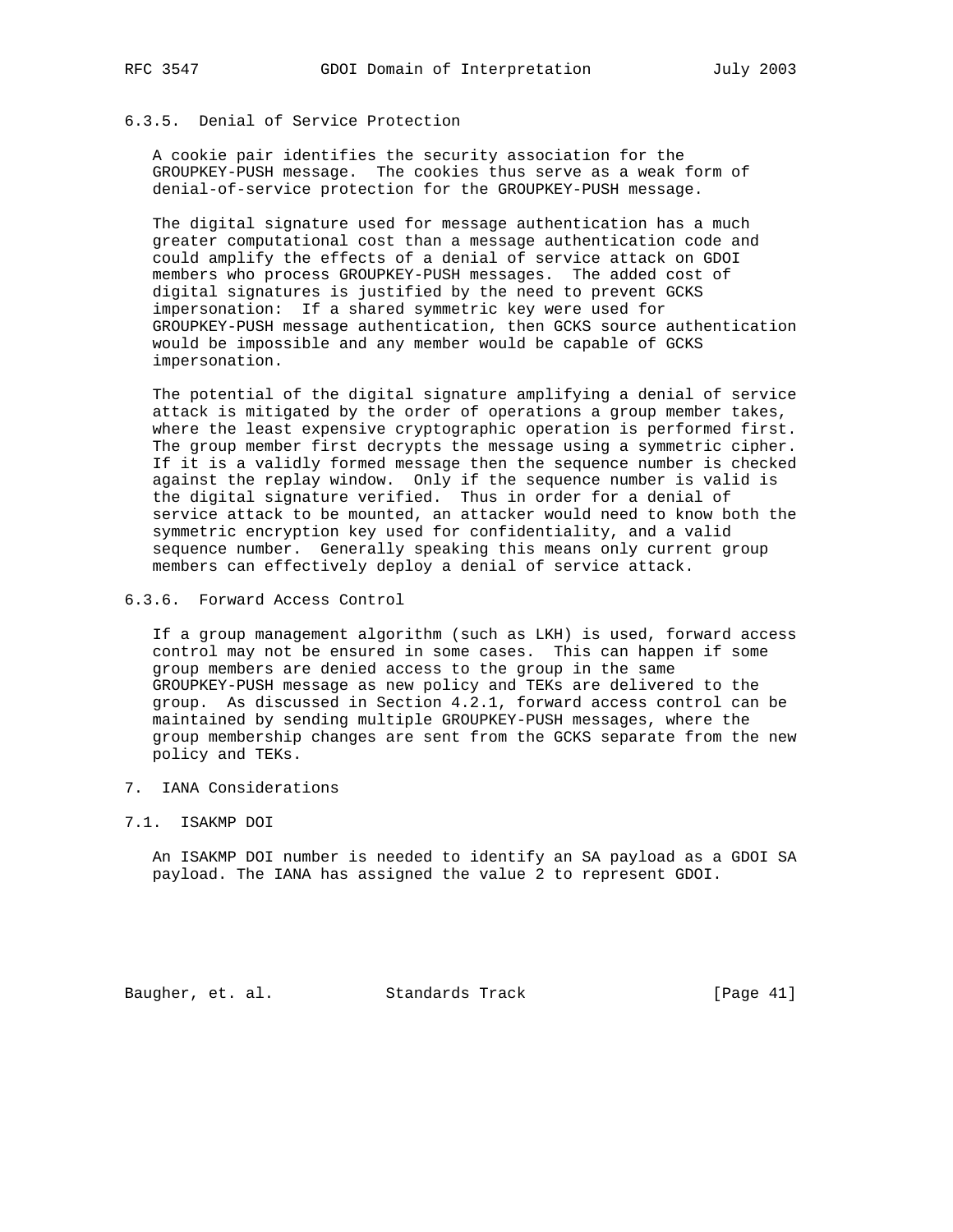#### 6.3.5. Denial of Service Protection

A cookie pair identifies the security association for the GROUPKEY-PUSH message. The cookies thus serve as a weak form of denial-of-service protection for the GROUPKEY-PUSH message.

The digital signature used for message authentication has a much greater computational cost than a message authentication code and could amplify the effects of a denial of service attack on GDOI members who process GROUPKEY-PUSH messages. The added cost of digital signatures is justified by the need to prevent GCKS impersonation: If a shared symmetric key were used for GROUPKEY-PUSH message authentication, then GCKS source authentication would be impossible and any member would be capable of GCKS impersonation.

The potential of the digital signature amplifying a denial of service attack is mitigated by the order of operations a group member takes, where the least expensive cryptographic operation is performed first. The group member first decrypts the message using a symmetric cipher. If it is a validly formed message then the sequence number is checked against the replay window. Only if the sequence number is valid is the digital signature verified. Thus in order for a denial of service attack to be mounted, an attacker would need to know both the symmetric encryption key used for confidentiality, and a valid sequence number. Generally speaking this means only current group members can effectively deploy a denial of service attack.

#### 6.3.6. Forward Access Control

If a group management algorithm (such as LKH) is used, forward access control may not be ensured in some cases. This can happen if some group members are denied access to the group in the same GROUPKEY-PUSH message as new policy and TEKs are delivered to the group. As discussed in Section 4.2.1, forward access control can be maintained by sending multiple GROUPKEY-PUSH messages, where the group membership changes are sent from the GCKS separate from the new policy and TEKs.

## 7. IANA Considerations

### 7.1. ISAKMP DOI

An ISAKMP DOI number is needed to identify an SA payload as a GDOI SA payload. The IANA has assigned the value 2 to represent GDOI.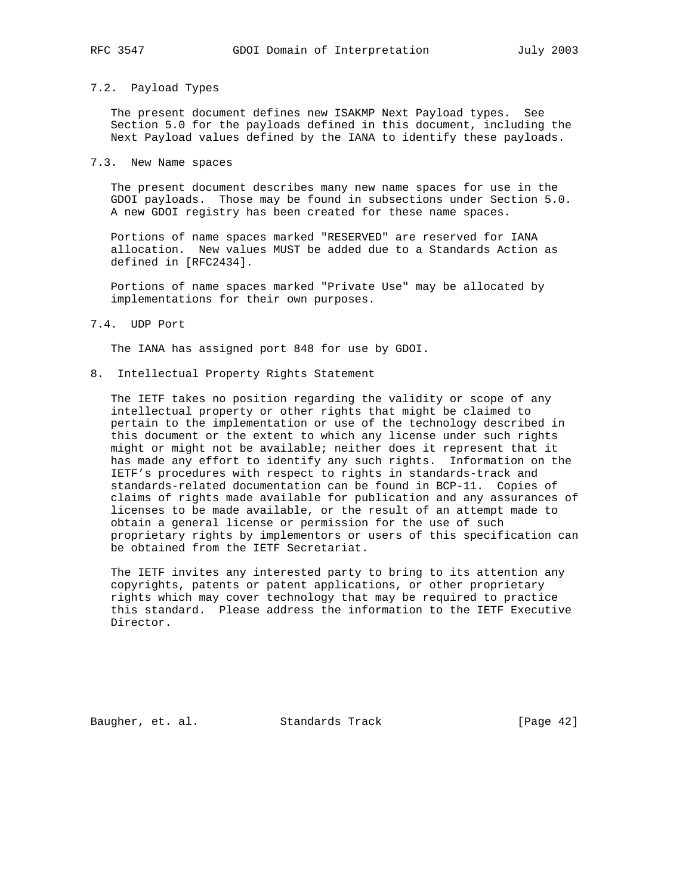### 7.2. Payload Types

The present document defines new ISAKMP Next Payload types. See Section 5.0 for the payloads defined in this document, including the Next Payload values defined by the IANA to identify these payloads.

### 7.3. New Name spaces

The present document describes many new name spaces for use in the GDOI payloads. Those may be found in subsections under Section 5.0. A new GDOI registry has been created for these name spaces.

Portions of name spaces marked "RESERVED" are reserved for IANA allocation. New values MUST be added due to a Standards Action as defined in [RFC2434].

Portions of name spaces marked "Private Use" may be allocated by implementations for their own purposes.

### 7.4. UDP Port

The IANA has assigned port 848 for use by GDOI.

## 8. Intellectual Property Rights Statement

The IETF takes no position regarding the validity or scope of any intellectual property or other rights that might be claimed to pertain to the implementation or use of the technology described in this document or the extent to which any license under such rights might or might not be available; neither does it represent that it has made any effort to identify any such rights. Information on the IETF's procedures with respect to rights in standards-track and standards-related documentation can be found in BCP-11. Copies of claims of rights made available for publication and any assurances of licenses to be made available, or the result of an attempt made to obtain a general license or permission for the use of such proprietary rights by implementors or users of this specification can be obtained from the IETF Secretariat.

The IETF invites any interested party to bring to its attention any copyrights, patents or patent applications, or other proprietary rights which may cover technology that may be required to practice this standard. Please address the information to the IETF Executive Director.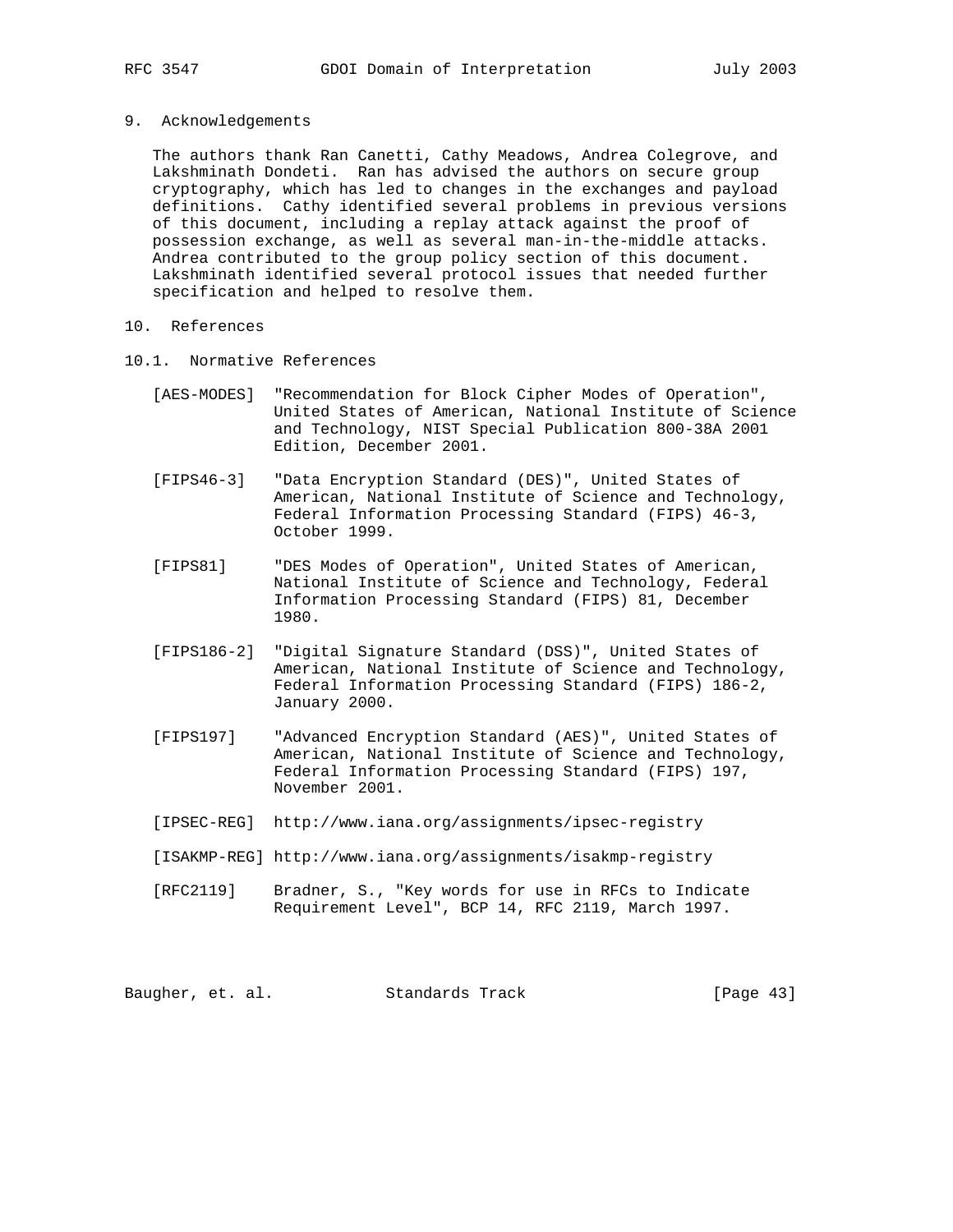## 9. Acknowledgements

The authors thank Ran Canetti, Cathy Meadows, Andrea Colegrove, and Lakshminath Dondeti. Ran has advised the authors on secure group cryptography, which has led to changes in the exchanges and payload definitions. Cathy identified several problems in previous versions of this document, including a replay attack against the proof of possession exchange, as well as several man-in-the-middle attacks. Andrea contributed to the group policy section of this document. Lakshminath identified several protocol issues that needed further specification and helped to resolve them.

## 10. References

### 10.1. Normative References

[AES-MODES] "Recommendation for Block Cipher Modes of Operation", United States of American, National Institute of Science and Technology, NIST Special Publication 800-38A 2001 Edition, December 2001.

[FIPS46-3] "Data Encryption Standard (DES)", United States of American, National Institute of Science and Technology, Federal Information Processing Standard (FIPS) 46-3, October 1999.

[FIPS81] "DES Modes of Operation", United States of American, National Institute of Science and Technology, Federal Information Processing Standard (FIPS) 81, December 1980.

[FIPS186-2] "Digital Signature Standard (DSS)", United States of American, National Institute of Science and Technology, Federal Information Processing Standard (FIPS) 186-2, January 2000.

[FIPS197] "Advanced Encryption Standard (AES)", United States of American, National Institute of Science and Technology, Federal Information Processing Standard (FIPS) 197, November 2001.

[IPSEC-REG] http://www.iana.org/assignments/ipsec-registry

[ISAKMP-REG] http://www.iana.org/assignments/isakmp-registry

[RFC2119] Bradner, S., "Key words for use in RFCs to Indicate Requirement Level", BCP 14, RFC 2119, March 1997.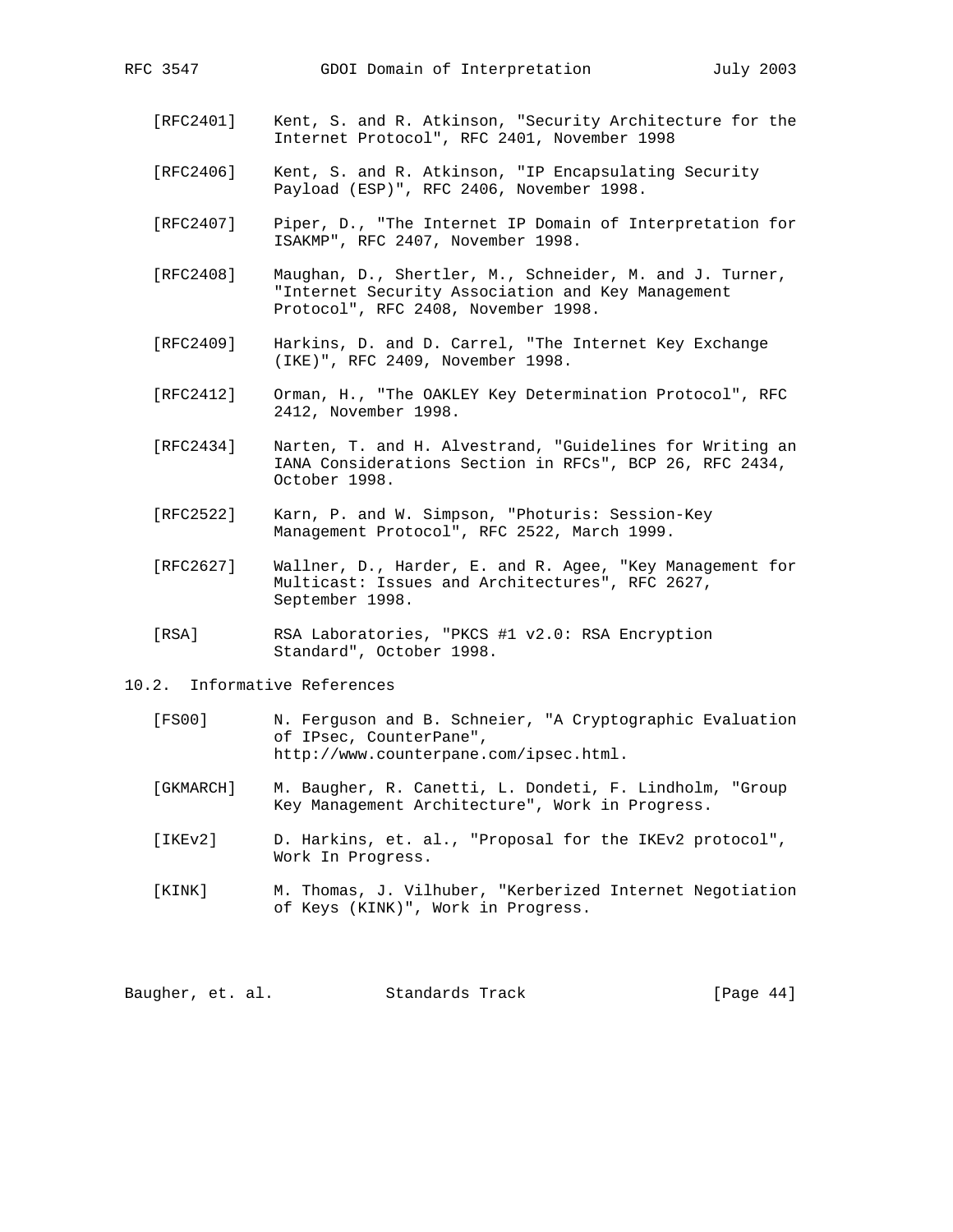[RFC2401] Kent, S. and R. Atkinson, "Security Architecture for the Internet Protocol", RFC 2401, November 1998

[RFC2406] Kent, S. and R. Atkinson, "IP Encapsulating Security Payload (ESP)", RFC 2406, November 1998.

[RFC2407] Piper, D., "The Internet IP Domain of Interpretation for ISAKMP", RFC 2407, November 1998.

[RFC2408] Maughan, D., Shertler, M., Schneider, M. and J. Turner, "Internet Security Association and Key Management Protocol", RFC 2408, November 1998.

[RFC2409] Harkins, D. and D. Carrel, "The Internet Key Exchange (IKE)", RFC 2409, November 1998.

[RFC2412] Orman, H., "The OAKLEY Key Determination Protocol", RFC 2412, November 1998.

[RFC2434] Narten, T. and H. Alvestrand, "Guidelines for Writing an IANA Considerations Section in RFCs", BCP 26, RFC 2434, October 1998.

[RFC2522] Karn, P. and W. Simpson, "Photuris: Session-Key Management Protocol", RFC 2522, March 1999.

[RFC2627] Wallner, D., Harder, E. and R. Agee, "Key Management for Multicast: Issues and Architectures", RFC 2627, September 1998.

[RSA] RSA Laboratories, "PKCS #1 v2.0: RSA Encryption Standard", October 1998.

## 10.2. Informative References

[FS00] N. Ferguson and B. Schneier, "A Cryptographic Evaluation of IPsec, CounterPane", http://www.counterpane.com/ipsec.html.

[GKMARCH] M. Baugher, R. Canetti, L. Dondeti, F. Lindholm, "Group Key Management Architecture", Work in Progress.

[IKEv2] D. Harkins, et. al., "Proposal for the IKEv2 protocol", Work In Progress.

[KINK] M. Thomas, J. Vilhuber, "Kerberized Internet Negotiation of Keys (KINK)", Work in Progress.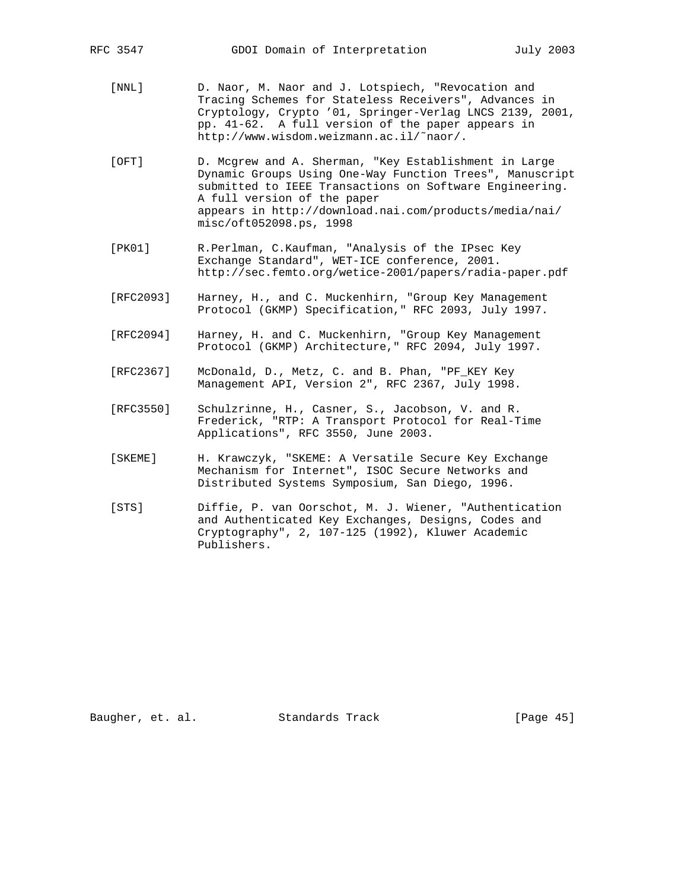[NNL] D. Naor, M. Naor and J. Lotspiech, "Revocation and Tracing Schemes for Stateless Receivers", Advances in Cryptology, Crypto '01, Springer-Verlag LNCS 2139, 2001, pp. 41-62. A full version of the paper appears in http://www.wisdom.weizmann.ac.il/˜naor/.

[OFT] D. Mcgrew and A. Sherman, "Key Establishment in Large Dynamic Groups Using One-Way Function Trees", Manuscript submitted to IEEE Transactions on Software Engineering. A full version of the paper appears in http://download.nai.com/products/media/nai/misc/oft052098.ps, 1998

[PK01] R.Perlman, C.Kaufman, "Analysis of the IPsec Key Exchange Standard", WET-ICE conference, 2001. http://sec.femto.org/wetice-2001/papers/radia-paper.pdf

[RFC2093] Harney, H., and C. Muckenhirn, "Group Key Management Protocol (GKMP) Specification," RFC 2093, July 1997.

[RFC2094] Harney, H. and C. Muckenhirn, "Group Key Management Protocol (GKMP) Architecture," RFC 2094, July 1997.

[RFC2367] McDonald, D., Metz, C. and B. Phan, "PF_KEY Key Management API, Version 2", RFC 2367, July 1998.

[RFC3550] Schulzrinne, H., Casner, S., Jacobson, V. and R. Frederick, "RTP: A Transport Protocol for Real-Time Applications", RFC 3550, June 2003.

[SKEME] H. Krawczyk, "SKEME: A Versatile Secure Key Exchange Mechanism for Internet", ISOC Secure Networks and Distributed Systems Symposium, San Diego, 1996.

[STS] Diffie, P. van Oorschot, M. J. Wiener, "Authentication and Authenticated Key Exchanges, Designs, Codes and Cryptography", 2, 107-125 (1992), Kluwer Academic Publishers.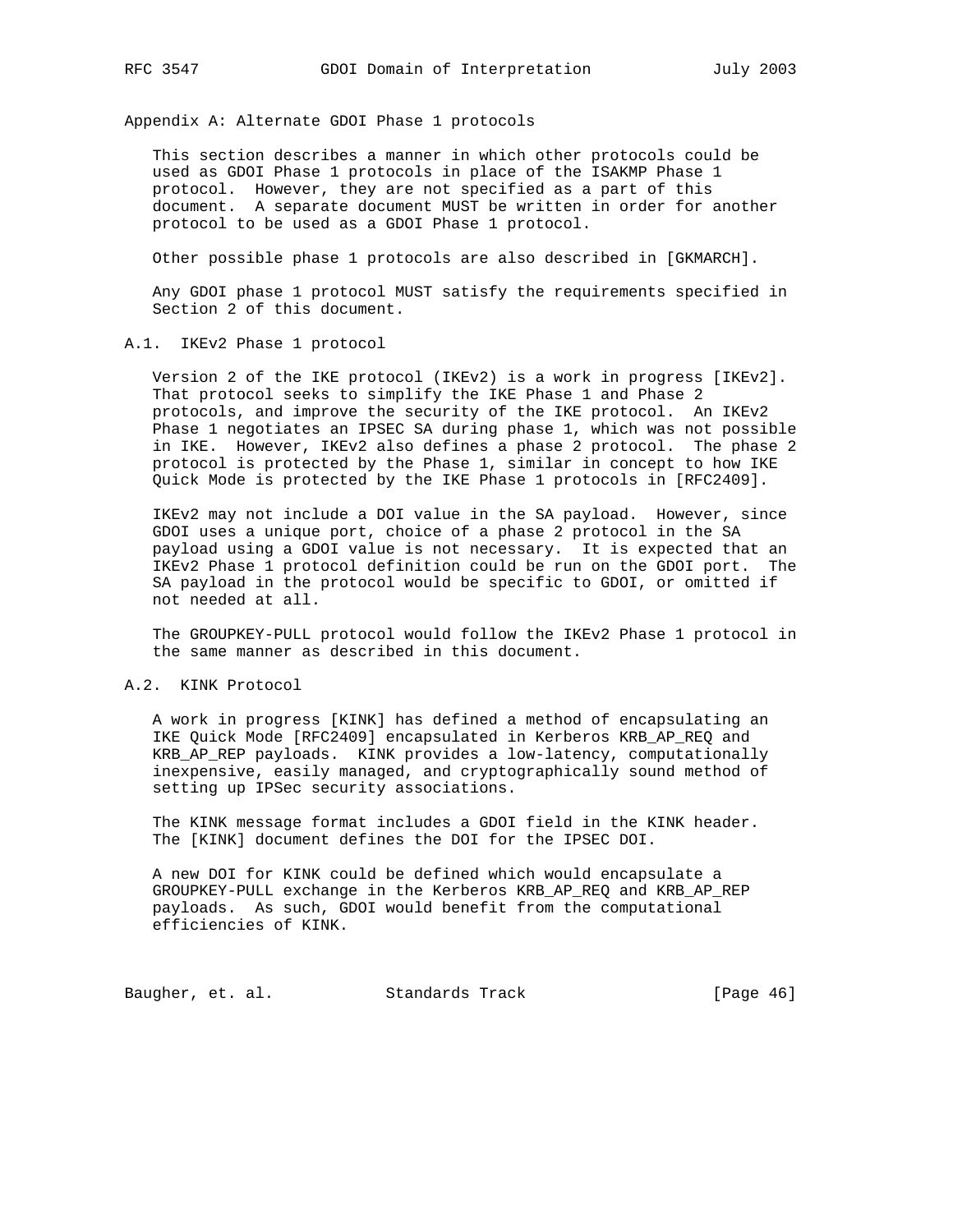# Appendix A: Alternate GDOI Phase 1 protocols

This section describes a manner in which other protocols could be used as GDOI Phase 1 protocols in place of the ISAKMP Phase 1 protocol. However, they are not specified as a part of this document. A separate document MUST be written in order for another protocol to be used as a GDOI Phase 1 protocol.

Other possible phase 1 protocols are also described in [GKMARCH].

Any GDOI phase 1 protocol MUST satisfy the requirements specified in Section 2 of this document.

## A.1. IKEv2 Phase 1 protocol

Version 2 of the IKE protocol (IKEv2) is a work in progress [IKEv2]. That protocol seeks to simplify the IKE Phase 1 and Phase 2 protocols, and improve the security of the IKE protocol. An IKEv2 Phase 1 negotiates an IPSEC SA during phase 1, which was not possible in IKE. However, IKEv2 also defines a phase 2 protocol. The phase 2 protocol is protected by the Phase 1, similar in concept to how IKE Quick Mode is protected by the IKE Phase 1 protocols in [RFC2409].

IKEv2 may not include a DOI value in the SA payload. However, since GDOI uses a unique port, choice of a phase 2 protocol in the SA payload using a GDOI value is not necessary. It is expected that an IKEv2 Phase 1 protocol definition could be run on the GDOI port. The SA payload in the protocol would be specific to GDOI, or omitted if not needed at all.

The GROUPKEY-PULL protocol would follow the IKEv2 Phase 1 protocol in the same manner as described in this document.

## A.2. KINK Protocol

A work in progress [KINK] has defined a method of encapsulating an IKE Quick Mode [RFC2409] encapsulated in Kerberos KRB_AP_REQ and KRB_AP_REP payloads. KINK provides a low-latency, computationally inexpensive, easily managed, and cryptographically sound method of setting up IPSec security associations.

The KINK message format includes a GDOI field in the KINK header. The [KINK] document defines the DOI for the IPSEC DOI.

A new DOI for KINK could be defined which would encapsulate a GROUPKEY-PULL exchange in the Kerberos KRB_AP_REQ and KRB_AP_REP payloads. As such, GDOI would benefit from the computational efficiencies of KINK.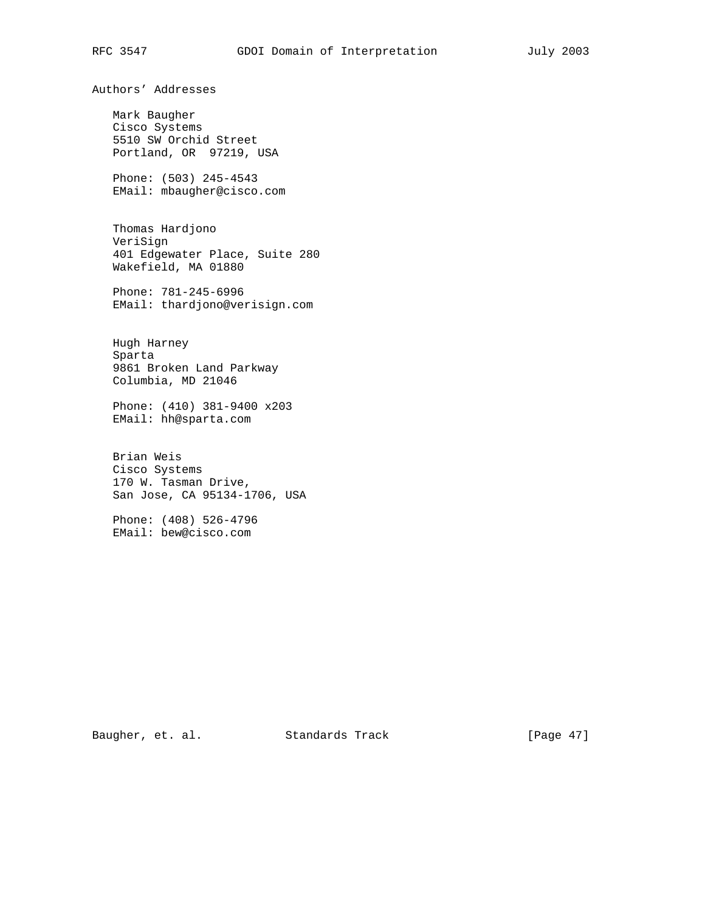## Authors' Addresses

Mark Baugher
Cisco Systems
5510 SW Orchid Street
Portland, OR  97219, USA

Phone: (503) 245-4543
EMail: mbaugher@cisco.com

Thomas Hardjono
VeriSign
401 Edgewater Place, Suite 280
Wakefield, MA 01880

Phone: 781-245-6996
EMail: thardjono@verisign.com

Hugh Harney
Sparta
9861 Broken Land Parkway
Columbia, MD 21046

Phone: (410) 381-9400 x203
EMail: hh@sparta.com

Brian Weis
Cisco Systems
170 W. Tasman Drive,
San Jose, CA 95134-1706, USA

Phone: (408) 526-4796
EMail: bew@cisco.com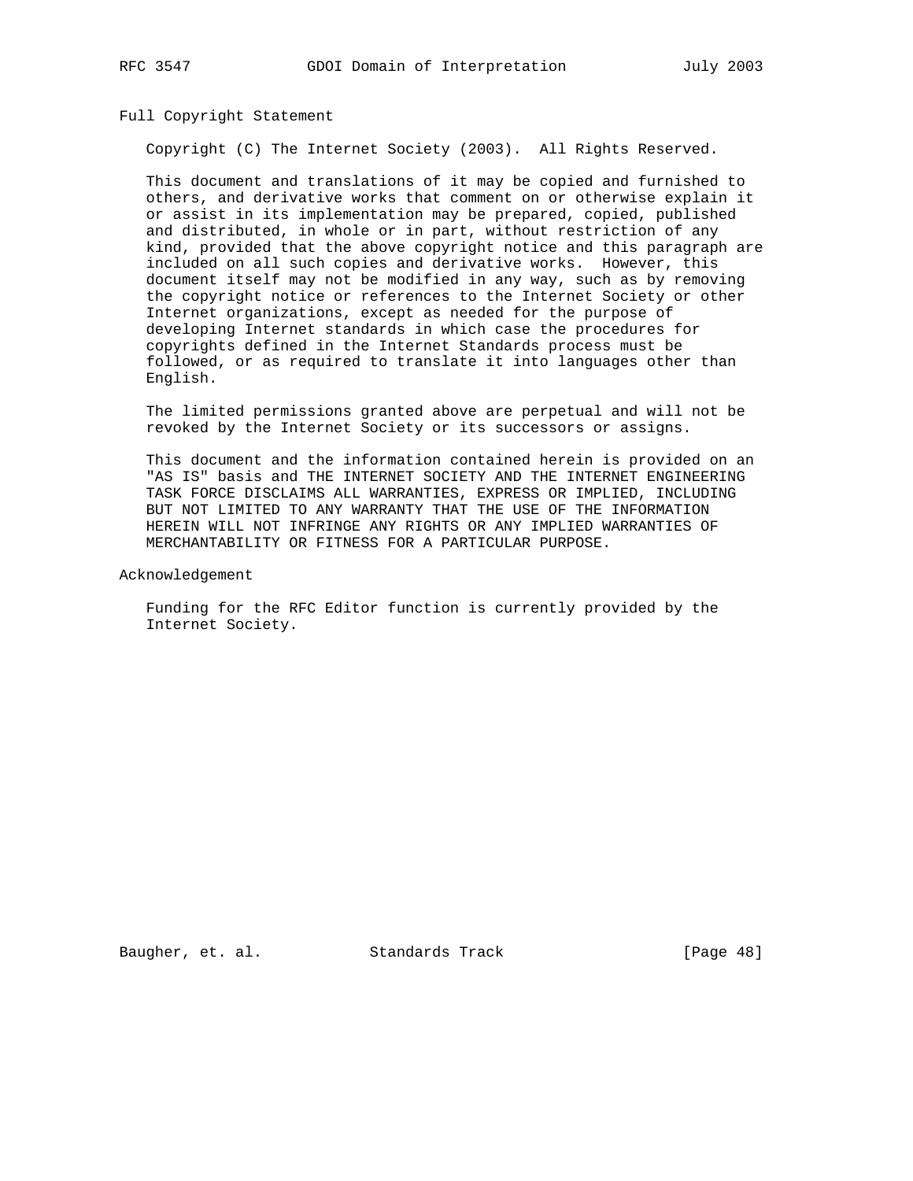## Full Copyright Statement

Copyright (C) The Internet Society (2003). All Rights Reserved.

This document and translations of it may be copied and furnished to others, and derivative works that comment on or otherwise explain it or assist in its implementation may be prepared, copied, published and distributed, in whole or in part, without restriction of any kind, provided that the above copyright notice and this paragraph are included on all such copies and derivative works. However, this document itself may not be modified in any way, such as by removing the copyright notice or references to the Internet Society or other Internet organizations, except as needed for the purpose of developing Internet standards in which case the procedures for copyrights defined in the Internet Standards process must be followed, or as required to translate it into languages other than English.

The limited permissions granted above are perpetual and will not be revoked by the Internet Society or its successors or assigns.

This document and the information contained herein is provided on an "AS IS" basis and THE INTERNET SOCIETY AND THE INTERNET ENGINEERING TASK FORCE DISCLAIMS ALL WARRANTIES, EXPRESS OR IMPLIED, INCLUDING BUT NOT LIMITED TO ANY WARRANTY THAT THE USE OF THE INFORMATION HEREIN WILL NOT INFRINGE ANY RIGHTS OR ANY IMPLIED WARRANTIES OF MERCHANTABILITY OR FITNESS FOR A PARTICULAR PURPOSE.

## Acknowledgement

Funding for the RFC Editor function is currently provided by the Internet Society.